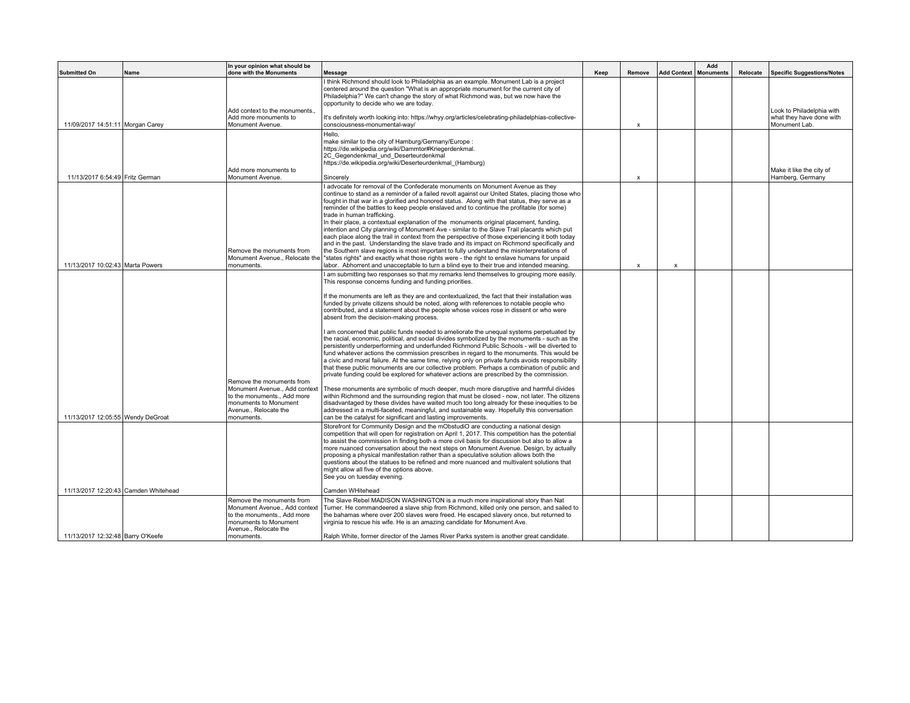| Submitted On | Name | In your opinion what should be done with the Monuments | Message | Keep | Remove | Add Context | Add Monuments | Relocate | Specific Suggestions/Notes |
|---|---|---|---|---|---|---|---|---|---|
| 11/09/2017 14:51:11 | Morgan Carey | Add context to the monuments., Add more monuments to Monument Avenue. | I think Richmond should look to Philadelphia as an example. Monument Lab is a project centered around the question "What is an appropriate monument for the current city of Philadelphia?" We can't change the story of what Richmond was, but we now have the opportunity to decide who we are today.<br><br>It's definitely worth looking into: https://whyy.org/articles/celebrating-philadelphias-collective-consciousness-monumental-way/ | | x | | | | Look to Philadelphia with what they have done with Monument Lab. |
| 11/13/2017 6:54:49 | Fritz German | Add more monuments to Monument Avenue. | Hello,<br>make similar to the city of Hamburg/Germany/Europe :<br>https://de.wikipedia.org/wiki/Dammtor#Kriegerdenkmal.2C_Gegendenkmal_und_Deserteurdenkmal<br>https://de.wikipedia.org/wiki/Deserteurdenkmal_(Hamburg)<br><br>Sincerely | | x | | | | Make it like the city of Hamberg, Germany |
| 11/13/2017 10:02:43 | Marta Powers | Remove the monuments from Monument Avenue., Relocate the monuments. | I advocate for removal of the Confederate monuments on Monument Avenue as they continue to stand as a reminder of a failed revolt against our United States, placing those who fought in that war in a glorified and honored status. Along with that status, they serve as a reminder of the battles to keep people enslaved and to continue the profitable (for some) trade in human trafficking.<br>In their place, a contextual explanation of the monuments original placement, funding, intention and City planning of Monument Ave - similar to the Slave Trail placards which put each place along the trail in context from the perspective of those experiencing it both today and in the past. Understanding the slave trade and its impact on Richmond specifically and the Southern slave regions is most important to fully understand the misinterpretations of "states rights" and exactly what those rights were - the right to enslave humans for unpaid labor. Abhorrent and unacceptable to turn a blind eye to their true and intended meaning. | | x | x | | | |
| 11/13/2017 12:05:55 | Wendy DeGroat | Remove the monuments from Monument Avenue., Add context to the monuments., Add more monuments to Monument Avenue., Relocate the monuments. | I am submitting two responses so that my remarks lend themselves to grouping more easily. This response concerns funding and funding priorities.<br><br>If the monuments are left as they are and contextualized, the fact that their installation was funded by private citizens should be noted, along with references to notable people who contributed, and a statement about the people whose voices rose in dissent or who were absent from the decision-making process.<br><br>I am concerned that public funds needed to ameliorate the unequal systems perpetuated by the racial, economic, political, and social divides symbolized by the monuments - such as the persistently underperforming and underfunded Richmond Public Schools - will be diverted to fund whatever actions the commission prescribes in regard to the monuments. This would be a civic and moral failure. At the same time, relying only on private funds avoids responsibility that these public monuments are our collective problem. Perhaps a combination of public and private funding could be explored for whatever actions are prescribed by the commission.<br><br>These monuments are symbolic of much deeper, much more disruptive and harmful divides within Richmond and the surrounding region that must be closed - now, not later. The citizens disadvantaged by these divides have waited much too long already for these inequities to be addressed in a multi-faceted, meaningful, and sustainable way. Hopefully this conversation can be the catalyst for significant and lasting improvements. | | | | | | |
| 11/13/2017 12:20:43 | Camden Whitehead | | Storefront for Community Design and the mObstudiO are conducting a national design competition that will open for registration on April 1, 2017. This competition has the potential to assist the commission in finding both a more civil basis for discussion but also to allow a more nuanced conversation about the next steps on Monument Avenue. Design, by actually proposing a physical manifestation rather than a speculative solution allows both the questions about the statues to be refined and more nuanced and multivalent solutions that might allow all five of the options above.<br>See you on tuesday evening.<br><br>Camden WHitehead | | | | | | |
| 11/13/2017 12:32:48 | Barry O'Keefe | Remove the monuments from Monument Avenue., Add context to the monuments., Add more monuments to Monument Avenue., Relocate the monuments. | The Slave Rebel MADISON WASHINGTON is a much more inspirational story than Nat Turner. He commandeered a slave ship from Richmond, killed only one person, and sailed to the bahamas where over 200 slaves were freed. He escaped slavery once, but returned to virginia to rescue his wife. He is an amazing candidate for Monument Ave.<br><br>Ralph White, former director of the James River Parks system is another great candidate. | | | | | | |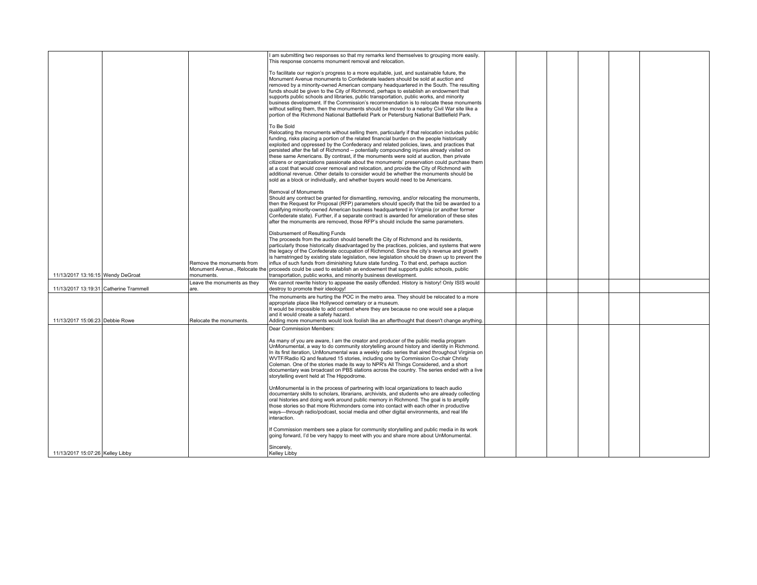| | | | | | | | | | |
|---|---|---|---|---|---|---|---|---|---|
| 11/13/2017 13:16:15 | Wendy DeGroat | Remove the monuments from Monument Avenue., Relocate the monuments. | I am submitting two responses so that my remarks lend themselves to grouping more easily. This response concerns monument removal and relocation.<br><br>To facilitate our region's progress to a more equitable, just, and sustainable future, the Monument Avenue monuments to Confederate leaders should be sold at auction and removed by a minority-owned American company headquartered in the South. The resulting funds should be given to the City of Richmond, perhaps to establish an endowment that supports public schools and libraries, public transportation, public works, and minority business development. If the Commission's recommendation is to relocate these monuments without selling them, then the monuments should be moved to a nearby Civil War site like a portion of the Richmond National Battlefield Park or Petersburg National Battlefield Park.<br><br>To Be Sold<br>Relocating the monuments without selling them, particularly if that relocation includes public funding, risks placing a portion of the related financial burden on the people historically exploited and oppressed by the Confederacy and related policies, laws, and practices that persisted after the fall of Richmond -- potentially compounding injuries already visited on these same Americans. By contrast, if the monuments were sold at auction, then private citizens or organizations passionate about the monuments' preservation could purchase them at a cost that would cover removal and relocation, and provide the City of Richmond with additional revenue. Other details to consider would be whether the monuments should be sold as a block or individually, and whether buyers would need to be Americans.<br><br>Removal of Monuments<br>Should any contract be granted for dismantling, removing, and/or relocating the monuments, then the Request for Proposal (RFP) parameters should specify that the bid be awarded to a qualifying minority-owned American business headquartered in Virginia (or another former Confederate state). Further, if a separate contract is awarded for amelioration of these sites after the monuments are removed, those RFP's should include the same parameters.<br><br>Disbursement of Resulting Funds<br>The proceeds from the auction should benefit the City of Richmond and its residents, particularly those historically disadvantaged by the practices, policies, and systems that were the legacy of the Confederate occupation of Richmond. Since the city's revenue and growth is hamstringed by existing state legislation, new legislation should be drawn up to prevent the influx of such funds from diminishing future state funding. To that end, perhaps auction proceeds could be used to establish an endowment that supports public schools, public transportation, public works, and minority business development. | | | | | | |
| 11/13/2017 13:19:31 | Catherine Trammell | Leave the monuments as they are. | We cannot rewrite history to appease the easily offended. History is history! Only ISIS would destroy to promote their ideology! | | | | | | |
| 11/13/2017 15:06:23 | Debbie Rowe | Relocate the monuments. | The monuments are hurting the POC in the metro area. They should be relocated to a more appropriate place like Hollywood cemetary or a museum.<br>It would be impossible to add context where they are because no one would see a plaque and it would create a safety hazard.<br>Adding more monuments would look foolish like an afterthought that doesn't change anything. | | | | | | |
| 11/13/2017 15:07:26 | Kelley Libby | | Dear Commission Members:<br><br>As many of you are aware, I am the creator and producer of the public media program UnMonumental, a way to do community storytelling around history and identity in Richmond. In its first iteration, UnMonumental was a weekly radio series that aired throughout Virginia on WVTF/Radio IQ and featured 15 stories, including one by Commission Co-chair Christy Coleman. One of the stories made its way to NPR's All Things Considered, and a short documentary was broadcast on PBS stations across the country. The series ended with a live storytelling event held at The Hippodrome.<br><br>UnMonumental is in the process of partnering with local organizations to teach audio documentary skills to scholars, librarians, archivists, and students who are already collecting oral histories and doing work around public memory in Richmond. The goal is to amplify those stories so that more Richmonders come into contact with each other in productive ways—through radio/podcast, social media and other digital environments, and real life interaction.<br><br>If Commission members see a place for community storytelling and public media in its work going forward, I'd be very happy to meet with you and share more about UnMonumental.<br><br>Sincerely,<br>Kelley Libby | | | | | | |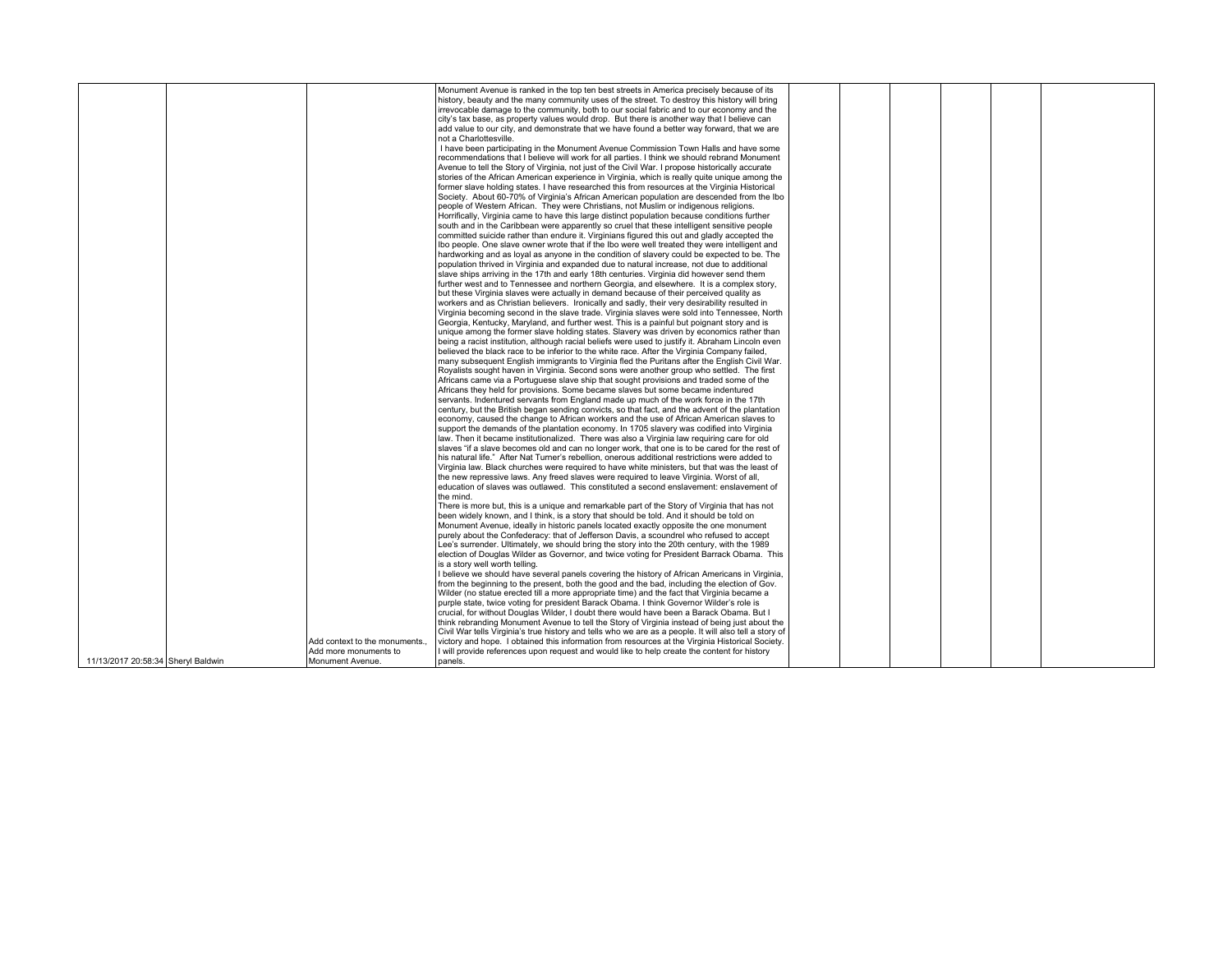| | | | | | | | | | |
|---|---|---|---|---|---|---|---|---|---|
| 11/13/2017 20:58:34 | Sheryl Baldwin | Add context to the monuments., Add more monuments to Monument Avenue. | Monument Avenue is ranked in the top ten best streets in America precisely because of its history, beauty and the many community uses of the street. To destroy this history will bring irrevocable damage to the community, both to our social fabric and to our economy and the city's tax base, as property values would drop. But there is another way that I believe can add value to our city, and demonstrate that we have found a better way forward, that we are not a Charlottesville. I have been participating in the Monument Avenue Commission Town Halls and have some recommendations that I believe will work for all parties. I think we should rebrand Monument Avenue to tell the Story of Virginia, not just of the Civil War. I propose historically accurate stories of the African American experience in Virginia, which is really quite unique among the former slave holding states. I have researched this from resources at the Virginia Historical Society. About 60-70% of Virginia's African American population are descended from the Ibo people of Western African. They were Christians, not Muslim or indigenous religions. Horrifically, Virginia came to have this large distinct population because conditions further south and in the Caribbean were apparently so cruel that these intelligent sensitive people committed suicide rather than endure it. Virginians figured this out and gladly accepted the Ibo people. One slave owner wrote that if the Ibo were well treated they were intelligent and hardworking and as loyal as anyone in the condition of slavery could be expected to be. The population thrived in Virginia and expanded due to natural increase, not due to additional slave ships arriving in the 17th and early 18th centuries. Virginia did however send them further west and to Tennessee and northern Georgia, and elsewhere. It is a complex story, but these Virginia slaves were actually in demand because of their perceived quality as workers and as Christian believers. Ironically and sadly, their very desirability resulted in Virginia becoming second in the slave trade. Virginia slaves were sold into Tennessee, North Georgia, Kentucky, Maryland, and further west. This is a painful but poignant story and is unique among the former slave holding states. Slavery was driven by economics rather than being a racist institution, although racial beliefs were used to justify it. Abraham Lincoln even believed the black race to be inferior to the white race. After the Virginia Company failed, many subsequent English immigrants to Virginia fled the Puritans after the English Civil War. Royalists sought haven in Virginia. Second sons were another group who settled. The first Africans came via a Portuguese slave ship that sought provisions and traded some of the Africans they held for provisions. Some became slaves but some became indentured servants. Indentured servants from England made up much of the work force in the 17th century, but the British began sending convicts, so that fact, and the advent of the plantation economy, caused the change to African workers and the use of African American slaves to support the demands of the plantation economy. In 1705 slavery was codified into Virginia law. Then it became institutionalized. There was also a Virginia law requiring care for old slaves "if a slave becomes old and can no longer work, that one is to be cared for the rest of his natural life." After Nat Turner's rebellion, onerous additional restrictions were added to Virginia law. Black churches were required to have white ministers, but that was the least of the new repressive laws. Any freed slaves were required to leave Virginia. Worst of all, education of slaves was outlawed. This constituted a second enslavement: enslavement of the mind. There is more but, this is a unique and remarkable part of the Story of Virginia that has not been widely known, and I think, is a story that should be told. And it should be told on Monument Avenue, ideally in historic panels located exactly opposite the one monument purely about the Confederacy: that of Jefferson Davis, a scoundrel who refused to accept Lee's surrender. Ultimately, we should bring the story into the 20th century, with the 1989 election of Douglas Wilder as Governor, and twice voting for President Barrack Obama. This is a story well worth telling. I believe we should have several panels covering the history of African Americans in Virginia, from the beginning to the present, both the good and the bad, including the election of Gov. Wilder (no statue erected till a more appropriate time) and the fact that Virginia became a purple state, twice voting for president Barack Obama. I think Governor Wilder's role is crucial, for without Douglas Wilder, I doubt there would have been a Barack Obama. But I think rebranding Monument Avenue to tell the Story of Virginia instead of being just about the Civil War tells Virginia's true history and tells who we are as a people. It will also tell a story of victory and hope. I obtained this information from resources at the Virginia Historical Society. I will provide references upon request and would like to help create the content for history panels. | | | | | | |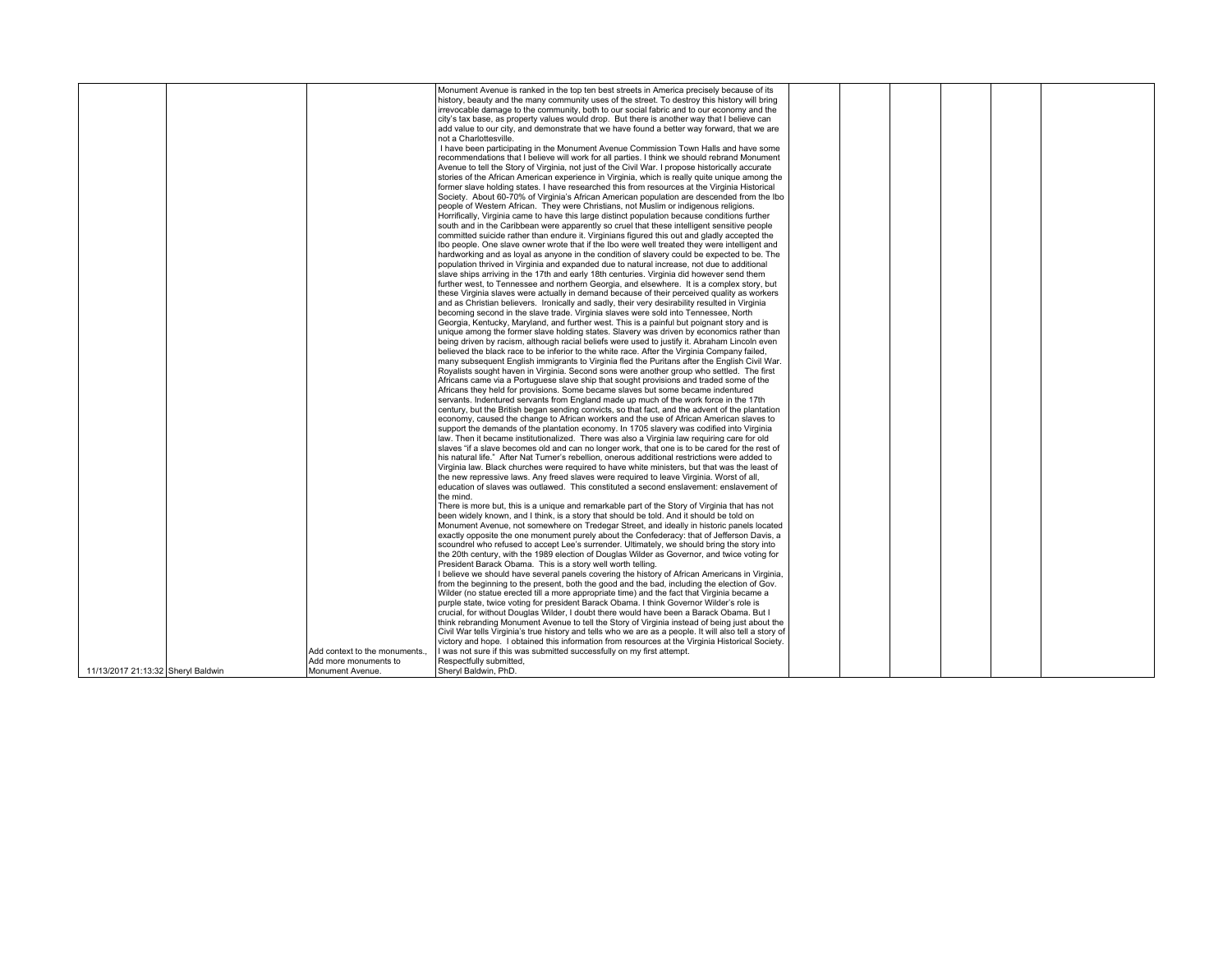| | | | | | | | | | |
|---|---|---|---|---|---|---|---|---|---|
| 11/13/2017 21:13:32 | Sheryl Baldwin | Add context to the monuments., Add more monuments to Monument Avenue. | Monument Avenue is ranked in the top ten best streets in America precisely because of its history, beauty and the many community uses of the street. To destroy this history will bring irrevocable damage to the community, both to our social fabric and to our economy and the city's tax base, as property values would drop. But there is another way that I believe can add value to our city, and demonstrate that we have found a better way forward, that we are not a Charlottesville.<br>I have been participating in the Monument Avenue Commission Town Halls and have some recommendations that I believe will work for all parties. I think we should rebrand Monument Avenue to tell the Story of Virginia, not just of the Civil War. I propose historically accurate stories of the African American experience in Virginia, which is really quite unique among the former slave holding states. I have researched this from resources at the Virginia Historical Society. About 60-70% of Virginia's African American population are descended from the Ibo people of Western African. They were Christians, not Muslim or indigenous religions. Horrifically, Virginia came to have this large distinct population because conditions further south and in the Caribbean were apparently so cruel that these intelligent sensitive people committed suicide rather than endure it. Virginians figured this out and gladly accepted the Ibo people. One slave owner wrote that if the Ibo were well treated they were intelligent and hardworking and as loyal as anyone in the condition of slavery could be expected to be. The population thrived in Virginia and expanded due to natural increase, not due to additional slave ships arriving in the 17th and early 18th centuries. Virginia did however send them further west, to Tennessee and northern Georgia, and elsewhere. It is a complex story, but these Virginia slaves were actually in demand because of their perceived quality as workers and as Christian believers. Ironically and sadly, their very desirability resulted in Virginia becoming second in the slave trade. Virginia slaves were sold into Tennessee, North Georgia, Kentucky, Maryland, and further west. This is a painful but poignant story and is unique among the former slave holding states. Slavery was driven by economics rather than being driven by racism, although racial beliefs were used to justify it. Abraham Lincoln even believed the black race to be inferior to the white race. After the Virginia Company failed, many subsequent English immigrants to Virginia fled the Puritans after the English Civil War. Royalists sought haven in Virginia. Second sons were another group who settled. The first Africans came via a Portuguese slave ship that sought provisions and traded some of the Africans they held for provisions. Some became slaves but some became indentured servants. Indentured servants from England made up much of the work force in the 17th century, but the British began sending convicts, so that fact, and the advent of the plantation economy, caused the change to African workers and the use of African American slaves to support the demands of the plantation economy. In 1705 slavery was codified into Virginia law. Then it became institutionalized. There was also a Virginia law requiring care for old slaves "if a slave becomes old and can no longer work, that one is to be cared for the rest of his natural life." After Nat Turner's rebellion, onerous additional restrictions were added to Virginia law. Black churches were required to have white ministers, but that was the least of the new repressive laws. Any freed slaves were required to leave Virginia. Worst of all, education of slaves was outlawed. This constituted a second enslavement: enslavement of the mind.<br>There is more but, this is a unique and remarkable part of the Story of Virginia that has not been widely known, and I think, is a story that should be told. And it should be told on Monument Avenue, not somewhere on Tredegar Street, and ideally in historic panels located exactly opposite the one monument purely about the Confederacy: that of Jefferson Davis, a scoundrel who refused to accept Lee's surrender. Ultimately, we should bring the story into the 20th century, with the 1989 election of Douglas Wilder as Governor, and twice voting for President Barack Obama. This is a story well worth telling.<br>I believe we should have several panels covering the history of African Americans in Virginia, from the beginning to the present, both the good and the bad, including the election of Gov. Wilder (no statue erected till a more appropriate time) and the fact that Virginia became a purple state, twice voting for president Barack Obama. I think Governor Wilder's role is crucial, for without Douglas Wilder, I doubt there would have been a Barack Obama. But I think rebranding Monument Avenue to tell the Story of Virginia instead of being just about the Civil War tells Virginia's true history and tells who we are as a people. It will also tell a story of victory and hope. I obtained this information from resources at the Virginia Historical Society.<br>I was not sure if this was submitted successfully on my first attempt.<br>Respectfully submitted,<br>Sheryl Baldwin, PhD. | | | | | | |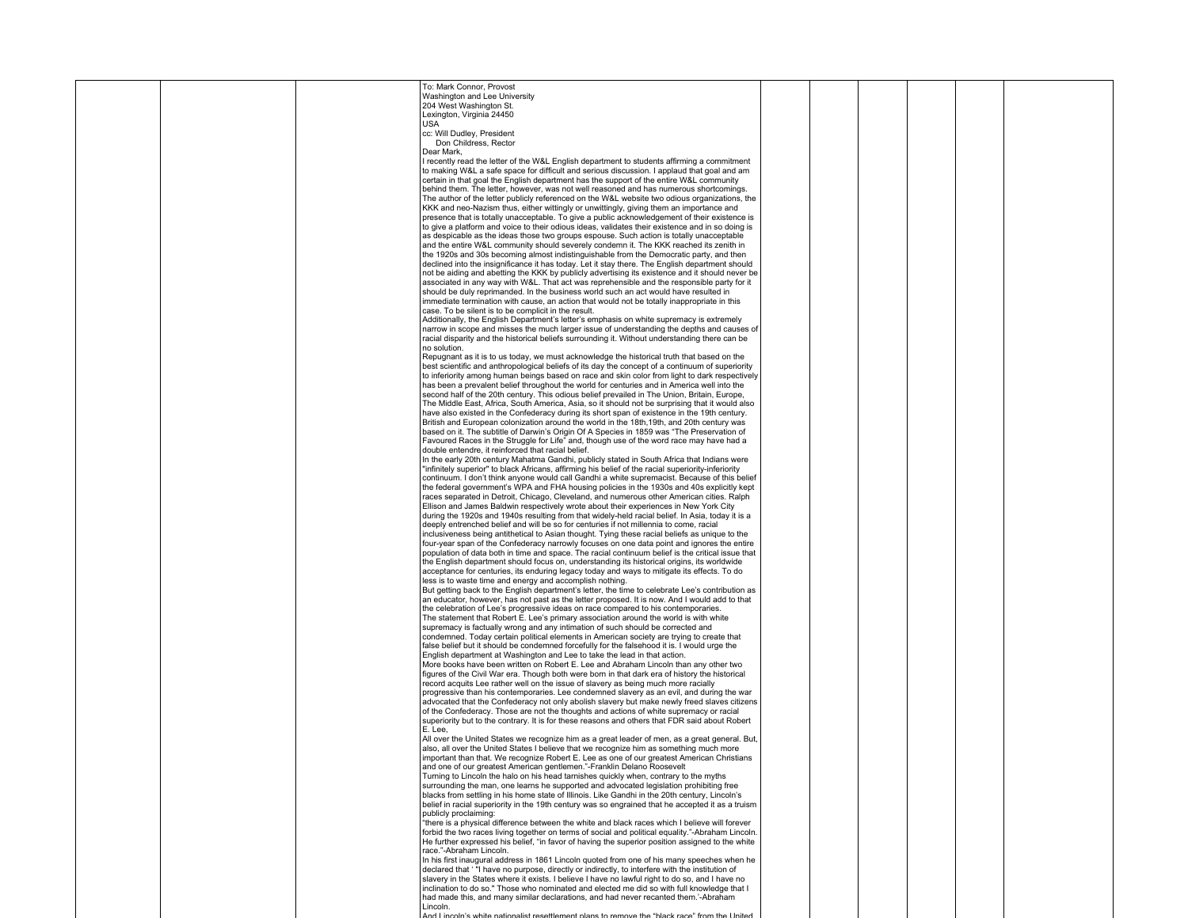To: Mark Connor, Provost
Washington and Lee University
204 West Washington St.
Lexington, Virginia 24450
USA
cc: Will Dudley, President
Don Childress, Rector

Dear Mark,

I recently read the letter of the W&L English department to students affirming a commitment to making W&L a safe space for difficult and serious discussion. I applaud that goal and am certain in that goal the English department has the support of the entire W&L community behind them. The letter, however, was not well reasoned and has numerous shortcomings. The author of the letter publicly referenced on the W&L website two odious organizations, the KKK and neo-Nazism thus, either wittingly or unwittingly, giving them an importance and presence that is totally unacceptable. To give a public acknowledgement of their existence is to give a platform and voice to their odious ideas, validates their existence and in so doing is as despicable as the ideas those two groups espouse. Such action is totally unacceptable and the entire W&L community should severely condemn it. The KKK reached its zenith in the 1920s and 30s becoming almost indistinguishable from the Democratic party, and then declined into the insignificance it has today. Let it stay there. The English department should not be aiding and abetting the KKK by publicly advertising its existence and it should never be associated in any way with W&L. That act was reprehensible and the responsible party for it should be duly reprimanded. In the business world such an act would have resulted in immediate termination with cause, an action that would not be totally inappropriate in this case. To be silent is to be complicit in the result.

Additionally, the English Department's letter's emphasis on white supremacy is extremely narrow in scope and misses the much larger issue of understanding the depths and causes of racial disparity and the historical beliefs surrounding it. Without understanding there can be no solution.

Repugnant as it is to us today, we must acknowledge the historical truth that based on the best scientific and anthropological beliefs of its day the concept of a continuum of superiority to inferiority among human beings based on race and skin color from light to dark respectively has been a prevalent belief throughout the world for centuries and in America well into the second half of the 20th century. This odious belief prevailed in The Union, Britain, Europe, The Middle East, Africa, South America, Asia, so it should not be surprising that it would also have also existed in the Confederacy during its short span of existence in the 19th century. British and European colonization around the world in the 18th,19th, and 20th century was based on it. The subtitle of Darwin's Origin Of A Species in 1859 was "The Preservation of Favoured Races in the Struggle for Life" and, though use of the word race may have had a double entendre, it reinforced that racial belief.

In the early 20th century Mahatma Gandhi, publicly stated in South Africa that Indians were "infinitely superior" to black Africans, affirming his belief of the racial superiority-inferiority continuum. I don't think anyone would call Gandhi a white supremacist. Because of this belief the federal government's WPA and FHA housing policies in the 1930s and 40s explicitly kept races separated in Detroit, Chicago, Cleveland, and numerous other American cities. Ralph Ellison and James Baldwin respectively wrote about their experiences in New York City during the 1920s and 1940s resulting from that widely-held racial belief. In Asia, today it is a deeply entrenched belief and will be so for centuries if not millennia to come, racial inclusiveness being antithetical to Asian thought. Tying these racial beliefs as unique to the four-year span of the Confederacy narrowly focuses on one data point and ignores the entire population of data both in time and space. The racial continuum belief is the critical issue that the English department should focus on, understanding its historical origins, its worldwide acceptance for centuries, its enduring legacy today and ways to mitigate its effects. To do less is to waste time and energy and accomplish nothing.

But getting back to the English department's letter, the time to celebrate Lee's contribution as an educator, however, has not past as the letter proposed. It is now. And I would add to that the celebration of Lee's progressive ideas on race compared to his contemporaries.

The statement that Robert E. Lee's primary association around the world is with white supremacy is factually wrong and any intimation of such should be corrected and condemned. Today certain political elements in American society are trying to create that false belief but it should be condemned forcefully for the falsehood it is. I would urge the English department at Washington and Lee to take the lead in that action.

More books have been written on Robert E. Lee and Abraham Lincoln than any other two figures of the Civil War era. Though both were born in that dark era of history the historical record acquits Lee rather well on the issue of slavery as being much more racially progressive than his contemporaries. Lee condemned slavery as an evil, and during the war advocated that the Confederacy not only abolish slavery but make newly freed slaves citizens of the Confederacy. Those are not the thoughts and actions of white supremacy or racial superiority but to the contrary. It is for these reasons and others that FDR said about Robert E. Lee,

All over the United States we recognize him as a great leader of men, as a great general. But, also, all over the United States I believe that we recognize him as something much more important than that. We recognize Robert E. Lee as one of our greatest American Christians and one of our greatest American gentlemen."-Franklin Delano Roosevelt

Turning to Lincoln the halo on his head tarnishes quickly when, contrary to the myths surrounding the man, one learns he supported and advocated legislation prohibiting free blacks from settling in his home state of Illinois. Like Gandhi in the 20th century, Lincoln's belief in racial superiority in the 19th century was so engrained that he accepted it as a truism publicly proclaiming:

"there is a physical difference between the white and black races which I believe will forever forbid the two races living together on terms of social and political equality."-Abraham Lincoln. He further expressed his belief, "in favor of having the superior position assigned to the white race."-Abraham Lincoln.

In his first inaugural address in 1861 Lincoln quoted from one of his many speeches when he declared that ' "I have no purpose, directly or indirectly, to interfere with the institution of slavery in the States where it exists. I believe I have no lawful right to do so, and I have no inclination to do so." Those who nominated and elected me did so with full knowledge that I had made this, and many similar declarations, and had never recanted them.'-Abraham Lincoln.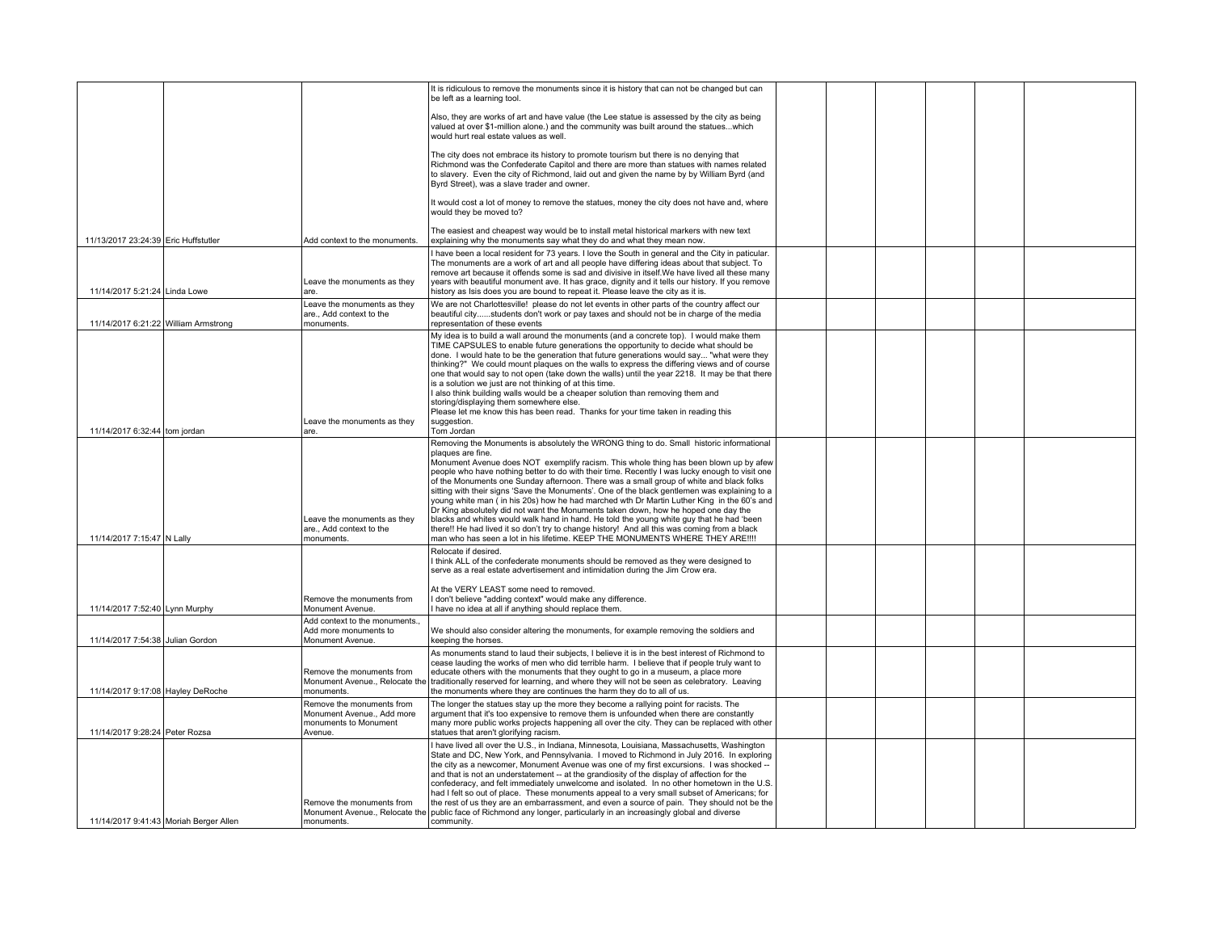| | | | | | | | | | |
|---|---|---|---|---|---|---|---|---|---|
| 11/13/2017 23:24:39 | Eric Huffstutler | Add context to the monuments. | It is ridiculous to remove the monuments since it is history that can not be changed but can be left as a learning tool.<br><br>Also, they are works of art and have value (the Lee statue is assessed by the city as being valued at over $1-million alone.) and the community was built around the statues...which would hurt real estate values as well.<br><br>The city does not embrace its history to promote tourism but there is no denying that Richmond was the Confederate Capitol and there are more than statues with names related to slavery. Even the city of Richmond, laid out and given the name by by William Byrd (and Byrd Street), was a slave trader and owner.<br><br>It would cost a lot of money to remove the statues, money the city does not have and, where would they be moved to?<br><br>The easiest and cheapest way would be to install metal historical markers with new text explaining why the monuments say what they do and what they mean now. | | | | | | |
| 11/14/2017 5:21:24 | Linda Lowe | Leave the monuments as they are. | I have been a local resident for 73 years. I love the South in general and the City in paticular. The monuments are a work of art and all people have differing ideas about that subject. To remove art because it offends some is sad and divisive in itself.We have lived all these many years with beautiful monument ave. It has grace, dignity and it tells our history. If you remove history as Isis does you are bound to repeat it. Please leave the city as it is. | | | | | | |
| 11/14/2017 6:21:22 | William Armstrong | Leave the monuments as they are., Add context to the monuments. | We are not Charlottesville! please do not let events in other parts of the country affect our beautiful city......students don't work or pay taxes and should not be in charge of the media representation of these events | | | | | | |
| 11/14/2017 6:32:44 | tom jordan | Leave the monuments as they are. | My idea is to build a wall around the monuments (and a concrete top). I would make them TIME CAPSULES to enable future generations the opportunity to decide what should be done. I would hate to be the generation that future generations would say... "what were they thinking?" We could mount plaques on the walls to express the differing views and of course one that would say to not open (take down the walls) until the year 2218. It may be that there is a solution we just are not thinking of at this time.<br>I also think building walls would be a cheaper solution than removing them and storing/displaying them somewhere else.<br>Please let me know this has been read. Thanks for your time taken in reading this suggestion.<br>Tom Jordan | | | | | | |
| 11/14/2017 7:15:47 | N Lally | Leave the monuments as they are., Add context to the monuments. | Removing the Monuments is absolutely the WRONG thing to do. Small historic informational plaques are fine.<br>Monument Avenue does NOT exemplify racism. This whole thing has been blown up by afew people who have nothing better to do with their time. Recently I was lucky enough to visit one of the Monuments one Sunday afternoon. There was a small group of white and black folks sitting with their signs 'Save the Monuments'. One of the black gentlemen was explaining to a young white man ( in his 20s) how he had marched wth Dr Martin Luther King in the 60's and Dr King absolutely did not want the Monuments taken down, how he hoped one day the blacks and whites would walk hand in hand. He told the young white guy that he had 'been there!! He had lived it so don't try to change history! And all this was coming from a black man who has seen a lot in his lifetime. KEEP THE MONUMENTS WHERE THEY ARE!!!! | | | | | | |
| 11/14/2017 7:52:40 | Lynn Murphy | Remove the monuments from Monument Avenue. | Relocate if desired.<br>I think ALL of the confederate monuments should be removed as they were designed to serve as a real estate advertisement and intimidation during the Jim Crow era.<br><br>At the VERY LEAST some need to removed.<br>I don't believe "adding context" would make any difference.<br>I have no idea at all if anything should replace them. | | | | | | |
| 11/14/2017 7:54:38 | Julian Gordon | Add context to the monuments., Add more monuments to Monument Avenue. | We should also consider altering the monuments, for example removing the soldiers and keeping the horses. | | | | | | |
| 11/14/2017 9:17:08 | Hayley DeRoche | Remove the monuments from Monument Avenue., Relocate the monuments. | As monuments stand to laud their subjects, I believe it is in the best interest of Richmond to cease lauding the works of men who did terrible harm. I believe that if people truly want to educate others with the monuments that they ought to go in a museum, a place more traditionally reserved for learning, and where they will not be seen as celebratory. Leaving the monuments where they are continues the harm they do to all of us. | | | | | | |
| 11/14/2017 9:28:24 | Peter Rozsa | Remove the monuments from Monument Avenue., Add more monuments to Monument Avenue. | The longer the statues stay up the more they become a rallying point for racists. The argument that it's too expensive to remove them is unfounded when there are constantly many more public works projects happening all over the city. They can be replaced with other statues that aren't glorifying racism. | | | | | | |
| 11/14/2017 9:41:43 | Moriah Berger Allen | Remove the monuments from Monument Avenue., Relocate the monuments. | I have lived all over the U.S., in Indiana, Minnesota, Louisiana, Massachusetts, Washington State and DC, New York, and Pennsylvania. I moved to Richmond in July 2016. In exploring the city as a newcomer, Monument Avenue was one of my first excursions. I was shocked -- and that is not an understatement -- at the grandiosity of the display of affection for the confederacy, and felt immediately unwelcome and isolated. In no other hometown in the U.S. had I felt so out of place. These monuments appeal to a very small subset of Americans; for the rest of us they are an embarrassment, and even a source of pain. They should not be the public face of Richmond any longer, particularly in an increasingly global and diverse community. | | | | | | |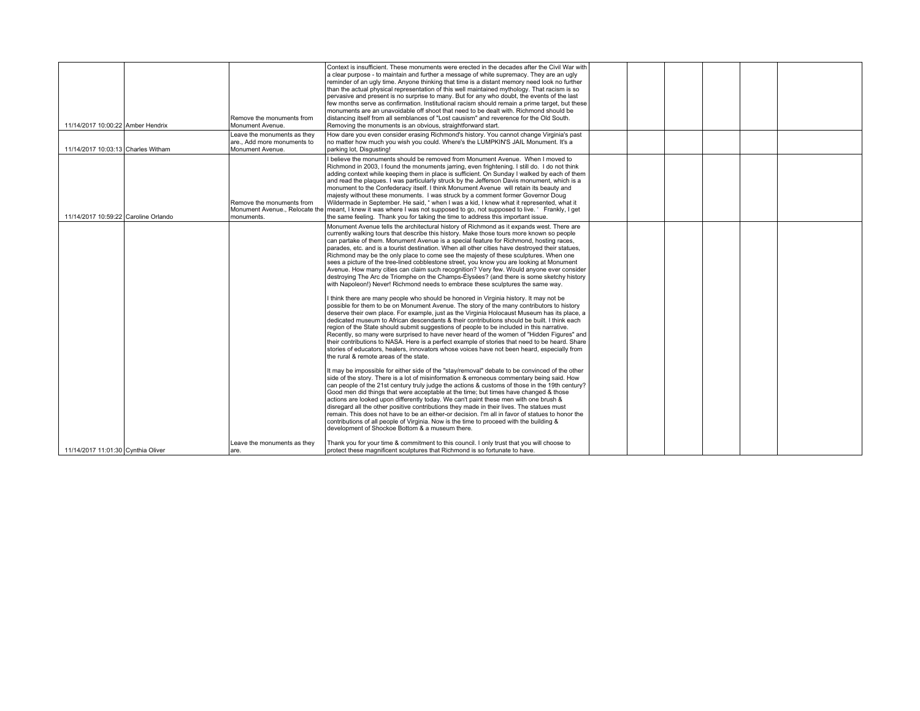| | | | | | | | | | |
|---|---|---|---|---|---|---|---|---|---|
| 11/14/2017 10:00:22 | Amber Hendrix | Remove the monuments from Monument Avenue. | Context is insufficient. These monuments were erected in the decades after the Civil War with a clear purpose - to maintain and further a message of white supremacy. They are an ugly reminder of an ugly time. Anyone thinking that time is a distant memory need look no further than the actual physical representation of this well maintained mythology. That racism is so pervasive and present is no surprise to many. But for any who doubt, the events of the last few months serve as confirmation. Institutional racism should remain a prime target, but these monuments are an unavoidable off shoot that need to be dealt with. Richmond should be distancing itself from all semblances of "Lost causism" and reverence for the Old South. Removing the monuments is an obvious, straightforward start. | | | | | | |
| 11/14/2017 10:03:13 | Charles Witham | Leave the monuments as they are., Add more monuments to Monument Avenue. | How dare you even consider erasing Richmond's history. You cannot change Virginia's past no matter how much you wish you could. Where's the LUMPKIN'S JAIL Monument. It's a parking lot, Disgusting! | | | | | | |
| 11/14/2017 10:59:22 | Caroline Orlando | Remove the monuments from Monument Avenue., Relocate the monuments. | I believe the monuments should be removed from Monument Avenue. When I moved to Richmond in 2003, I found the monuments jarring, even frightening. I still do. I do not think adding context while keeping them in place is sufficient. On Sunday I walked by each of them and read the plaques. I was particularly struck by the Jefferson Davis monument, which is a monument to the Confederacy itself. I think Monument Avenue will retain its beauty and majesty without these monuments. I was struck by a comment former Governor Doug Wildermade in September. He said, " when I was a kid, I knew what it represented, what it meant, I knew it was where I was not supposed to go, not supposed to live. ' Frankly, I get the same feeling. Thank you for taking the time to address this important issue. | | | | | | |
| 11/14/2017 11:01:30 | Cynthia Oliver | Leave the monuments as they are. | Monument Avenue tells the architectural history of Richmond as it expands west. There are currently walking tours that describe this history. Make those tours more known so people can partake of them. Monument Avenue is a special feature for Richmond, hosting races, parades, etc. and is a tourist destination. When all other cities have destroyed their statues, Richmond may be the only place to come see the majesty of these sculptures. When one sees a picture of the tree-lined cobblestone street, you know you are looking at Monument Avenue. How many cities can claim such recognition? Very few. Would anyone ever consider destroying The Arc de Triomphe on the Champs-Élysées? (and there is some sketchy history with Napoleon!) Never! Richmond needs to embrace these sculptures the same way.<br><br>I think there are many people who should be honored in Virginia history. It may not be possible for them to be on Monument Avenue. The story of the many contributors to history deserve their own place. For example, just as the Virginia Holocaust Museum has its place, a dedicated museum to African descendants & their contributions should be built. I think each region of the State should submit suggestions of people to be included in this narrative. Recently, so many were surprised to have never heard of the women of "Hidden Figures" and their contributions to NASA. Here is a perfect example of stories that need to be heard. Share stories of educators, healers, innovators whose voices have not been heard, especially from the rural & remote areas of the state.<br><br>It may be impossible for either side of the "stay/removal" debate to be convinced of the other side of the story. There is a lot of misinformation & erroneous commentary being said. How can people of the 21st century truly judge the actions & customs of those in the 19th century? Good men did things that were acceptable at the time; but times have changed & those actions are looked upon differently today. We can't paint these men with one brush & disregard all the other positive contributions they made in their lives. The statues must remain. This does not have to be an either-or decision. I'm all in favor of statues to honor the contributions of all people of Virginia. Now is the time to proceed with the building & development of Shockoe Bottom & a museum there.<br><br>Thank you for your time & commitment to this council. I only trust that you will choose to protect these magnificent sculptures that Richmond is so fortunate to have. | | | | | | |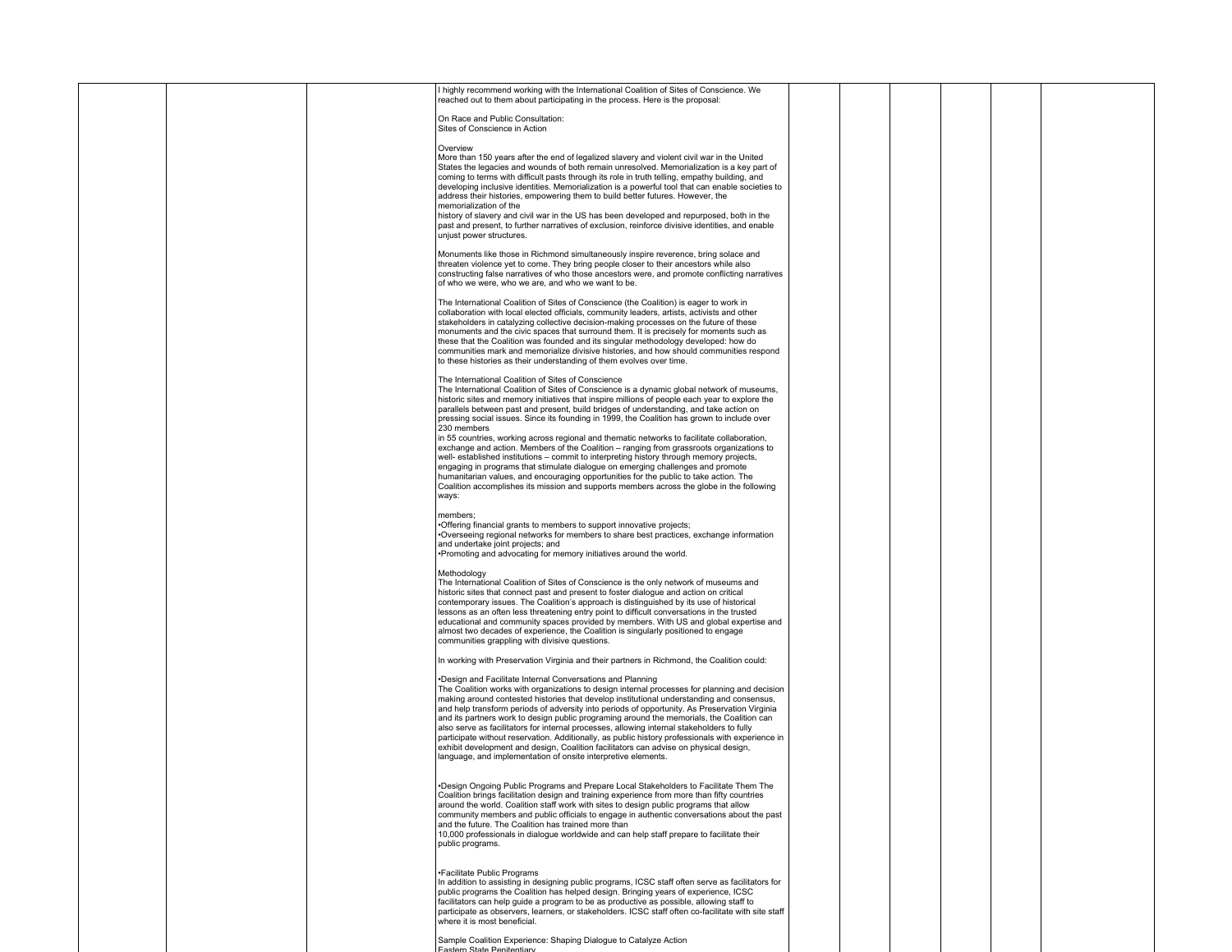| | | | | | | | | | |
|---|---|---|---|---|---|---|---|---|---|
| | | | I highly recommend working with the International Coalition of Sites of Conscience. We reached out to them about participating in the process. Here is the proposal:<br><br>On Race and Public Consultation:<br>Sites of Conscience in Action<br><br>Overview<br>More than 150 years after the end of legalized slavery and violent civil war in the United States the legacies and wounds of both remain unresolved. Memorialization is a key part of coming to terms with difficult pasts through its role in truth telling, empathy building, and developing inclusive identities. Memorialization is a powerful tool that can enable societies to address their histories, empowering them to build better futures. However, the memorialization of the<br>history of slavery and civil war in the US has been developed and repurposed, both in the past and present, to further narratives of exclusion, reinforce divisive identities, and enable unjust power structures.<br><br>Monuments like those in Richmond simultaneously inspire reverence, bring solace and threaten violence yet to come. They bring people closer to their ancestors while also constructing false narratives of who those ancestors were, and promote conflicting narratives of who we were, who we are, and who we want to be.<br><br>The International Coalition of Sites of Conscience (the Coalition) is eager to work in collaboration with local elected officials, community leaders, artists, activists and other stakeholders in catalyzing collective decision-making processes on the future of these monuments and the civic spaces that surround them. It is precisely for moments such as these that the Coalition was founded and its singular methodology developed: how do communities mark and memorialize divisive histories, and how should communities respond to these histories as their understanding of them evolves over time.<br><br>The International Coalition of Sites of Conscience<br>The International Coalition of Sites of Conscience is a dynamic global network of museums, historic sites and memory initiatives that inspire millions of people each year to explore the parallels between past and present, build bridges of understanding, and take action on pressing social issues. Since its founding in 1999, the Coalition has grown to include over 230 members<br>in 55 countries, working across regional and thematic networks to facilitate collaboration, exchange and action. Members of the Coalition – ranging from grassroots organizations to well- established institutions – commit to interpreting history through memory projects, engaging in programs that stimulate dialogue on emerging challenges and promote humanitarian values, and encouraging opportunities for the public to take action. The Coalition accomplishes its mission and supports members across the globe in the following ways:<br><br>members;<br>•Offering financial grants to members to support innovative projects;<br>•Overseeing regional networks for members to share best practices, exchange information and undertake joint projects; and<br>•Promoting and advocating for memory initiatives around the world.<br><br>Methodology<br>The International Coalition of Sites of Conscience is the only network of museums and historic sites that connect past and present to foster dialogue and action on critical contemporary issues. The Coalition's approach is distinguished by its use of historical lessons as an often less threatening entry point to difficult conversations in the trusted educational and community spaces provided by members. With US and global expertise and almost two decades of experience, the Coalition is singularly positioned to engage communities grappling with divisive questions.<br><br>In working with Preservation Virginia and their partners in Richmond, the Coalition could:<br><br>•Design and Facilitate Internal Conversations and Planning<br>The Coalition works with organizations to design internal processes for planning and decision making around contested histories that develop institutional understanding and consensus, and help transform periods of adversity into periods of opportunity. As Preservation Virginia and its partners work to design public programing around the memorials, the Coalition can also serve as facilitators for internal processes, allowing internal stakeholders to fully participate without reservation. Additionally, as public history professionals with experience in exhibit development and design, Coalition facilitators can advise on physical design, language, and implementation of onsite interpretive elements.<br><br>•Design Ongoing Public Programs and Prepare Local Stakeholders to Facilitate Them The Coalition brings facilitation design and training experience from more than fifty countries around the world. Coalition staff work with sites to design public programs that allow community members and public officials to engage in authentic conversations about the past and the future. The Coalition has trained more than<br>10,000 professionals in dialogue worldwide and can help staff prepare to facilitate their public programs.<br><br>•Facilitate Public Programs<br>In addition to assisting in designing public programs, ICSC staff often serve as facilitators for public programs the Coalition has helped design. Bringing years of experience, ICSC facilitators can help guide a program to be as productive as possible, allowing staff to participate as observers, learners, or stakeholders. ICSC staff often co-facilitate with site staff where it is most beneficial.<br><br>Sample Coalition Experience: Shaping Dialogue to Catalyze Action<br>Eastern State Penitentiary | | | | | | |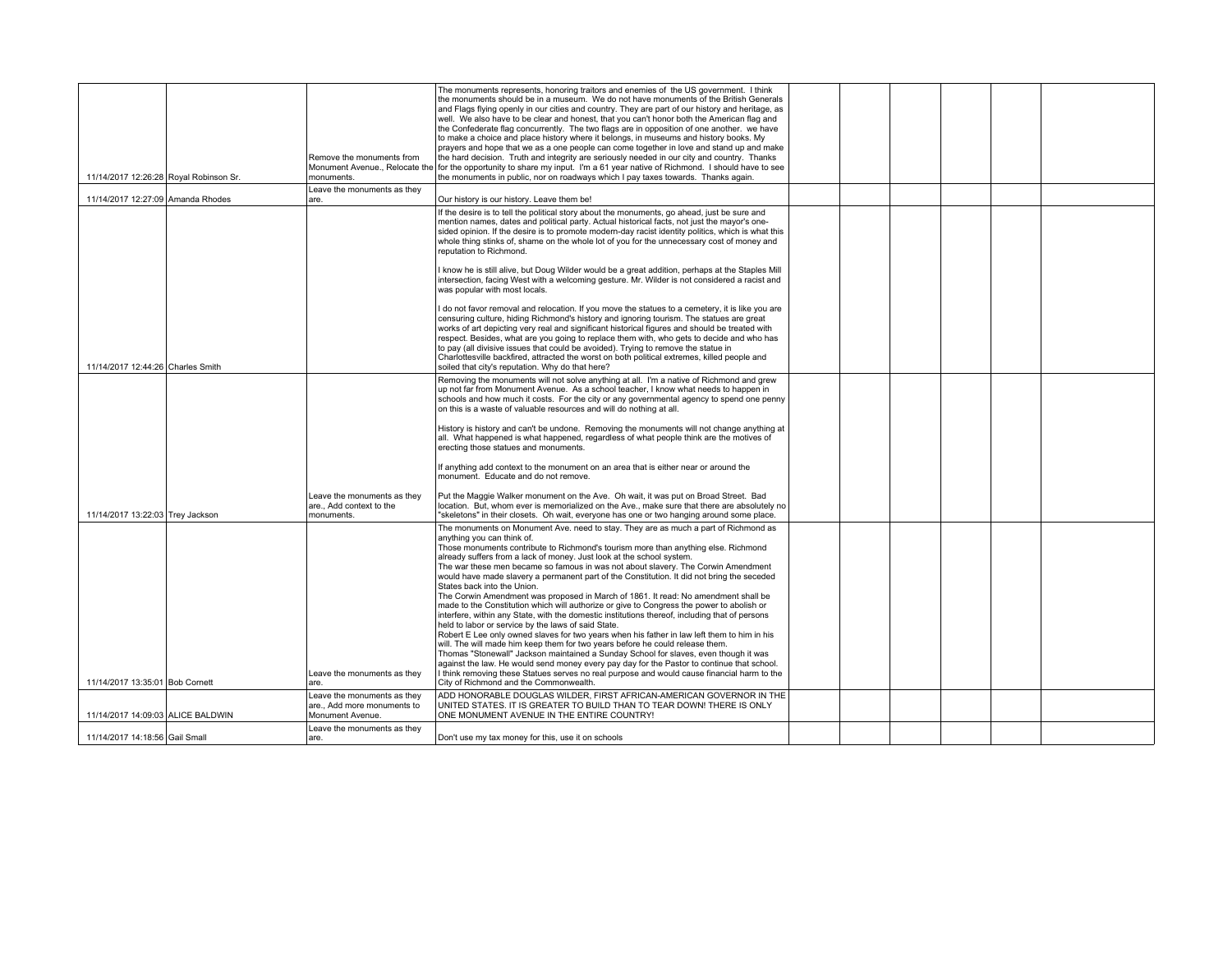| | | | | | | | | | |
|---|---|---|---|---|---|---|---|---|---|
| 11/14/2017 12:26:28 | Royal Robinson Sr. | Remove the monuments from Monument Avenue., Relocate the monuments. | The monuments represents, honoring traitors and enemies of the US government. I think the monuments should be in a museum. We do not have monuments of the British Generals and Flags flying openly in our cities and country. They are part of our history and heritage, as well. We also have to be clear and honest, that you can't honor both the American flag and the Confederate flag concurrently. The two flags are in opposition of one another. we have to make a choice and place history where it belongs, in museums and history books. My prayers and hope that we as a one people can come together in love and stand up and make the hard decision. Truth and integrity are seriously needed in our city and country. Thanks for the opportunity to share my input. I'm a 61 year native of Richmond. I should have to see the monuments in public, nor on roadways which I pay taxes towards. Thanks again. | | | | | | |
| 11/14/2017 12:27:09 | Amanda Rhodes | Leave the monuments as they are. | Our history is our history. Leave them be! | | | | | | |
| 11/14/2017 12:44:26 | Charles Smith | | If the desire is to tell the political story about the monuments, go ahead, just be sure and mention names, dates and political party. Actual historical facts, not just the mayor's one-sided opinion. If the desire is to promote modern-day racist identity politics, which is what this whole thing stinks of, shame on the whole lot of you for the unnecessary cost of money and reputation to Richmond.<br><br>I know he is still alive, but Doug Wilder would be a great addition, perhaps at the Staples Mill intersection, facing West with a welcoming gesture. Mr. Wilder is not considered a racist and was popular with most locals.<br><br>I do not favor removal and relocation. If you move the statues to a cemetery, it is like you are censuring culture, hiding Richmond's history and ignoring tourism. The statues are great works of art depicting very real and significant historical figures and should be treated with respect. Besides, what are you going to replace them with, who gets to decide and who has to pay (all divisive issues that could be avoided). Trying to remove the statue in Charlottesville backfired, attracted the worst on both political extremes, killed people and soiled that city's reputation. Why do that here? | | | | | | |
| 11/14/2017 13:22:03 | Trey Jackson | Leave the monuments as they are., Add context to the monuments. | Removing the monuments will not solve anything at all. I'm a native of Richmond and grew up not far from Monument Avenue. As a school teacher, I know what needs to happen in schools and how much it costs. For the city or any governmental agency to spend one penny on this is a waste of valuable resources and will do nothing at all.<br><br>History is history and can't be undone. Removing the monuments will not change anything at all. What happened is what happened, regardless of what people think are the motives of erecting those statues and monuments.<br><br>If anything add context to the monument on an area that is either near or around the monument. Educate and do not remove.<br><br>Put the Maggie Walker monument on the Ave. Oh wait, it was put on Broad Street. Bad location. But, whom ever is memorialized on the Ave., make sure that there are absolutely no "skeletons" in their closets. Oh wait, everyone has one or two hanging around some place. | | | | | | |
| 11/14/2017 13:35:01 | Bob Cornett | Leave the monuments as they are. | The monuments on Monument Ave. need to stay. They are as much a part of Richmond as anything you can think of.<br>Those monuments contribute to Richmond's tourism more than anything else. Richmond already suffers from a lack of money. Just look at the school system.<br>The war these men became so famous in was not about slavery. The Corwin Amendment would have made slavery a permanent part of the Constitution. It did not bring the seceded States back into the Union.<br>The Corwin Amendment was proposed in March of 1861. It read: No amendment shall be made to the Constitution which will authorize or give to Congress the power to abolish or interfere, within any State, with the domestic institutions thereof, including that of persons held to labor or service by the laws of said State.<br>Robert E Lee only owned slaves for two years when his father in law left them to him in his will. The will made him keep them for two years before he could release them.<br>Thomas "Stonewall" Jackson maintained a Sunday School for slaves, even though it was against the law. He would send money every pay day for the Pastor to continue that school.<br>I think removing these Statues serves no real purpose and would cause financial harm to the City of Richmond and the Commonwealth. | | | | | | |
| 11/14/2017 14:09:03 | ALICE BALDWIN | Leave the monuments as they are., Add more monuments to Monument Avenue. | ADD HONORABLE DOUGLAS WILDER, FIRST AFRICAN-AMERICAN GOVERNOR IN THE UNITED STATES. IT IS GREATER TO BUILD THAN TO TEAR DOWN! THERE IS ONLY ONE MONUMENT AVENUE IN THE ENTIRE COUNTRY! | | | | | | |
| 11/14/2017 14:18:56 | Gail Small | Leave the monuments as they are. | Don't use my tax money for this, use it on schools | | | | | | |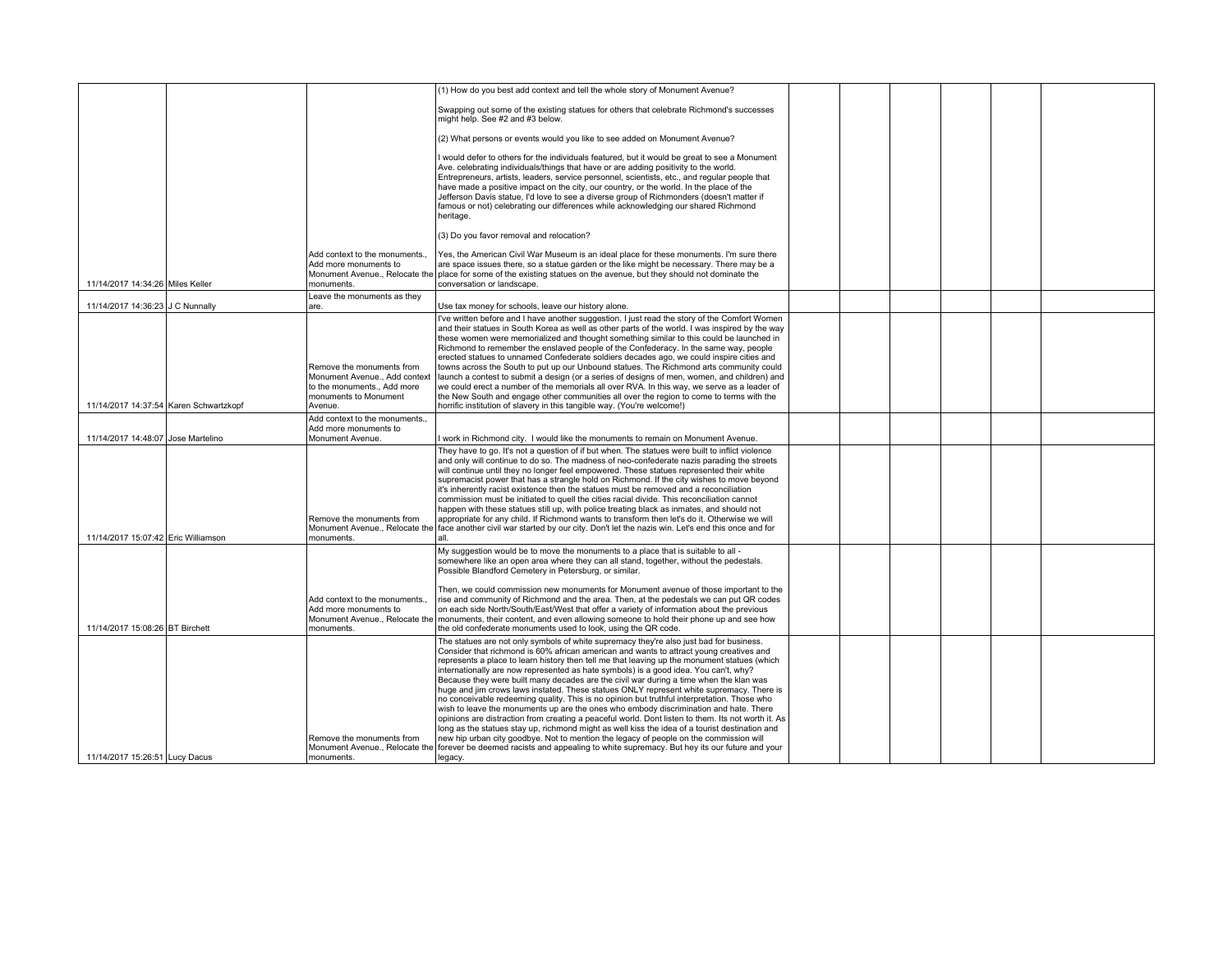| | | | | | | | | | |
|---|---|---|---|---|---|---|---|---|---|
| 11/14/2017 14:34:26 | Miles Keller | Add context to the monuments., Add more monuments to Monument Avenue., Relocate the monuments. | (1) How do you best add context and tell the whole story of Monument Avenue?<br><br>Swapping out some of the existing statues for others that celebrate Richmond's successes might help. See #2 and #3 below.<br><br>(2) What persons or events would you like to see added on Monument Avenue?<br><br>I would defer to others for the individuals featured, but it would be great to see a Monument Ave. celebrating individuals/things that have or are adding positivity to the world. Entrepreneurs, artists, leaders, service personnel, scientists, etc., and regular people that have made a positive impact on the city, our country, or the world. In the place of the Jefferson Davis statue, I'd love to see a diverse group of Richmonders (doesn't matter if famous or not) celebrating our differences while acknowledging our shared Richmond heritage.<br><br>(3) Do you favor removal and relocation?<br><br>Yes, the American Civil War Museum is an ideal place for these monuments. I'm sure there are space issues there, so a statue garden or the like might be necessary. There may be a place for some of the existing statues on the avenue, but they should not dominate the conversation or landscape. | | | | | | |
| 11/14/2017 14:36:23 | J C Nunnally | Leave the monuments as they are. | Use tax money for schools, leave our history alone. | | | | | | |
| 11/14/2017 14:37:54 | Karen Schwartzkopf | Remove the monuments from Monument Avenue., Add context to the monuments., Add more monuments to Monument Avenue. | I've written before and I have another suggestion. I just read the story of the Comfort Women and their statues in South Korea as well as other parts of the world. I was inspired by the way these women were memorialized and thought something similar to this could be launched in Richmond to remember the enslaved people of the Confederacy. In the same way, people erected statues to unnamed Confederate soldiers decades ago, we could inspire cities and towns across the South to put up our Unbound statues. The Richmond arts community could launch a contest to submit a design (or a series of designs of men, women, and children) and we could erect a number of the memorials all over RVA. In this way, we serve as a leader of the New South and engage other communities all over the region to come to terms with the horrific institution of slavery in this tangible way. (You're welcome!) | | | | | | |
| 11/14/2017 14:48:07 | Jose Martelino | Add context to the monuments., Add more monuments to Monument Avenue. | I work in Richmond city. I would like the monuments to remain on Monument Avenue. | | | | | | |
| 11/14/2017 15:07:42 | Eric Williamson | Remove the monuments from Monument Avenue., Relocate the monuments. | They have to go. It's not a question of if but when. The statues were built to inflict violence and only will continue to do so. The madness of neo-confederate nazis parading the streets will continue until they no longer feel empowered. These statues represented their white supremacist power that has a strangle hold on Richmond. If the city wishes to move beyond it's inherently racist existence then the statues must be removed and a reconciliation commission must be initiated to quell the cities racial divide. This reconciliation cannot happen with these statues still up, with police treating black as inmates, and should not appropriate for any child. If Richmond wants to transform then let's do it. Otherwise we will face another civil war started by our city. Don't let the nazis win. Let's end this once and for all. | | | | | | |
| 11/14/2017 15:08:26 | BT Birchett | Add context to the monuments., Add more monuments to Monument Avenue., Relocate the monuments. | My suggestion would be to move the monuments to a place that is suitable to all - somewhere like an open area where they can all stand, together, without the pedestals. Possible Blandford Cemetery in Petersburg, or similar.<br><br>Then, we could commission new monuments for Monument avenue of those important to the rise and community of Richmond and the area. Then, at the pedestals we can put QR codes on each side North/South/East/West that offer a variety of information about the previous monuments, their content, and even allowing someone to hold their phone up and see how the old confederate monuments used to look, using the QR code. | | | | | | |
| 11/14/2017 15:26:51 | Lucy Dacus | Remove the monuments from Monument Avenue., Relocate the monuments. | The statues are not only symbols of white supremacy they're also just bad for business. Consider that richmond is 60% african american and wants to attract young creatives and represents a place to learn history then tell me that leaving up the monument statues (which internationally are now represented as hate symbols) is a good idea. You can't, why? Because they were built many decades are the civil war during a time when the klan was huge and jim crows laws instated. These statues ONLY represent white supremacy. There is no conceivable redeeming quality. This is no opinion but truthful interpretation. Those who wish to leave the monuments up are the ones who embody discrimination and hate. There opinions are distraction from creating a peaceful world. Dont listen to them. Its not worth it. As long as the statues stay up, richmond might as well kiss the idea of a tourist destination and new hip urban city goodbye. Not to mention the legacy of people on the commission will forever be deemed racists and appealing to white supremacy. But hey its our future and your legacy. | | | | | | |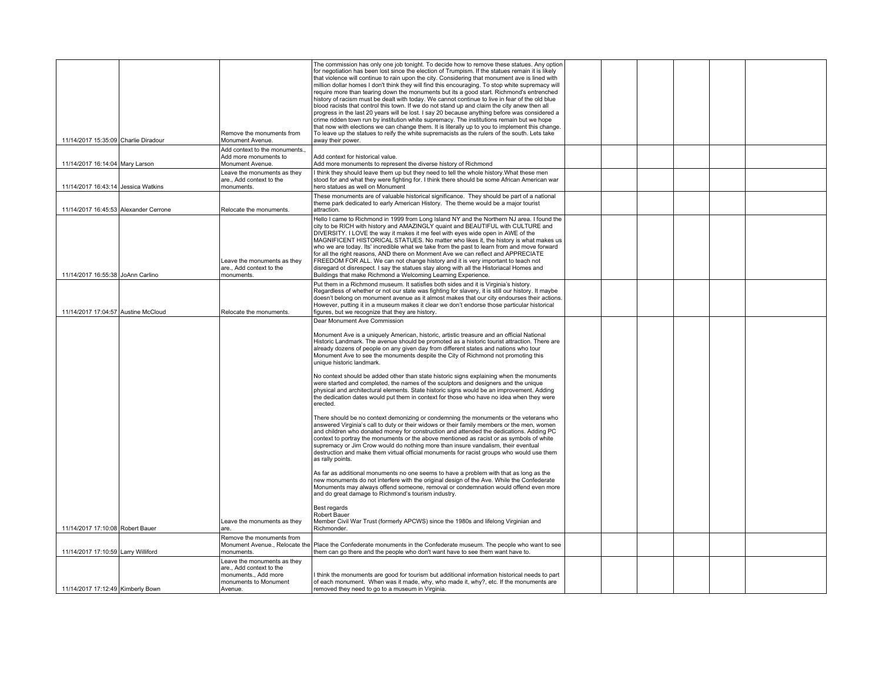| | | | | | | | | | |
|---|---|---|---|---|---|---|---|---|---|
| 11/14/2017 15:35:09 | Charlie Diradour | Remove the monuments from Monument Avenue. | The commission has only one job tonight. To decide how to remove these statues. Any option for negotiation has been lost since the election of Trumpism. If the statues remain it is likely that violence will continue to rain upon the city. Considering that monument ave is lined with million dollar homes I don't think they will find this encouraging. To stop white supremacy will require more than tearing down the monuments but its a good start. Richmond's entrenched history of racism must be dealt with today. We cannot continue to live in fear of the old blue blood racists that control this town. If we do not stand up and claim the city anew then all progress in the last 20 years will be lost. I say 20 because anything before was considered a crime ridden town run by institution white supremacy. The institutions remain but we hope that now with elections we can change them. It is literally up to you to implement this change. To leave up the statues to reify the white supremacists as the rulers of the south. Lets take away their power. | | | | | | |
| 11/14/2017 16:14:04 | Mary Larson | Add context to the monuments., Add more monuments to Monument Avenue. | Add context for historical value.<br>Add more monuments to represent the diverse history of Richmond | | | | | | |
| 11/14/2017 16:43:14 | Jessica Watkins | Leave the monuments as they are., Add context to the monuments. | I think they should leave them up but they need to tell the whole history.What these men stood for and what they were fighting for. I think there should be some African American war hero statues as well on Monument | | | | | | |
| 11/14/2017 16:45:53 | Alexander Cerrone | Relocate the monuments. | These monuments are of valuable historical significance. They should be part of a national theme park dedicated to early American History. The theme would be a major tourist attraction. | | | | | | |
| 11/14/2017 16:55:38 | JoAnn Carlino | Leave the monuments as they are., Add context to the monuments. | Hello I came to Richmond in 1999 from Long Island NY and the Northern NJ area. I found the city to be RICH with history and AMAZINGLY quaint and BEAUTIFUL with CULTURE and DIVERSITY. I LOVE the way it makes it me feel with eyes wide open in AWE of the MAGNIFICENT HISTORICAL STATUES. No matter who likes it, the history is what makes us who we are today. Its' incredible what we take from the past to learn from and move forward for all the right reasons, AND there on Monment Ave we can reflect and APPRECIATE FREEDOM FOR ALL. We can not change history and it is very important to teach not disregard ot disrespect. I say the statues stay along with all the Historiacal Homes and Buildings that make Richmond a Welcoming Learning Experience. | | | | | | |
| 11/14/2017 17:04:57 | Austine McCloud | Relocate the monuments. | Put them in a Richmond museum. It satisfies both sides and it is Virginia's history. Regardless of whether or not our state was fighting for slavery, it is still our history. It maybe doesn't belong on monument avenue as it almost makes that our city endourses their actions. However, putting it in a museum makes it clear we don't endorse those particular historical figures, but we recognize that they are history. | | | | | | |
| 11/14/2017 17:10:08 | Robert Bauer | Leave the monuments as they are. | Dear Monument Ave Commission<br><br>Monument Ave is a uniquely American, historic, artistic treasure and an official National Historic Landmark. The avenue should be promoted as a historic tourist attraction. There are already dozens of people on any given day from different states and nations who tour Monument Ave to see the monuments despite the City of Richmond not promoting this unique historic landmark.<br><br>No context should be added other than state historic signs explaining when the monuments were started and completed, the names of the sculptors and designers and the unique physical and architectural elements. State historic signs would be an improvement. Adding the dedication dates would put them in context for those who have no idea when they were erected.<br><br>There should be no context demonizing or condemning the monuments or the veterans who answered Virginia's call to duty or their widows or their family members or the men, women and children who donated money for construction and attended the dedications. Adding PC context to portray the monuments or the above mentioned as racist or as symbols of white supremacy or Jim Crow would do nothing more than insure vandalism, their eventual destruction and make them virtual official monuments for racist groups who would use them as rally points.<br><br>As far as additional monuments no one seems to have a problem with that as long as the new monuments do not interfere with the original design of the Ave. While the Confederate Monuments may always offend someone, removal or condemnation would offend even more and do great damage to Richmond's tourism industry.<br><br>Best regards<br>Robert Bauer<br>Member Civil War Trust (formerly APCWS) since the 1980s and lifelong Virginian and Richmonder. | | | | | | |
| 11/14/2017 17:10:59 | Larry Williford | Remove the monuments from Monument Avenue., Relocate the monuments. | Place the Confederate monuments in the Confederate museum. The people who want to see them can go there and the people who don't want have to see them want have to. | | | | | | |
| 11/14/2017 17:12:49 | Kimberly Bown | Leave the monuments as they are., Add context to the monuments., Add more monuments to Monument Avenue. | I think the monuments are good for tourism but additional information historical needs to part of each monument. When was it made, why, who made it, why?, etc. If the monuments are removed they need to go to a museum in Virginia. | | | | | | |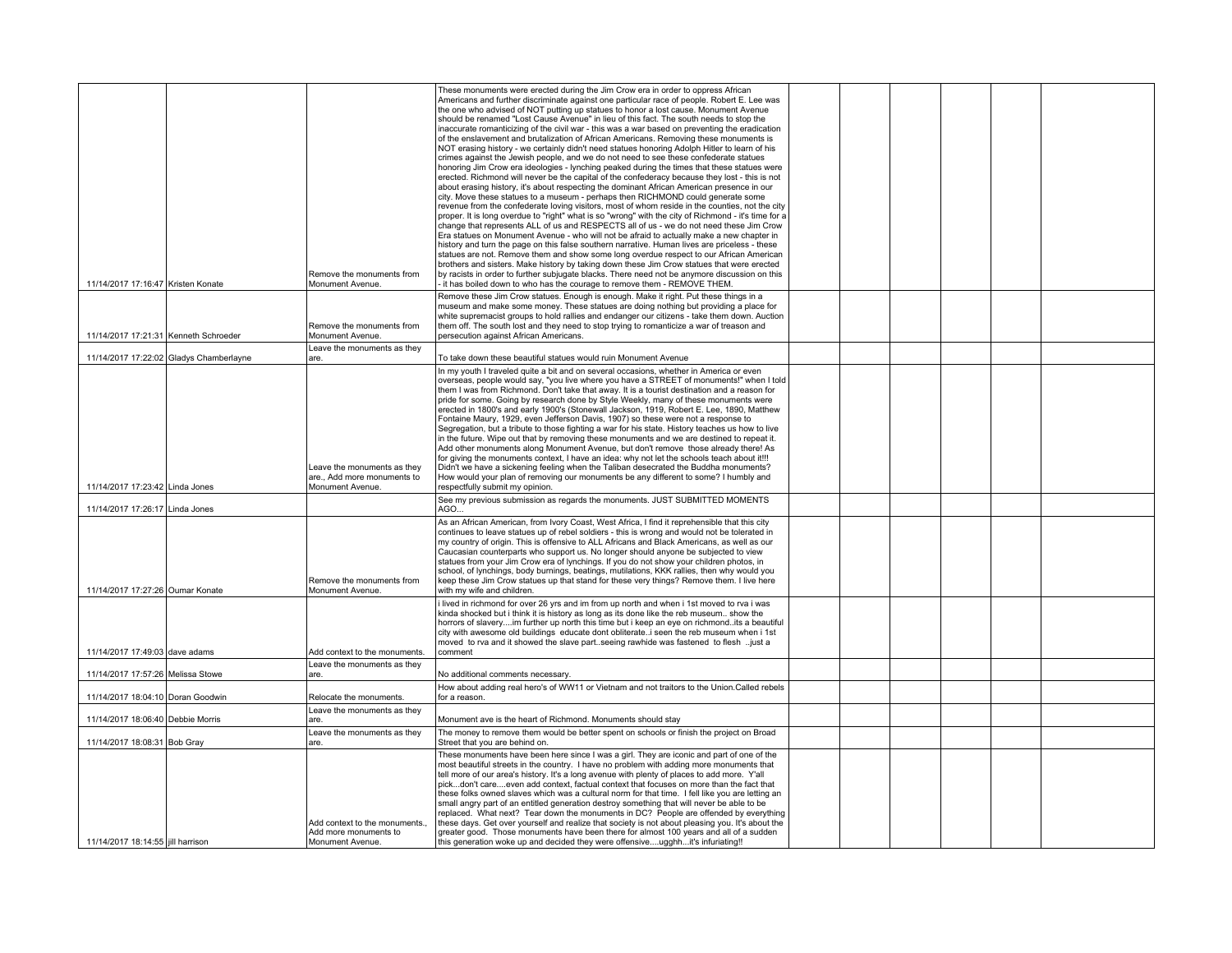| | | | | | | | | | |
|---|---|---|---|---|---|---|---|---|---|
| 11/14/2017 17:16:47 | Kristen Konate | Remove the monuments from Monument Avenue. | These monuments were erected during the Jim Crow era in order to oppress African Americans and further discriminate against one particular race of people. Robert E. Lee was the one who advised of NOT putting up statues to honor a lost cause. Monument Avenue should be renamed "Lost Cause Avenue" in lieu of this fact. The south needs to stop the inaccurate romanticizing of the civil war - this was a war based on preventing the eradication of the enslavement and brutalization of African Americans. Removing these monuments is NOT erasing history - we certainly didn't need statues honoring Adolph Hitler to learn of his crimes against the Jewish people, and we do not need to see these confederate statues honoring Jim Crow era ideologies - lynching peaked during the times that these statues were erected. Richmond will never be the capital of the confederacy because they lost - this is not about erasing history, it's about respecting the dominant African American presence in our city. Move these statues to a museum - perhaps then RICHMOND could generate some revenue from the confederate loving visitors, most of whom reside in the counties, not the city proper. It is long overdue to "right" what is so "wrong" with the city of Richmond - it's time for a change that represents ALL of us and RESPECTS all of us - we do not need these Jim Crow Era statues on Monument Avenue - who will not be afraid to actually make a new chapter in history and turn the page on this false southern narrative. Human lives are priceless - these statues are not. Remove them and show some long overdue respect to our African American brothers and sisters. Make history by taking down these Jim Crow statues that were erected by racists in order to further subjugate blacks. There need not be anymore discussion on this - it has boiled down to who has the courage to remove them - REMOVE THEM. | | | | | |
| 11/14/2017 17:21:31 | Kenneth Schroeder | Remove the monuments from Monument Avenue. | Remove these Jim Crow statues. Enough is enough. Make it right. Put these things in a museum and make some money. These statues are doing nothing but providing a place for white supremacist groups to hold rallies and endanger our citizens - take them down. Auction them off. The south lost and they need to stop trying to romanticize a war of treason and persecution against African Americans. | | | | | |
| 11/14/2017 17:22:02 | Gladys Chamberlayne | Leave the monuments as they are. | To take down these beautiful statues would ruin Monument Avenue | | | | | |
| 11/14/2017 17:23:42 | Linda Jones | Leave the monuments as they are., Add more monuments to Monument Avenue. | In my youth I traveled quite a bit and on several occasions, whether in America or even overseas, people would say, "you live where you have a STREET of monuments!" when I told them I was from Richmond. Don't take that away. It is a tourist destination and a reason for pride for some. Going by research done by Style Weekly, many of these monuments were erected in 1800's and early 1900's (Stonewall Jackson, 1919, Robert E. Lee, 1890, Matthew Fontaine Maury, 1929, even Jefferson Davis, 1907) so these were not a response to Segregation, but a tribute to those fighting a war for his state. History teaches us how to live in the future. Wipe out that by removing these monuments and we are destined to repeat it. Add other monuments along Monument Avenue, but don't remove those already there! As for giving the monuments context, I have an idea: why not let the schools teach about it!!! Didn't we have a sickening feeling when the Taliban desecrated the Buddha monuments? How would your plan of removing our monuments be any different to some? I humbly and respectfully submit my opinion. | | | | | |
| 11/14/2017 17:26:17 | Linda Jones | | See my previous submission as regards the monuments. JUST SUBMITTED MOMENTS AGO... | | | | | |
| 11/14/2017 17:27:26 | Oumar Konate | Remove the monuments from Monument Avenue. | As an African American, from Ivory Coast, West Africa, I find it reprehensible that this city continues to leave statues up of rebel soldiers - this is wrong and would not be tolerated in my country of origin. This is offensive to ALL Africans and Black Americans, as well as our Caucasian counterparts who support us. No longer should anyone be subjected to view statues from your Jim Crow era of lynchings. If you do not show your children photos, in school, of lynchings, body burnings, beatings, mutilations, KKK rallies, then why would you keep these Jim Crow statues up that stand for these very things? Remove them. I live here with my wife and children. | | | | | |
| 11/14/2017 17:49:03 | dave adams | Add context to the monuments. | i lived in richmond for over 26 yrs and im from up north and when i 1st moved to rva i was kinda shocked but i think it is history as long as its done like the reb museum.. show the horrors of slavery....im further up north this time but i keep an eye on richmond..its a beautiful city with awesome old buildings educate dont obliterate..i seen the reb museum when i 1st moved to rva and it showed the slave part..seeing rawhide was fastened to flesh ..just a comment | | | | | |
| 11/14/2017 17:57:26 | Melissa Stowe | Leave the monuments as they are. | No additional comments necessary. | | | | | |
| 11/14/2017 18:04:10 | Doran Goodwin | Relocate the monuments. | How about adding real hero's of WW11 or Vietnam and not traitors to the Union.Called rebels for a reason. | | | | | |
| 11/14/2017 18:06:40 | Debbie Morris | Leave the monuments as they are. | Monument ave is the heart of Richmond. Monuments should stay | | | | | |
| 11/14/2017 18:08:31 | Bob Gray | Leave the monuments as they are. | The money to remove them would be better spent on schools or finish the project on Broad Street that you are behind on. | | | | | |
| 11/14/2017 18:14:55 | jill harrison | Add context to the monuments., Add more monuments to Monument Avenue. | These monuments have been here since I was a girl. They are iconic and part of one of the most beautiful streets in the country. I have no problem with adding more monuments that tell more of our area's history. It's a long avenue with plenty of places to add more. Y'all pick...don't care....even add context, factual context that focuses on more than the fact that these folks owned slaves which was a cultural norm for that time. I fell like you are letting an small angry part of an entitled generation destroy something that will never be able to be replaced. What next? Tear down the monuments in DC? People are offended by everything these days. Get over yourself and realize that society is not about pleasing you. It's about the greater good. Those monuments have been there for almost 100 years and all of a sudden this generation woke up and decided they were offensive....ugghh...it's infuriating!! | | | | | |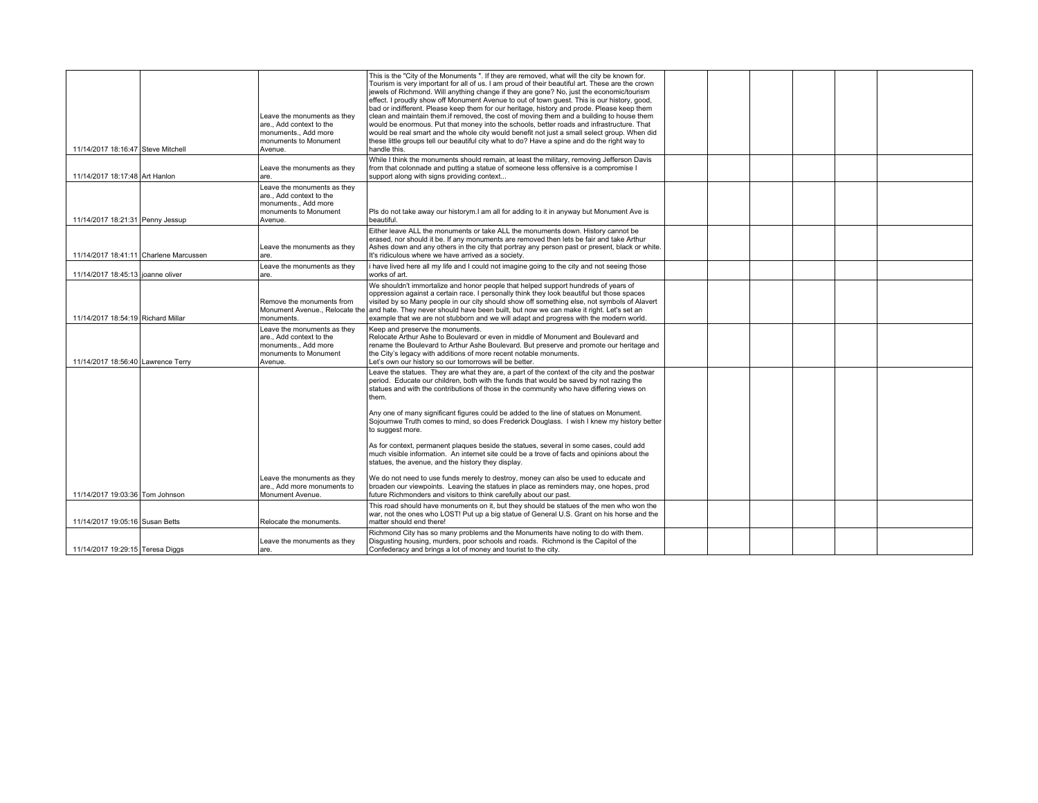| | | | | | | | | | |
|---|---|---|---|---|---|---|---|---|---|
| 11/14/2017 18:16:47 | Steve Mitchell | Leave the monuments as they are., Add context to the monuments., Add more monuments to Monument Avenue. | This is the "City of the Monuments ". If they are removed, what will the city be known for. Tourism is very important for all of us. I am proud of their beautiful art. These are the crown jewels of Richmond. Will anything change if they are gone? No, just the economic/tourism effect. I proudly show off Monument Avenue to out of town guest. This is our history, good, bad or indifferent. Please keep them for our heritage, history and prode. Please keep them clean and maintain them.if removed, the cost of moving them and a building to house them would be enormous. Put that money into the schools, better roads and infrastructure. That would be real smart and the whole city would benefit not just a small select group. When did these little groups tell our beautiful city what to do? Have a spine and do the right way to handle this. | | | | | | |
| 11/14/2017 18:17:48 | Art Hanlon | Leave the monuments as they are. | While I think the monuments should remain, at least the military, removing Jefferson Davis from that colonnade and putting a statue of someone less offensive is a compromise I support along with signs providing context... | | | | | | |
| 11/14/2017 18:21:31 | Penny Jessup | Leave the monuments as they are., Add context to the monuments., Add more monuments to Monument Avenue. | Pls do not take away our historym.I am all for adding to it anyway but Monument Ave is beautiful. | | | | | | |
| 11/14/2017 18:41:11 | Charlene Marcussen | Leave the monuments as they are. | Either leave ALL the monuments or take ALL the monuments down. History cannot be erased, nor should it be. If any monuments are removed then lets be fair and take Arthur Ashes down and any others in the city that portray any person past or present, black or white. It's ridiculous where we have arrived as a society. | | | | | | |
| 11/14/2017 18:45:13 | joanne oliver | Leave the monuments as they are. | i have lived here all my life and I could not imagine going to the city and not seeing those works of art. | | | | | | |
| 11/14/2017 18:54:19 | Richard Millar | Remove the monuments from Monument Avenue., Relocate the monuments. | We shouldn't immortalize and honor people that helped support hundreds of years of oppression against a certain race. I personally think they look beautiful but those spaces visited by so Many people in our city should show off something else, not symbols of Alavert and hate. They never should have been built, but now we can make it right. Let's set an example that we are not stubborn and we will adapt and progress with the modern world. | | | | | | |
| 11/14/2017 18:56:40 | Lawrence Terry | Leave the monuments as they are., Add context to the monuments., Add more monuments to Monument Avenue. | Keep and preserve the monuments.<br>Relocate Arthur Ashe to Boulevard or even in middle of Monument and Boulevard and rename the Boulevard to Arthur Ashe Boulevard. But preserve and promote our heritage and the City's legacy with additions of more recent notable monuments.<br>Let's own our history so our tomorrows will be better. | | | | | | |
| 11/14/2017 19:03:36 | Tom Johnson | Leave the monuments as they are., Add more monuments to Monument Avenue. | Leave the statues. They are what they are, a part of the context of the city and the postwar period. Educate our children, both with the funds that would be saved by not razing the statues and with the contributions of those in the community who have differing views on them.<br><br>Any one of many significant figures could be added to the line of statues on Monument. Sojournwe Truth comes to mind, so does Frederick Douglass. I wish I knew my history better to suggest more.<br><br>As for context, permanent plaques beside the statues, several in some cases, could add much visible information. An internet site could be a trove of facts and opinions about the statues, the avenue, and the history they display.<br><br>We do not need to use funds merely to destroy, money can also be used to educate and broaden our viewpoints. Leaving the statues in place as reminders may, one hopes, prod future Richmonders and visitors to think carefully about our past. | | | | | | |
| 11/14/2017 19:05:16 | Susan Betts | Relocate the monuments. | This road should have monuments on it, but they should be statues of the men who won the war, not the ones who LOST! Put up a big statue of General U.S. Grant on his horse and the matter should end there! | | | | | | |
| 11/14/2017 19:29:15 | Teresa Diggs | Leave the monuments as they are. | Richmond City has so many problems and the Monuments have noting to do with them. Disgusting housing, murders, poor schools and roads. Richmond is the Capitol of the Confederacy and brings a lot of money and tourist to the city. | | | | | | |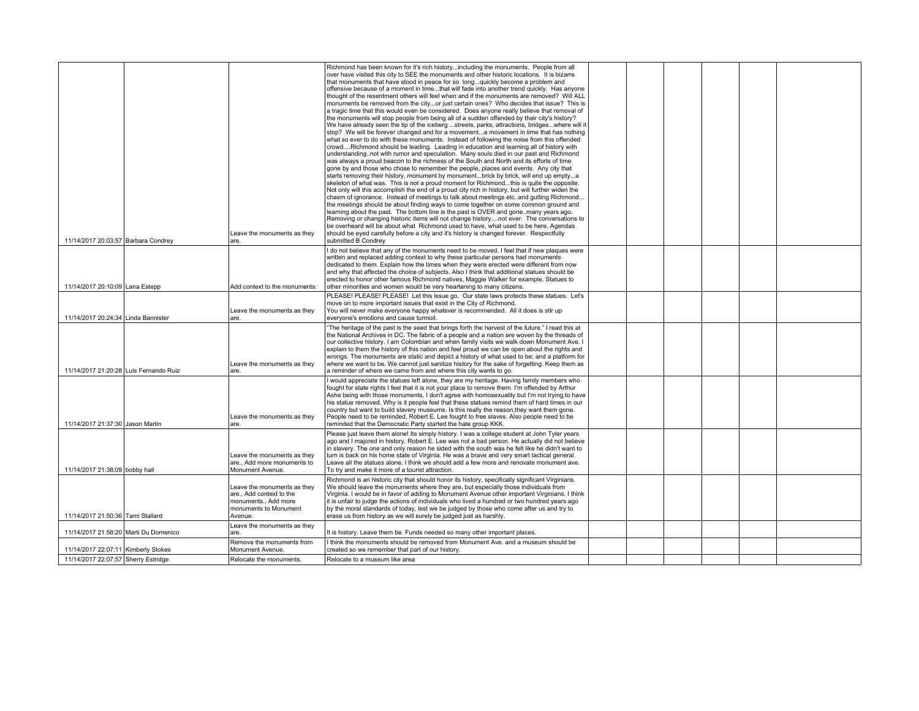| | | | | | | | | | |
|---|---|---|---|---|---|---|---|---|---|
| 11/14/2017 20:03:57 | Barbara Condrey | Leave the monuments as they are. | Richmond has been known for it's rich history...including the monuments. People from all over have visited this city to SEE the monuments and other historic locations. It is bizarre that monuments that have stood in peace for so long...quickly become a problem and offensive because of a moment in time...that will fade into another trend quickly. Has anyone thought of the resentment others will feel when and if the monuments are removed? Will ALL monuments be removed from the city...or just certain ones? Who decides that issue? This is a tragic time that this would even be considered. Does anyone really believe that removal of the monuments will stop people from being all of a sudden offended by their city's history? We have already seen the tip of the iceberg ...streets, parks, attractions, bridges...where will it stop? We will be forever changed and for a movement...a movement in time that has nothing what so ever to do with these monuments. Instead of following the noise from this offended crowd....Richmond should be leading. Leading in education and learning all of history with understanding..not with rumor and speculation. Many souls died in our past and Richmond was always a proud beacon to the richness of the South and North and its efforts of time gone by and those who chose to remember the people, places and events. Any city that starts removing their history, monument by monument...brick by brick, will end up empty...a skeleton of what was. This is not a proud moment for Richmond...this is quite the opposite. Not only will this accomplish the end of a proud city rich in history, but will further widen the chasm of ignorance. Instead of meetings to talk about meetings etc..and gutting Richmond... the meetings should be about finding ways to come together on some common ground and learning about the past. The bottom line is the past is OVER and gone..many years ago. Removing or changing historic items will not change history....not ever. The conversations to be overheard will be about what Richmond used to have, what used to be here. Agendas should be eyed carefully before a city and it's history is changed forever. Respectfully submitted B Condrey | | | | | | |
| 11/14/2017 20:10:09 | Lana Estepp | Add context to the monuments. | I do not believe that any of the monuments need to be moved. I feel that if new plaques were written and replaced adding context to why these particular persons had monuments dedicated to them. Explain how the times when they were erected were different from now and why that affected the choice of subjects. Also I think that additional statues should be erected to honor other famous Richmond natives, Maggie Walker for example. Statues to other minorities and women would be very heartening to many citizens. | | | | | | |
| 11/14/2017 20:24:34 | Linda Bannister | Leave the monuments as they are. | PLEASE! PLEASE! PLEASE! Let this issue go. Our state laws protects these statues. Let's move on to more important issues that exist in the City of Richmond. You will never make everyone happy whatever is recommended. All it does is stir up everyone's emotions and cause turmoil. | | | | | | |
| 11/14/2017 21:20:28 | Luis Fernando Ruiz | Leave the monuments as they are. | "The heritage of the past is the seed that brings forth the harvest of the future." I read this at the National Archives in DC. The fabric of a people and a nation are woven by the threads of our collective history. I am Colombian and when family visits we walk down Monument Ave. I explain to them the history of this nation and feel proud we can be open about the rights and wrongs. The monuments are static and depict a history of what used to be; and a platform for where we want to be. We cannot just sanitize history for the sake of forgetting. Keep them as a reminder of where we came from and where this city wants to go. | | | | | | |
| 11/14/2017 21:37:30 | Jason Martin | Leave the monuments as they are. | I would appreciate the statues left alone, they are my heritage. Having family members who fought for state rights I feel that it is not your place to remove them. I'm offended by Arthur Ashe being with those monuments, I don't agree with homosexuality but I'm not trying,to have his statue removed. Why is it people feel that these statues remind them of hard times in our country but want to build slavery museums. Is this really the reason,they want them gone. People need to be reminded, Robert E. Lee fought to free slaves. Also people need to be reminded that the Democratic Party started the hate group KKK. | | | | | | |
| 11/14/2017 21:38:09 | bobby hall | Leave the monuments as they are., Add more monuments to Monument Avenue. | Please just leave them alone! Its simply history. I was a college student at John Tyler years ago and I majored in history. Robert E. Lee was not a bad person. He actually did not believe in slavery. The one and only reason he sided with the south was he felt like he didn't want to turn is back on his home state of Virginia. He was a brave and very smart tactical general. Leave all the statues alone. I think we should add a few more and renovate monument ave. To try and make it more of a tourist attraction. | | | | | | |
| 11/14/2017 21:50:36 | Tami Stallard | Leave the monuments as they are., Add context to the monuments., Add more monuments to Monument Avenue. | Richmond is an historic city that should honor its history, specifically significant Virginians. We should leave the monuments where they are, but especially those individuals from Virginia. I would be in favor of adding to Monument Avenue other important Virginians. I think it is unfair to judge the actions of individuals who lived a hundred or two hundred years ago by the moral standards of today, lest we be judged by those who come after us and try to erase us from history as we will surely be judged just as harshly. | | | | | | |
| 11/14/2017 21:58:20 | Marti Du Domenico | Leave the monuments as they are. | It is history. Leave them be. Funds needed so many other important places. | | | | | | |
| 11/14/2017 22:07:11 | Kimberly Stokes | Remove the monuments from Monument Avenue. | I think the monuments should be removed from Monument Ave. and a museum should be created so we remember that part of our history. | | | | | | |
| 11/14/2017 22:07:57 | Sherry Estridge | Relocate the monuments. | Relocate to a museum like area | | | | | | |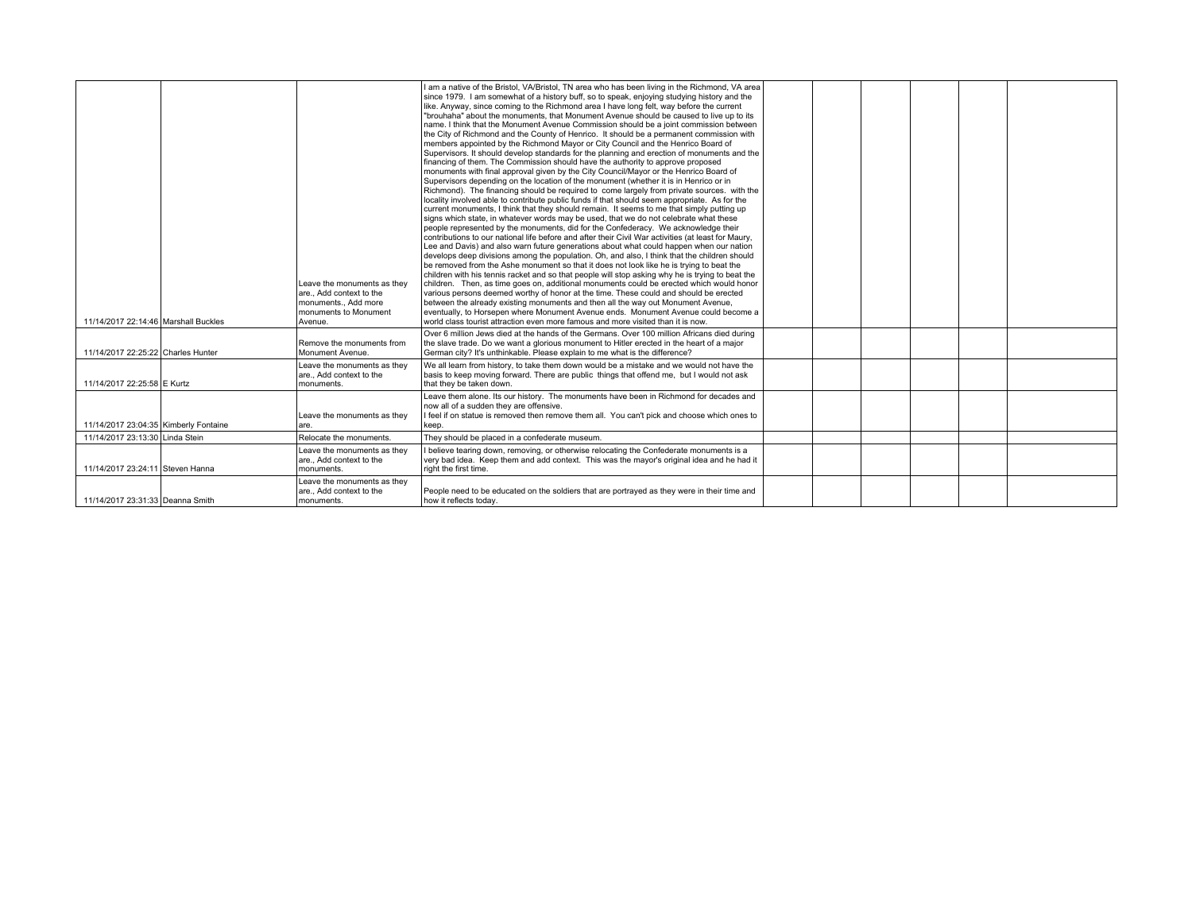| | | | | | | | | | |
|---|---|---|---|---|---|---|---|---|---|
| 11/14/2017 22:14:46 | Marshall Buckles | Leave the monuments as they are., Add context to the monuments., Add more monuments to Monument Avenue. | I am a native of the Bristol, VA/Bristol, TN area who has been living in the Richmond, VA area since 1979. I am somewhat of a history buff, so to speak, enjoying studying history and the like. Anyway, since coming to the Richmond area I have long felt, way before the current "brouhaha" about the monuments, that Monument Avenue should be caused to live up to its name. I think that the Monument Avenue Commission should be a joint commission between the City of Richmond and the County of Henrico. It should be a permanent commission with members appointed by the Richmond Mayor or City Council and the Henrico Board of Supervisors. It should develop standards for the planning and erection of monuments and the financing of them. The Commission should have the authority to approve proposed monuments with final approval given by the City Council/Mayor or the Henrico Board of Supervisors depending on the location of the monument (whether it is in Henrico or in Richmond). The financing should be required to come largely from private sources. with the locality involved able to contribute public funds if that should seem appropriate. As for the current monuments, I think that they should remain. It seems to me that simply putting up signs which state, in whatever words may be used, that we do not celebrate what these people represented by the monuments, did for the Confederacy. We acknowledge their contributions to our national life before and after their Civil War activities (at least for Maury, Lee and Davis) and also warn future generations about what could happen when our nation develops deep divisions among the population. Oh, and also, I think that the children should be removed from the Ashe monument so that it does not look like he is trying to beat the children with his tennis racket and so that people will stop asking why he is trying to beat the children. Then, as time goes on, additional monuments could be erected which would honor various persons deemed worthy of honor at the time. These could and should be erected between the already existing monuments and then all the way out Monument Avenue, eventually, to Horsepen where Monument Avenue ends. Monument Avenue could become a world class tourist attraction even more famous and more visited than it is now. | | | | | | |
| 11/14/2017 22:25:22 | Charles Hunter | Remove the monuments from Monument Avenue. | Over 6 million Jews died at the hands of the Germans. Over 100 million Africans died during the slave trade. Do we want a glorious monument to Hitler erected in the heart of a major German city? It's unthinkable. Please explain to me what is the difference? | | | | | | |
| 11/14/2017 22:25:58 | E Kurtz | Leave the monuments as they are., Add context to the monuments. | We all learn from history, to take them down would be a mistake and we would not have the basis to keep moving forward. There are public things that offend me, but I would not ask that they be taken down. | | | | | | |
| 11/14/2017 23:04:35 | Kimberly Fontaine | Leave the monuments as they are. | Leave them alone. Its our history. The monuments have been in Richmond for decades and now all of a sudden they are offensive.<br>I feel if on statue is removed then remove them all. You can't pick and choose which ones to keep. | | | | | | |
| 11/14/2017 23:13:30 | Linda Stein | Relocate the monuments. | They should be placed in a confederate museum. | | | | | | |
| 11/14/2017 23:24:11 | Steven Hanna | Leave the monuments as they are., Add context to the monuments. | I believe tearing down, removing, or otherwise relocating the Confederate monuments is a very bad idea. Keep them and add context. This was the mayor's original idea and he had it right the first time. | | | | | | |
| 11/14/2017 23:31:33 | Deanna Smith | Leave the monuments as they are., Add context to the monuments. | People need to be educated on the soldiers that are portrayed as they were in their time and how it reflects today. | | | | | | |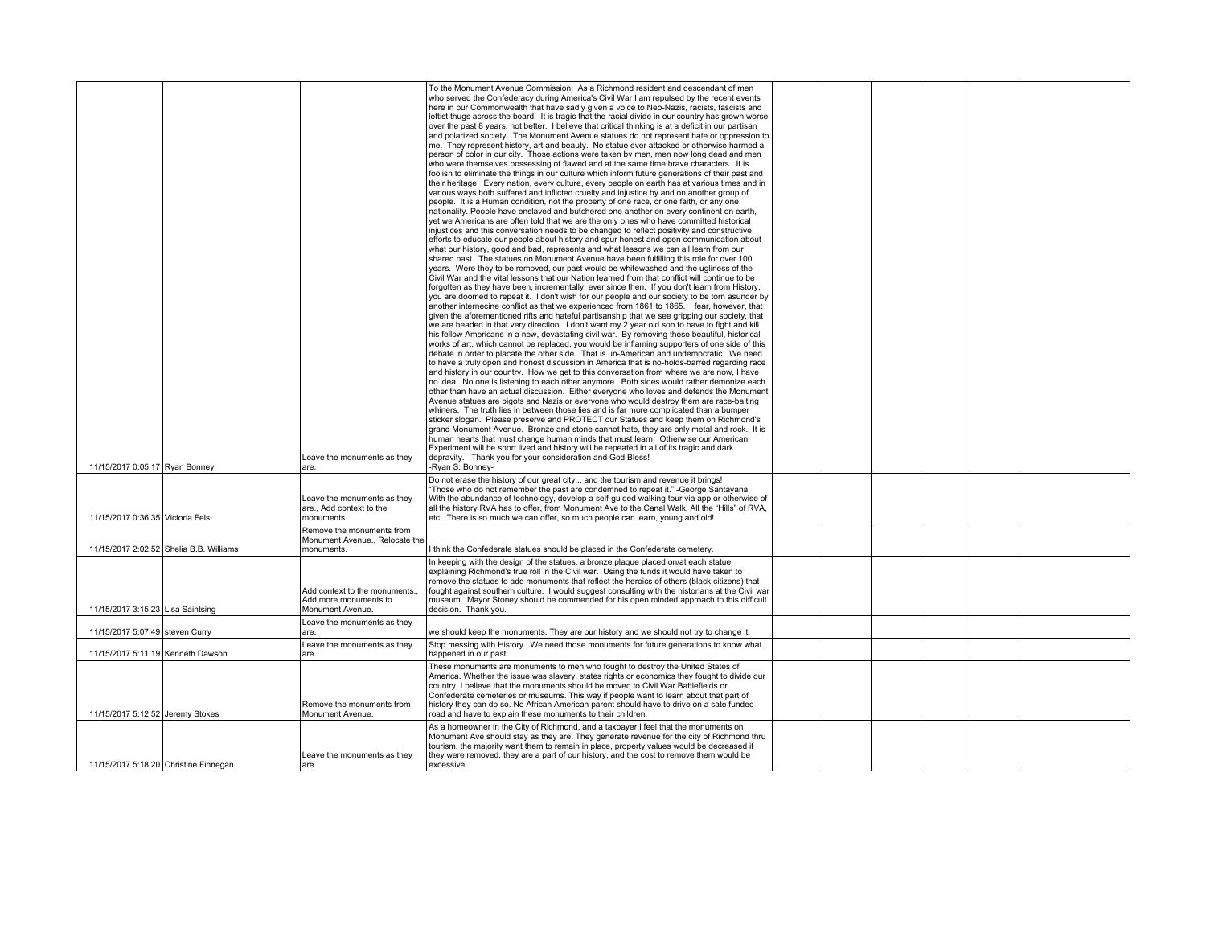| | | | | | | | | | |
|---|---|---|---|---|---|---|---|---|---|
| 11/15/2017 0:05:17 | Ryan Bonney | Leave the monuments as they are. | To the Monument Avenue Commission: As a Richmond resident and descendant of men who served the Confederacy during America's Civil War I am repulsed by the recent events here in our Commonwealth that have sadly given a voice to Neo-Nazis, racists, fascists and leftist thugs across the board. It is tragic that the racial divide in our country has grown worse over the past 8 years, not better. I believe that critical thinking is at a deficit in our partisan and polarized society. The Monument Avenue statues do not represent hate or oppression to me. They represent history, art and beauty. No statue ever attacked or otherwise harmed a person of color in our city. Those actions were taken by men, men now long dead and men who were themselves possessing of flawed and at the same time brave characters. It is foolish to eliminate the things in our culture which inform future generations of their past and their heritage. Every nation, every culture, every people on earth has at various times and in various ways both suffered and inflicted cruelty and injustice by and on another group of people. It is a Human condition, not the property of one race, or one faith, or any one nationality. People have enslaved and butchered one another on every continent on earth, yet we Americans are often told that we are the only ones who have committed historical injustices and this conversation needs to be changed to reflect positivity and constructive efforts to educate our people about history and spur honest and open communication about what our history, good and bad, represents and what lessons we can all learn from our shared past. The statues on Monument Avenue have been fulfilling this role for over 100 years. Were they to be removed, our past would be whitewashed and the ugliness of the Civil War and the vital lessons that our Nation learned from that conflict will continue to be forgotten as they have been, incrementally, ever since then. If you don't learn from History, you are doomed to repeat it. I don't wish for our people and our society to be torn asunder by another internecine conflict as that we experienced from 1861 to 1865. I fear, however, that given the aforementioned rifts and hateful partisanship that we see gripping our society, that we are headed in that very direction. I don't want my 2 year old son to have to fight and kill his fellow Americans in a new, devastating civil war. By removing these beautiful, historical works of art, which cannot be replaced, you would be inflaming supporters of one side of this debate in order to placate the other side. That is un-American and undemocratic. We need to have a truly open and honest discussion in America that is no-holds-barred regarding race and history in our country. How we get to this conversation from where we are now, I have no idea. No one is listening to each other anymore. Both sides would rather demonize each other than have an actual discussion. Either everyone who loves and defends the Monument Avenue statues are bigots and Nazis or everyone who would destroy them are race-baiting whiners. The truth lies in between those lies and is far more complicated than a bumper sticker slogan. Please preserve and PROTECT our Statues and keep them on Richmond's grand Monument Avenue. Bronze and stone cannot hate, they are only metal and rock. It is human hearts that must change human minds that must learn. Otherwise our American Experiment will be short lived and history will be repeated in all of its tragic and dark depravity. Thank you for your consideration and God Bless!<br>-Ryan S. Bonney- | | | | | | |
| 11/15/2017 0:36:35 | Victoria Fels | Leave the monuments as they are., Add context to the monuments. | Do not erase the history of our great city... and the tourism and revenue it brings!<br>"Those who do not remember the past are condemned to repeat it." -George Santayana<br>With the abundance of technology, develop a self-guided walking tour via app or otherwise of all the history RVA has to offer, from Monument Ave to the Canal Walk, All the "Hills" of RVA, etc. There is so much we can offer, so much people can learn, young and old! | | | | | | |
| 11/15/2017 2:02:52 | Shelia B.B. Williams | Remove the monuments from Monument Avenue., Relocate the monuments. | I think the Confederate statues should be placed in the Confederate cemetery. | | | | | | |
| 11/15/2017 3:15:23 | Lisa Saintsing | Add context to the monuments., Add more monuments to Monument Avenue. | In keeping with the design of the statues, a bronze plaque placed on/at each statue explaining Richmond's true roll in the Civil war. Using the funds it would have taken to remove the statues to add monuments that reflect the heroics of others (black citizens) that fought against southern culture. I would suggest consulting with the historians at the Civil war museum. Mayor Stoney should be commended for his open minded approach to this difficult decision. Thank you. | | | | | | |
| 11/15/2017 5:07:49 | steven Curry | Leave the monuments as they are. | we should keep the monuments. They are our history and we should not try to change it. | | | | | | |
| 11/15/2017 5:11:19 | Kenneth Dawson | Leave the monuments as they are. | Stop messing with History . We need those monuments for future generations to know what happened in our past. | | | | | | |
| 11/15/2017 5:12:52 | Jeremy Stokes | Remove the monuments from Monument Avenue. | These monuments are monuments to men who fought to destroy the United States of America. Whether the issue was slavery, states rights or economics they fought to divide our country. I believe that the monuments should be moved to Civil War Battlefields or Confederate cemeteries or museums. This way if people want to learn about that part of history they can do so. No African American parent should have to drive on a sate funded road and have to explain these monuments to their children. | | | | | | |
| 11/15/2017 5:18:20 | Christine Finnegan | Leave the monuments as they are. | As a homeowner in the City of Richmond, and a taxpayer I feel that the monuments on Monument Ave should stay as they are. They generate revenue for the city of Richmond thru tourism, the majority want them to remain in place, property values would be decreased if they were removed, they are a part of our history, and the cost to remove them would be excessive. | | | | | | |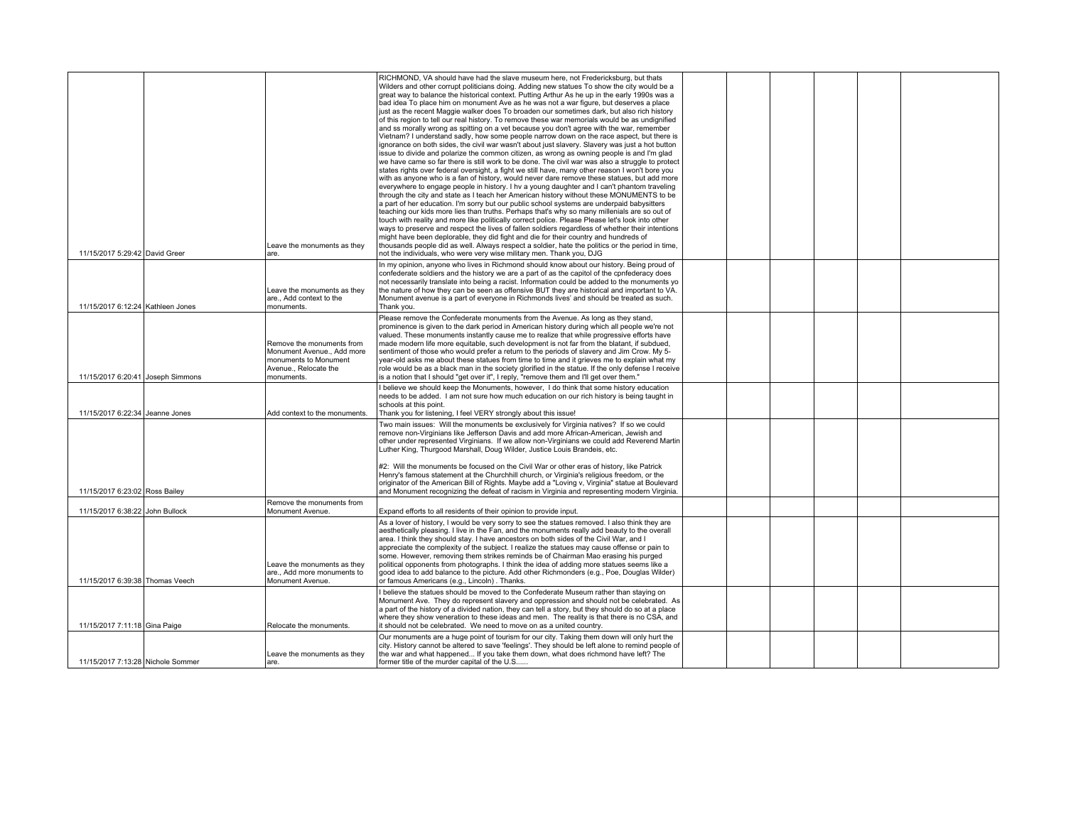| | | | | | | | | | |
|---|---|---|---|---|---|---|---|---|---|
| 11/15/2017 5:29:42 | David Greer | Leave the monuments as they are. | RICHMOND, VA should have had the slave museum here, not Fredericksburg, but thats Wilders and other corrupt politicians doing. Adding new statues To show the city would be a great way to balance the historical context. Putting Arthur As he up in the early 1990s was a bad idea To place him on monument Ave as he was not a war figure, but deserves a place just as the recent Maggie walker does To broaden our sometimes dark, but also rich history of this region to tell our real history. To remove these war memorials would be as undignified and ss morally wrong as spitting on a vet because you don't agree with the war, remember Vietnam? I understand sadly, how some people narrow down on the race aspect, but there is ignorance on both sides, the civil war wasn't about just slavery. Slavery was just a hot button issue to divide and polarize the common citizen, as wrong as owning people is and I'm glad we have came so far there is still work to be done. The civil war was also a struggle to protect states rights over federal oversight, a fight we still have, many other reason I won't bore you with as anyone who is a fan of history, would never dare remove these statues, but add more everywhere to engage people in history. I hv a young daughter and I can't phantom traveling through the city and state as I teach her American history without these MONUMENTS to be a part of her education. I'm sorry but our public school systems are underpaid babysitters teaching our kids more lies than truths. Perhaps that's why so many millenials are so out of touch with reality and more like politically correct police. Please Please let's look into other ways to preserve and respect the lives of fallen soldiers regardless of whether their intentions might have been deplorable, they did fight and die for their country and hundreds of thousands people did as well. Always respect a soldier, hate the politics or the period in time, not the individuals, who were very wise military men. Thank you, DJG | | | | | | |
| 11/15/2017 6:12:24 | Kathleen Jones | Leave the monuments as they are., Add context to the monuments. | In my opinion, anyone who lives in Richmond should know about our history. Being proud of confederate soldiers and the history we are a part of as the capitol of the cpnfederacy does not necessarily translate into being a racist. Information could be added to the monuments yo the nature of how they can be seen as offensive BUT they are historical and important to VA. Monument avenue is a part of everyone in Richmonds lives' and should be treated as such. Thank you. | | | | | | |
| 11/15/2017 6:20:41 | Joseph Simmons | Remove the monuments from Monument Avenue., Add more monuments to Monument Avenue., Relocate the monuments. | Please remove the Confederate monuments from the Avenue. As long as they stand, prominence is given to the dark period in American history during which all people we're not valued. These monuments instantly cause me to realize that while progressive efforts have made modern life more equitable, such development is not far from the blatant, if subdued, sentiment of those who would prefer a return to the periods of slavery and Jim Crow. My 5-year-old asks me about these statues from time to time and it grieves me to explain what my role would be as a black man in the society glorified in the statue. If the only defense I receive is a notion that I should "get over it", I reply, "remove them and I'll get over them." | | | | | | |
| 11/15/2017 6:22:34 | Jeanne Jones | Add context to the monuments. | I believe we should keep the Monuments, however, I do think that some history education needs to be added. I am not sure how much education on our rich history is being taught in schools at this point.<br>Thank you for listening, I feel VERY strongly about this issue! | | | | | | |
| 11/15/2017 6:23:02 | Ross Bailey | | Two main issues: Will the monuments be exclusively for Virginia natives? If so we could remove non-Virginians like Jefferson Davis and add more African-American, Jewish and other under represented Virginians. If we allow non-Virginians we could add Reverend Martin Luther King, Thurgood Marshall, Doug Wilder, Justice Louis Brandeis, etc.<br><br>#2: Will the monuments be focused on the Civil War or other eras of history, like Patrick Henry's famous statement at the Churchhill church, or Virginia's religious freedom, or the originator of the American Bill of Rights. Maybe add a "Loving v, Virginia" statue at Boulevard and Monument recognizing the defeat of racism in Virginia and representing modern Virginia. | | | | | | |
| 11/15/2017 6:38:22 | John Bullock | Remove the monuments from Monument Avenue. | Expand efforts to all residents of their opinion to provide input. | | | | | | |
| 11/15/2017 6:39:38 | Thomas Veech | Leave the monuments as they are., Add more monuments to Monument Avenue. | As a lover of history, I would be very sorry to see the statues removed. I also think they are aesthetically pleasing. I live in the Fan, and the monuments really add beauty to the overall area. I think they should stay. I have ancestors on both sides of the Civil War, and I appreciate the complexity of the subject. I realize the statues may cause offense or pain to some. However, removing them strikes reminds be of Chairman Mao erasing his purged political opponents from photographs. I think the idea of adding more statues seems like a good idea to add balance to the picture. Add other Richmonders (e.g., Poe, Douglas Wilder) or famous Americans (e.g., Lincoln) . Thanks. | | | | | | |
| 11/15/2017 7:11:18 | Gina Paige | Relocate the monuments. | I believe the statues should be moved to the Confederate Museum rather than staying on Monument Ave. They do represent slavery and oppression and should not be celebrated. As a part of the history of a divided nation, they can tell a story, but they should do so at a place where they show veneration to these ideas and men. The reality is that there is no CSA, and it should not be celebrated. We need to move on as a united country. | | | | | | |
| 11/15/2017 7:13:28 | Nichole Sommer | Leave the monuments as they are. | Our monuments are a huge point of tourism for our city. Taking them down will only hurt the city. History cannot be altered to save 'feelings'. They should be left alone to remind people of the war and what happened... If you take them down, what does richmond have left? The former title of the murder capital of the U.S...... | | | | | | |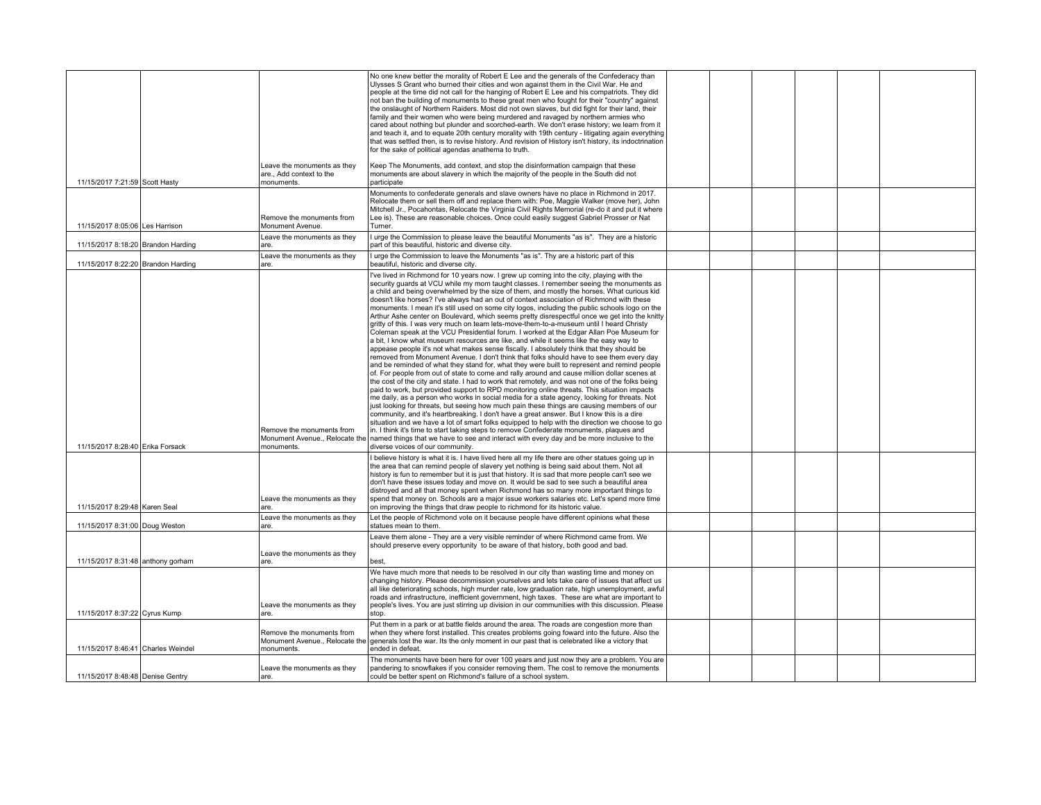| | | | | | | | | | |
|---|---|---|---|---|---|---|---|---|---|
| 11/15/2017 7:21:59 | Scott Hasty | Leave the monuments as they are., Add context to the monuments. | No one knew better the morality of Robert E Lee and the generals of the Confederacy than Ulysses S Grant who burned their cities and won against them in the Civil War. He and people at the time did not call for the hanging of Robert E Lee and his compatriots. They did not ban the building of monuments to these great men who fought for their "country" against the onslaught of Northern Raiders. Most did not own slaves, but did fight for their land, their family and their women who were being murdered and ravaged by northern armies who cared about nothing but plunder and scorched-earth. We don't erase history; we learn from it and teach it, and to equate 20th century morality with 19th century - litigating again everything that was settled then, is to revise history. And revision of History isn't history, its indoctrination for the sake of political agendas anathema to truth.<br><br>Keep The Monuments, add context, and stop the disinformation campaign that these monuments are about slavery in which the majority of the people in the South did not participate | | | | | | |
| 11/15/2017 8:05:06 | Les Harrison | Remove the monuments from Monument Avenue. | Monuments to confederate generals and slave owners have no place in Richmond in 2017. Relocate them or sell them off and replace them with: Poe, Maggie Walker (move her), John Mitchell Jr., Pocahontas, Relocate the Virginia Civil Rights Memorial (re-do it and put it where Lee is). These are reasonable choices. Once could easily suggest Gabriel Prosser or Nat Turner. | | | | | | |
| 11/15/2017 8:18:20 | Brandon Harding | Leave the monuments as they are. | I urge the Commission to please leave the beautiful Monuments "as is". They are a historic part of this beautiful, historic and diverse city. | | | | | | |
| 11/15/2017 8:22:20 | Brandon Harding | Leave the monuments as they are. | I urge the Commission to leave the Monuments "as is". Thy are a historic part of this beautiful, historic and diverse city. | | | | | | |
| 11/15/2017 8:28:40 | Erika Forsack | Remove the monuments from Monument Avenue., Relocate the monuments. | I've lived in Richmond for 10 years now. I grew up coming into the city, playing with the security guards at VCU while my mom taught classes. I remember seeing the monuments as a child and being overwhelmed by the size of them, and mostly the horses. What curious kid doesn't like horses? I've always had an out of context association of Richmond with these monuments. I mean it's still used on some city logos, including the public schools logo on the Arthur Ashe center on Boulevard, which seems pretty disrespectful once we get into the knitty gritty of this. I was very much on team lets-move-them-to-a-museum until I heard Christy Coleman speak at the VCU Presidential forum. I worked at the Edgar Allan Poe Museum for a bit, I know what museum resources are like, and while it seems like the easy way to appease people it's not what makes sense fiscally. I absolutely think that they should be removed from Monument Avenue. I don't think that folks should have to see them every day and be reminded of what they stand for, what they were built to represent and remind people of. For people from out of state to come and rally around and cause million dollar scenes at the cost of the city and state. I had to work that remotely, and was not one of the folks being paid to work, but provided support to RPD monitoring online threats. This situation impacts me daily, as a person who works in social media for a state agency, looking for threats. Not just looking for threats, but seeing how much pain these things are causing members of our community, and it's heartbreaking. I don't have a great answer. But I know this is a dire situation and we have a lot of smart folks equipped to help with the direction we choose to go in. I think it's time to start taking steps to remove Confederate monuments, plaques and named things that we have to see and interact with every day and be more inclusive to the diverse voices of our community. | | | | | | |
| 11/15/2017 8:29:48 | Karen Seal | Leave the monuments as they are. | I believe history is what it is. I have lived here all my life there are other statues going up in the area that can remind people of slavery yet nothing is being said about them. Not all history is fun to remember but it is just that history. It is sad that more people can't see we don't have these issues today and move on. It would be sad to see such a beautiful area distroyed and all that money spent when Richmond has so many more important things to spend that money on. Schools are a major issue workers salaries etc. Let's spend more time on improving the things that draw people to richmond for its historic value. | | | | | | |
| 11/15/2017 8:31:00 | Doug Weston | Leave the monuments as they are. | Let the people of Richmond vote on it because people have different opinions what these statues mean to them. | | | | | | |
| 11/15/2017 8:31:48 | anthony gorham | Leave the monuments as they are. | Leave them alone - They are a very visible reminder of where Richmond came from. We should preserve every opportunity to be aware of that history, both good and bad.<br><br>best, | | | | | | |
| 11/15/2017 8:37:22 | Cyrus Kump | Leave the monuments as they are. | We have much more that needs to be resolved in our city than wasting time and money on changing history. Please decommission yourselves and lets take care of issues that affect us all like deteriorating schools, high murder rate, low graduation rate, high unemployment, awful roads and infrastructure, inefficient government, high taxes. These are what are important to people's lives. You are just stirring up division in our communities with this discussion. Please stop. | | | | | | |
| 11/15/2017 8:46:41 | Charles Weindel | Remove the monuments from Monument Avenue., Relocate the monuments. | Put them in a park or at battle fields around the area. The roads are congestion more than when they where forst installed. This creates problems going foward into the future. Also the generals lost the war. Its the only moment in our past that is celebrated like a victory that ended in defeat. | | | | | | |
| 11/15/2017 8:48:48 | Denise Gentry | Leave the monuments as they are. | The monuments have been here for over 100 years and just now they are a problem. You are pandering to snowflakes if you consider removing them. The cost to remove the monuments could be better spent on Richmond's failure of a school system. | | | | | | |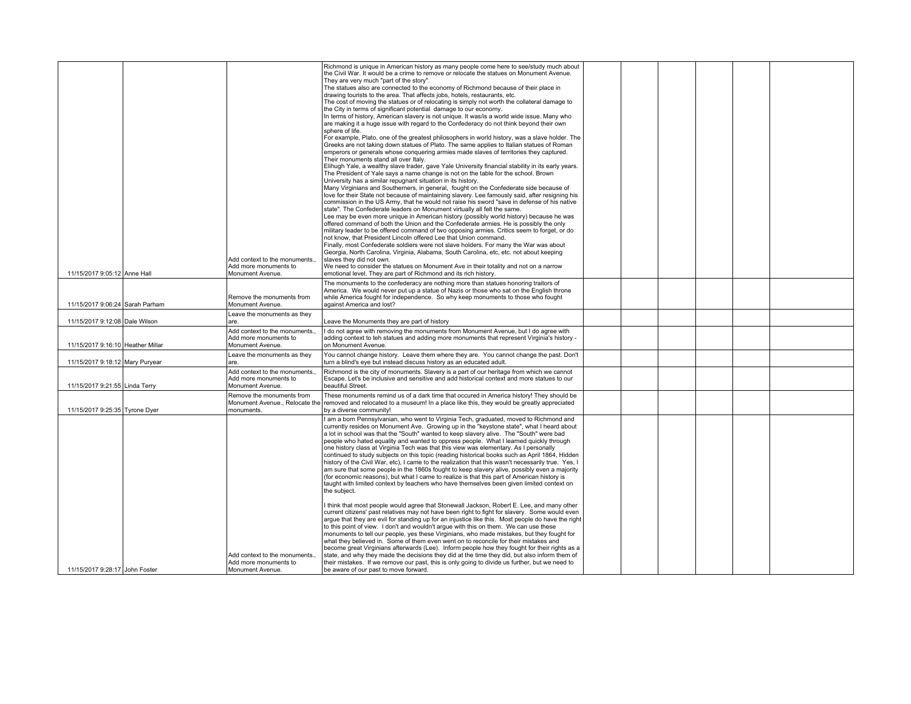| | | | | | | | | | |
|---|---|---|---|---|---|---|---|---|---|
| 11/15/2017 9:05:12 | Anne Hall | Add context to the monuments., Add more monuments to Monument Avenue. | Richmond is unique in American history as many people come here to see/study much about the Civil War. It would be a crime to remove or relocate the statues on Monument Avenue. They are very much "part of the story". The statues also are connected to the economy of Richmond because of their place in drawing tourists to the area. That affects jobs, hotels, restaurants, etc. The cost of moving the statues or of relocating is simply not worth the collateral damage to the City in terms of significant potential damage to our economy. In terms of history, American slavery is not unique. It was/is a world wide issue. Many who are making it a huge issue with regard to the Confederacy do not think beyond their own sphere of life. For example, Plato, one of the greatest philosophers in world history, was a slave holder. The Greeks are not taking down statues of Plato. The same applies to Italian statues of Roman emperors or generals whose conquering armies made slaves of territories they captured. Their monuments stand all over Italy. Elihugh Yale, a wealthy slave trader, gave Yale University financial stability in its early years. The President of Yale says a name change is not on the table for the school. Brown University has a similar repugnant situation in its history. Many Virginians and Southerners, in general, fought on the Confederate side because of love for their State not because of maintaining slavery. Lee famously said, after resigning his commission in the US Army, that he would not raise his sword "save in defense of his native state". The Confederate leaders on Monument virtually all felt the same. Lee may be even more unique in American history (possibly world history) because he was offered command of both the Union and the Confederate armies. He is possibly the only military leader to be offered command of two opposing armies. Critics seem to forget, or do not know, that President Lincoln offered Lee that Union command. Finally, most Confederate soldiers were not slave holders. For many the War was about Georgia, North Carolina, Virginia, Alabama, South Carolina, etc, etc. not about keeping slaves they did not own. We need to consider the statues on Monument Ave in their totality and not on a narrow emotional level. They are part of Richmond and its rich history. | | | | | | |
| 11/15/2017 9:06:24 | Sarah Parham | Remove the monuments from Monument Avenue. | The monuments to the confederacy are nothing more than statues honoring traitors of America. We would never put up a statue of Nazis or those who sat on the English throne while America fought for independence. So why keep monuments to those who fought against America and lost? | | | | | | |
| 11/15/2017 9:12:08 | Dale Wilson | Leave the monuments as they are. | Leave the Monuments they are part of history | | | | | | |
| 11/15/2017 9:16:10 | Heather Millar | Add context to the monuments., Add more monuments to Monument Avenue. | I do not agree with removing the monuments from Monument Avenue, but I do agree with adding context to teh statues and adding more monuments that represent Virginia's history - on Monument Avenue. | | | | | | |
| 11/15/2017 9:18:12 | Mary Puryear | Leave the monuments as they are. | You cannot change history. Leave them where they are. You cannot change the past. Don't turn a blind's eye but instead discuss history as an educated adult. | | | | | | |
| 11/15/2017 9:21:55 | Linda Terry | Add context to the monuments., Add more monuments to Monument Avenue. | Richmond is the city of monuments. Slavery is a part of our heritage from which we cannot Escape. Let's be inclusive and sensitive and add historical context and more statues to our beautiful Street. | | | | | | |
| 11/15/2017 9:25:35 | Tyrone Dyer | Remove the monuments from Monument Avenue., Relocate the monuments. | These monuments remind us of a dark time that occured in America history! They should be removed and relocated to a museum! In a place like this, they would be greatly appreciated by a diverse community! | | | | | | |
| 11/15/2017 9:28:17 | John Foster | Add context to the monuments., Add more monuments to Monument Avenue. | I am a born Pennsylvanian, who went to Virginia Tech, graduated, moved to Richmond and currently resides on Monument Ave. Growing up in the "keystone state", what I heard about a lot in school was that the "South" wanted to keep slavery alive. The "South" were bad people who hated equality and wanted to oppress people. What I learned quickly through one history class at Virginia Tech was that this view was elementary. As I personally continued to study subjects on this topic (reading historical books such as April 1864, Hidden history of the Civil War, etc), I came to the realization that this wasn't necessarily true. Yes, I am sure that some people in the 1860s fought to keep slavery alive, possibly even a majority (for economic reasons), but what I came to realize is that this part of American history is taught with limited context by teachers who have themselves been given limited context on the subject.<br><br>I think that most people would agree that Stonewall Jackson, Robert E. Lee, and many other current citizens' past relatives may not have been right to fight for slavery. Some would even argue that they are evil for standing up for an injustice like this. Most people do have the right to this point of view. I don't and wouldn't argue with this on them. We can use these monuments to tell our people, yes these Virginians, who made mistakes, but they fought for what they believed in. Some of them even went on to reconcile for their mistakes and become great Virginians afterwards (Lee). Inform people how they fought for their rights as a state, and why they made the decisions they did at the time they did, but also inform them of their mistakes. If we remove our past, this is only going to divide us further, but we need to be aware of our past to move forward. | | | | | | |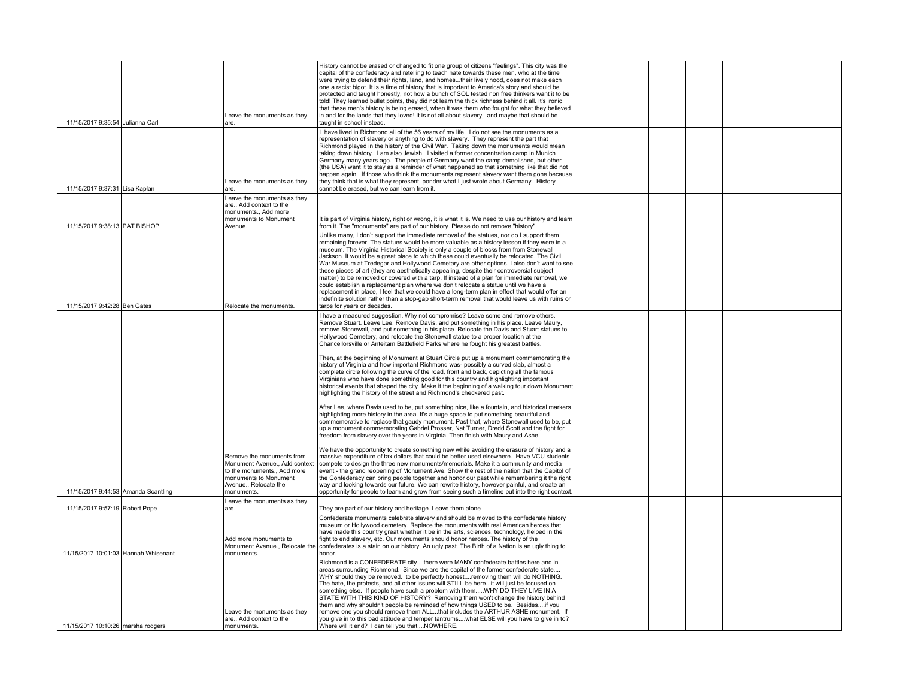| | | | | | | | | | |
|---|---|---|---|---|---|---|---|---|---|
| 11/15/2017 9:35:54 | Julianna Carl | Leave the monuments as they are. | History cannot be erased or changed to fit one group of citizens "feelings". This city was the capital of the confederacy and retelling to teach hate towards these men, who at the time were trying to defend their rights, land, and homes...their lively hood, does not make each one a racist bigot. It is a time of history that is important to America's story and should be protected and taught honestly, not how a bunch of SOL tested non free thinkers want it to be told! They learned bullet points, they did not learn the thick richness behind it all. It's ironic that these men's history is being erased, when it was them who fought for what they believed in and for the lands that they loved! It is not all about slavery, and maybe that should be taught in school instead. | | | | | |
| 11/15/2017 9:37:31 | Lisa Kaplan | Leave the monuments as they are. | I have lived in Richmond all of the 56 years of my life. I do not see the monuments as a representation of slavery or anything to do with slavery. They represent the part that Richmond played in the history of the Civil War. Taking down the monuments would mean taking down history. I am also Jewish. I visited a former concentration camp in Munich Germany many years ago. The people of Germany want the camp demolished, but other (the USA) want it to stay as a reminder of what happened so that something like that did not happen again. If those who think the monuments represent slavery want them gone because they think that is what they represent, ponder what I just wrote about Germany. History cannot be erased, but we can learn from it. | | | | | |
| 11/15/2017 9:38:13 | PAT BISHOP | Leave the monuments as they are., Add context to the monuments., Add more monuments to Monument Avenue. | It is part of Virginia history, right or wrong, it is what it is. We need to use our history and learn from it. The "monuments" are part of our history. Please do not remove "history" | | | | | |
| 11/15/2017 9:42:28 | Ben Gates | Relocate the monuments. | Unlike many, I don't support the immediate removal of the statues, nor do I support them remaining forever. The statues would be more valuable as a history lesson if they were in a museum. The Virginia Historical Society is only a couple of blocks from from Stonewall Jackson. It would be a great place to which these could eventually be relocated. The Civil War Museum at Tredegar and Hollywood Cemetary are other options. I also don't want to see these pieces of art (they are aesthetically appealing, despite their controversial subject matter) to be removed or covered with a tarp. If instead of a plan for immediate removal, we could establish a replacement plan where we don't relocate a statue until we have a replacement in place, I feel that we could have a long-term plan in effect that would offer an indefinite solution rather than a stop-gap short-term removal that would leave us with ruins or tarps for years or decades. | | | | | |
| 11/15/2017 9:44:53 | Amanda Scantling | Remove the monuments from Monument Avenue., Add context to the monuments., Add more monuments to Monument Avenue., Relocate the monuments. | I have a measured suggestion. Why not compromise? Leave some and remove others. Remove Stuart. Leave Lee. Remove Davis, and put something in his place. Leave Maury, remove Stonewall, and put something in his place. Relocate the Davis and Stuart statues to Hollywood Cemetery, and relocate the Stonewall statue to a proper location at the Chancellorsville or Anteitam Battlefield Parks where he fought his greatest battles.<br><br>Then, at the beginning of Monument at Stuart Circle put up a monument commemorating the history of Virginia and how important Richmond was- possibly a curved slab, almost a complete circle following the curve of the road, front and back, depicting all the famous Virginians who have done something good for this country and highlighting important historical events that shaped the city. Make it the beginning of a walking tour down Monument highlighting the history of the street and Richmond's checkered past.<br><br>After Lee, where Davis used to be, put something nice, like a fountain, and historical markers highlighting more history in the area. It's a huge space to put something beautiful and commemorative to replace that gaudy monument. Past that, where Stonewall used to be, put up a monument commemorating Gabriel Prosser, Nat Turner, Dredd Scott and the fight for freedom from slavery over the years in Virginia. Then finish with Maury and Ashe.<br><br>We have the opportunity to create something new while avoiding the erasure of history and a massive expenditure of tax dollars that could be better used elsewhere. Have VCU students compete to design the three new monuments/memorials. Make it a community and media event - the grand reopening of Monument Ave. Show the rest of the nation that the Capitol of the Confederacy can bring people together and honor our past while remembering it the right way and looking towards our future. We can rewrite history, however painful, and create an opportunity for people to learn and grow from seeing such a timeline put into the right context. | | | | | |
| 11/15/2017 9:57:19 | Robert Pope | Leave the monuments as they are. | They are part of our history and heritage. Leave them alone | | | | | |
| 11/15/2017 10:01:03 | Hannah Whisenant | Add more monuments to Monument Avenue., Relocate the monuments. | Confederate monuments celebrate slavery and should be moved to the confederate history museum or Hollywood cemetery. Replace the monuments with real American heroes that have made this country great whether it be in the arts, sciences, technology, helped in the fight to end slavery, etc. Our monuments should honor heroes. The history of the confederates is a stain on our history. An ugly past. The Birth of a Nation is an ugly thing to honor. | | | | | |
| 11/15/2017 10:10:26 | marsha rodgers | Leave the monuments as they are., Add context to the monuments. | Richmond is a CONFEDERATE city....there were MANY confederate battles here and in areas surrounding Richmond. Since we are the capital of the former confederate state.... WHY should they be removed. to be perfectly honest....removing them will do NOTHING. The hate, the protests, and all other issues will STILL be here...it will just be focused on something else. If people have such a problem with them.....WHY DO THEY LIVE IN A STATE WITH THIS KIND OF HISTORY? Removing them won't change the history behind them and why shouldn't people be reminded of how things USED to be. Besides....if you remove one you should remove them ALL...that includes the ARTHUR ASHE monument. If you give in to this bad attitude and temper tantrums....what ELSE will you have to give in to? Where will it end? I can tell you that....NOWHERE. | | | | | |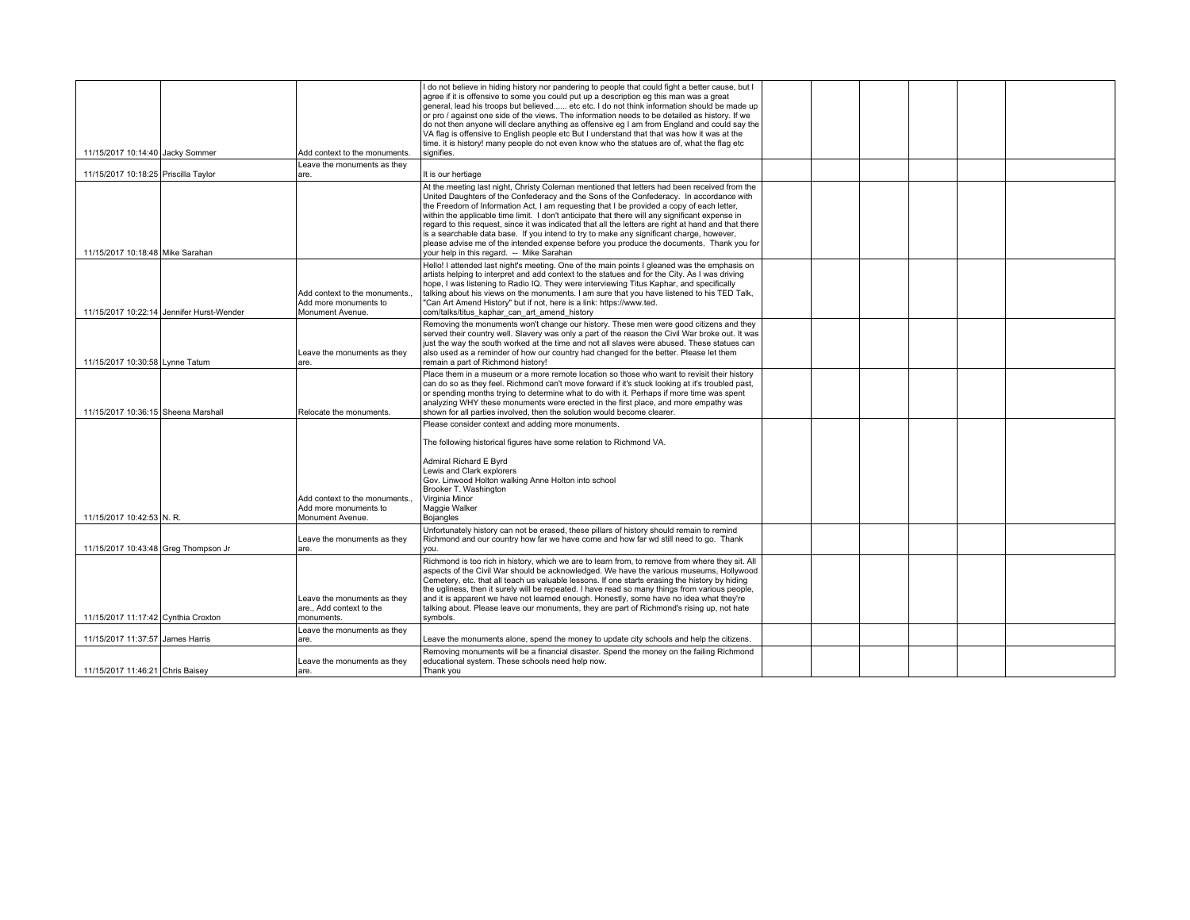| | | | | | | | | | |
|---|---|---|---|---|---|---|---|---|---|
| 11/15/2017 10:14:40 | Jacky Sommer | Add context to the monuments. | I do not believe in hiding history nor pandering to people that could fight a better cause, but I agree if it is offensive to some you could put up a description eg this man was a great general, lead his troops but believed...... etc etc. I do not think information should be made up or pro / against one side of the views. The information needs to be detailed as history. If we do not then anyone will declare anything as offensive eg I am from England and could say the VA flag is offensive to English people etc But I understand that that was how it was at the time. it is history! many people do not even know who the statues are of, what the flag etc signifies. | | | | | | |
| 11/15/2017 10:18:25 | Priscilla Taylor | Leave the monuments as they are. | It is our hertiage | | | | | | |
| 11/15/2017 10:18:48 | Mike Sarahan | | At the meeting last night, Christy Coleman mentioned that letters had been received from the United Daughters of the Confederacy and the Sons of the Confederacy. In accordance with the Freedom of Information Act, I am requesting that I be provided a copy of each letter, within the applicable time limit. I don't anticipate that there will any significant expense in regard to this request, since it was indicated that all the letters are right at hand and that there is a searchable data base. If you intend to try to make any significant charge, however, please advise me of the intended expense before you produce the documents. Thank you for your help in this regard. -- Mike Sarahan | | | | | | |
| 11/15/2017 10:22:14 | Jennifer Hurst-Wender | Add context to the monuments., Add more monuments to Monument Avenue. | Hello! I attended last night's meeting. One of the main points I gleaned was the emphasis on artists helping to interpret and add context to the statues and for the City. As I was driving hope, I was listening to Radio IQ. They were interviewing Titus Kaphar, and specifically talking about his views on the monuments. I am sure that you have listened to his TED Talk, "Can Art Amend History" but if not, here is a link: https://www.ted.com/talks/titus_kaphar_can_art_amend_history | | | | | | |
| 11/15/2017 10:30:58 | Lynne Tatum | Leave the monuments as they are. | Removing the monuments won't change our history. These men were good citizens and they served their country well. Slavery was only a part of the reason the Civil War broke out. It was just the way the south worked at the time and not all slaves were abused. These statues can also used as a reminder of how our country had changed for the better. Please let them remain a part of Richmond history! | | | | | | |
| 11/15/2017 10:36:15 | Sheena Marshall | Relocate the monuments. | Place them in a museum or a more remote location so those who want to revisit their history can do so as they feel. Richmond can't move forward if it's stuck looking at it's troubled past, or spending months trying to determine what to do with it. Perhaps if more time was spent analyzing WHY these monuments were erected in the first place, and more empathy was shown for all parties involved, then the solution would become clearer. | | | | | | |
| 11/15/2017 10:42:53 | N. R. | Add context to the monuments., Add more monuments to Monument Avenue. | Please consider context and adding more monuments.<br><br>The following historical figures have some relation to Richmond VA.<br><br>Admiral Richard E Byrd<br>Lewis and Clark explorers<br>Gov. Linwood Holton walking Anne Holton into school<br>Brooker T. Washington<br>Virginia Minor<br>Maggie Walker<br>Bojangles | | | | | | |
| 11/15/2017 10:43:48 | Greg Thompson Jr | Leave the monuments as they are. | Unfortunately history can not be erased, these pillars of history should remain to remind Richmond and our country how far we have come and how far wd still need to go. Thank you. | | | | | | |
| 11/15/2017 11:17:42 | Cynthia Croxton | Leave the monuments as they are., Add context to the monuments. | Richmond is too rich in history, which we are to learn from, to remove from where they sit. All aspects of the Civil War should be acknowledged. We have the various museums, Hollywood Cemetery, etc. that all teach us valuable lessons. If one starts erasing the history by hiding the ugliness, then it surely will be repeated. I have read so many things from various people, and it is apparent we have not learned enough. Honestly, some have no idea what they're talking about. Please leave our monuments, they are part of Richmond's rising up, not hate symbols. | | | | | | |
| 11/15/2017 11:37:57 | James Harris | Leave the monuments as they are. | Leave the monuments alone, spend the money to update city schools and help the citizens. | | | | | | |
| 11/15/2017 11:46:21 | Chris Baisey | Leave the monuments as they are. | Removing monuments will be a financial disaster. Spend the money on the failing Richmond educational system. These schools need help now.<br>Thank you | | | | | | |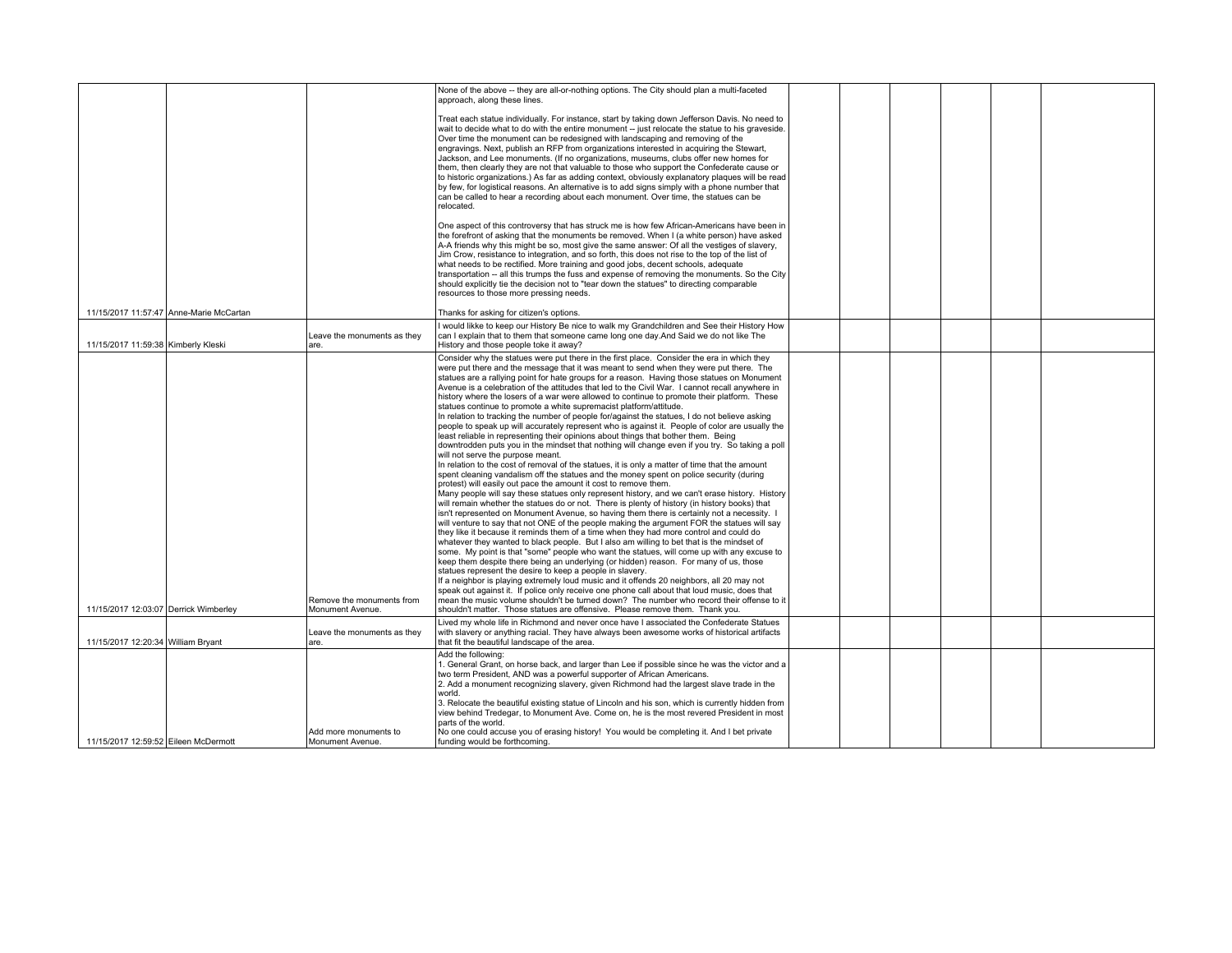| | | | | | | | | | |
|---|---|---|---|---|---|---|---|---|---|
| 11/15/2017 11:57:47 | Anne-Marie McCartan | | None of the above -- they are all-or-nothing options. The City should plan a multi-faceted approach, along these lines.<br><br>Treat each statue individually. For instance, start by taking down Jefferson Davis. No need to wait to decide what to do with the entire monument -- just relocate the statue to his graveside. Over time the monument can be redesigned with landscaping and removing of the engravings. Next, publish an RFP from organizations interested in acquiring the Stewart, Jackson, and Lee monuments. (If no organizations, museums, clubs offer new homes for them, then clearly they are not that valuable to those who support the Confederate cause or to historic organizations.) As far as adding context, obviously explanatory plaques will be read by few, for logistical reasons. An alternative is to add signs simply with a phone number that can be called to hear a recording about each monument. Over time, the statues can be relocated.<br><br>One aspect of this controversy that has struck me is how few African-Americans have been in the forefront of asking that the monuments be removed. When I (a white person) have asked A-A friends why this might be so, most give the same answer: Of all the vestiges of slavery, Jim Crow, resistance to integration, and so forth, this does not rise to the top of the list of what needs to be rectified. More training and good jobs, decent schools, adequate transportation -- all this trumps the fuss and expense of removing the monuments. So the City should explicitly tie the decision not to "tear down the statues" to directing comparable resources to those more pressing needs.<br><br>Thanks for asking for citizen's options. | | | | | | |
| 11/15/2017 11:59:38 | Kimberly Kleski | Leave the monuments as they are. | I would likke to keep our History Be nice to walk my Grandchildren and See their History How can I explain that to them that someone came long one day.And Said we do not like The History and those people toke it away? | | | | | | |
| 11/15/2017 12:03:07 | Derrick Wimberley | Remove the monuments from Monument Avenue. | Consider why the statues were put there in the first place. Consider the era in which they were put there and the message that it was meant to send when they were put there. The statues are a rallying point for hate groups for a reason. Having those statues on Monument Avenue is a celebration of the attitudes that led to the Civil War. I cannot recall anywhere in history where the losers of a war were allowed to continue to promote their platform. These statues continue to promote a white supremacist platform/attitude.<br>In relation to tracking the number of people for/against the statues, I do not believe asking people to speak up will accurately represent who is against it. People of color are usually the least reliable in representing their opinions about things that bother them. Being downtrodden puts you in the mindset that nothing will change even if you try. So taking a poll will not serve the purpose meant.<br>In relation to the cost of removal of the statues, it is only a matter of time that the amount spent cleaning vandalism off the statues and the money spent on police security (during protest) will easily out pace the amount it cost to remove them.<br>Many people will say these statues only represent history, and we can't erase history. History will remain whether the statues do or not. There is plenty of history (in history books) that isn't represented on Monument Avenue, so having them there is certainly not a necessity. I will venture to say that not ONE of the people making the argument FOR the statues will say they like it because it reminds them of a time when they had more control and could do whatever they wanted to black people. But I also am willing to bet that is the mindset of some. My point is that "some" people who want the statues, will come up with any excuse to keep them despite there being an underlying (or hidden) reason. For many of us, those statues represent the desire to keep a people in slavery.<br>If a neighbor is playing extremely loud music and it offends 20 neighbors, all 20 may not speak out against it. If police only receive one phone call about that loud music, does that mean the music volume shouldn't be turned down? The number who record their offense to it shouldn't matter. Those statues are offensive. Please remove them. Thank you. | | | | | | |
| 11/15/2017 12:20:34 | William Bryant | Leave the monuments as they are. | Lived my whole life in Richmond and never once have I associated the Confederate Statues with slavery or anything racial. They have always been awesome works of historical artifacts that fit the beautiful landscape of the area. | | | | | | |
| 11/15/2017 12:59:52 | Eileen McDermott | Add more monuments to Monument Avenue. | Add the following:<br>1. General Grant, on horse back, and larger than Lee if possible since he was the victor and a two term President, AND was a powerful supporter of African Americans.<br>2. Add a monument recognizing slavery, given Richmond had the largest slave trade in the world.<br>3. Relocate the beautiful existing statue of Lincoln and his son, which is currently hidden from view behind Tredegar, to Monument Ave. Come on, he is the most revered President in most parts of the world.<br>No one could accuse you of erasing history! You would be completing it. And I bet private funding would be forthcoming. | | | | | | |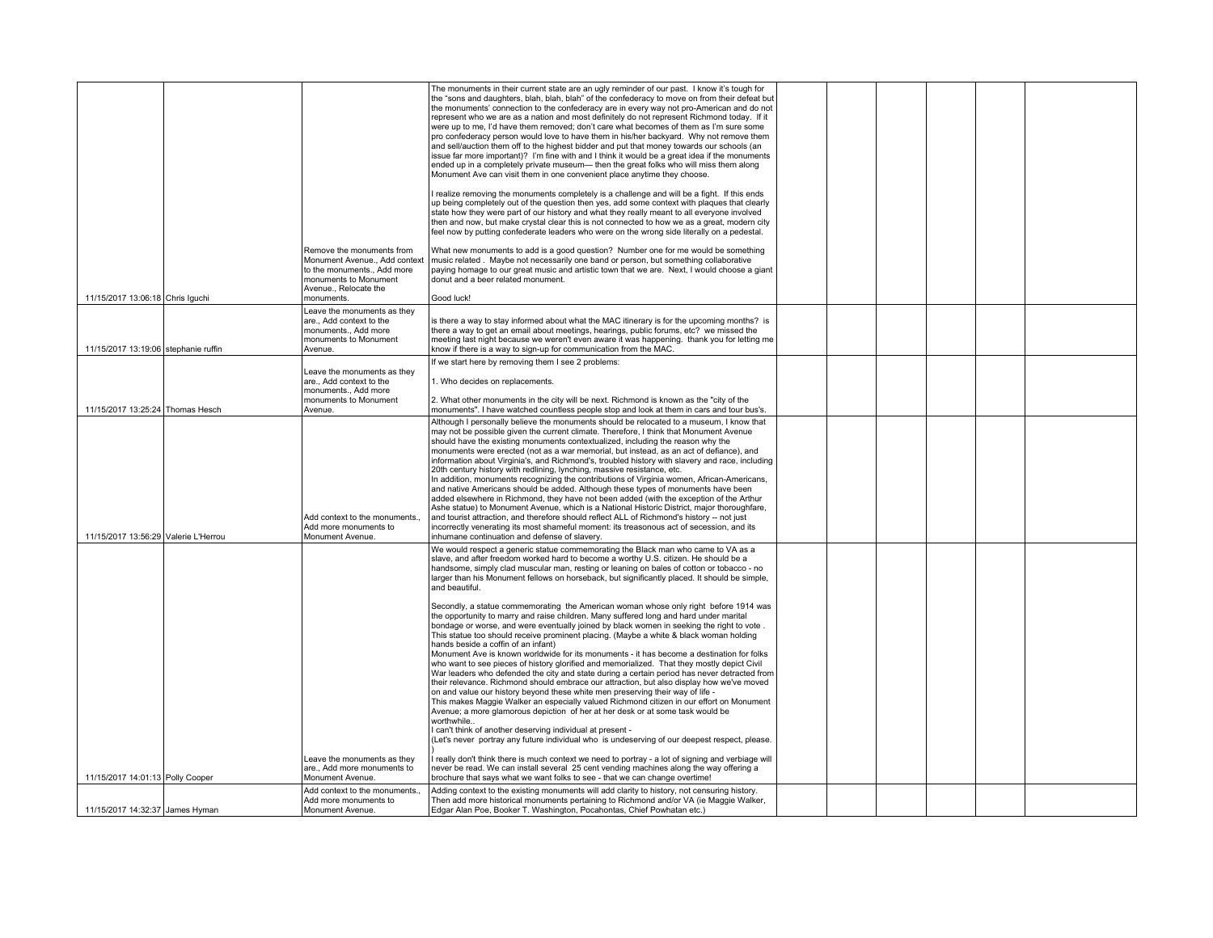| | | | | | | | | |
|---|---|---|---|---|---|---|---|---|
| 11/15/2017 13:06:18 | Chris Iguchi | Remove the monuments from Monument Avenue., Add context to the monuments., Add more monuments to Monument Avenue., Relocate the monuments. | The monuments in their current state are an ugly reminder of our past. I know it's tough for the "sons and daughters, blah, blah, blah" of the confederacy to move on from their defeat but the monuments' connection to the confederacy are in every way not pro-American and do not represent who we are as a nation and most definitely do not represent Richmond today. If it were up to me, I'd have them removed; don't care what becomes of them as I'm sure some pro confederacy person would love to have them in his/her backyard. Why not remove them and sell/auction them off to the highest bidder and put that money towards our schools (an issue far more important)? I'm fine with and I think it would be a great idea if the monuments ended up in a completely private museum— then the great folks who will miss them along Monument Ave can visit them in one convenient place anytime they choose.<br><br>I realize removing the monuments completely is a challenge and will be a fight. If this ends up being completely out of the question then yes, add some context with plaques that clearly state how they were part of our history and what they really meant to all everyone involved then and now, but make crystal clear this is not connected to how we as a great, modern city feel now by putting confederate leaders who were on the wrong side literally on a pedestal.<br><br>What new monuments to add is a good question? Number one for me would be something music related . Maybe not necessarily one band or person, but something collaborative paying homage to our great music and artistic town that we are. Next, I would choose a giant donut and a beer related monument.<br><br>Good luck! | | | | | |
| 11/15/2017 13:19:06 | stephanie ruffin | Leave the monuments as they are., Add context to the monuments., Add more monuments to Monument Avenue. | is there a way to stay informed about what the MAC itinerary is for the upcoming months? is there a way to get an email about meetings, hearings, public forums, etc? we missed the meeting last night because we weren't even aware it was happening. thank you for letting me know if there is a way to sign-up for communication from the MAC. | | | | | |
| 11/15/2017 13:25:24 | Thomas Hesch | Leave the monuments as they are., Add context to the monuments., Add more monuments to Monument Avenue. | If we start here by removing them I see 2 problems:<br><br>1. Who decides on replacements.<br><br>2. What other monuments in the city will be next. Richmond is known as the "city of the monuments". I have watched countless people stop and look at them in cars and tour bus's. | | | | | |
| 11/15/2017 13:56:29 | Valerie L'Herrou | Add context to the monuments., Add more monuments to Monument Avenue. | Although I personally believe the monuments should be relocated to a museum, I know that may not be possible given the current climate. Therefore, I think that Monument Avenue should have the existing monuments contextualized, including the reason why the monuments were erected (not as a war memorial, but instead, as an act of defiance), and information about Virginia's, and Richmond's, troubled history with slavery and race, including 20th century history with redlining, lynching, massive resistance, etc.<br>In addition, monuments recognizing the contributions of Virginia women, African-Americans, and native Americans should be added. Although these types of monuments have been added elsewhere in Richmond, they have not been added (with the exception of the Arthur Ashe statue) to Monument Avenue, which is a National Historic District, major thoroughfare, and tourist attraction, and therefore should reflect ALL of Richmond's history -- not just incorrectly venerating its most shameful moment: its treasonous act of secession, and its inhumane continuation and defense of slavery. | | | | | |
| 11/15/2017 14:01:13 | Polly Cooper | Leave the monuments as they are., Add more monuments to Monument Avenue. | We would respect a generic statue commemorating the Black man who came to VA as a slave, and after freedom worked hard to become a worthy U.S. citizen. He should be a handsome, simply clad muscular man, resting or leaning on bales of cotton or tobacco - no larger than his Monument fellows on horseback, but significantly placed. It should be simple, and beautiful.<br><br>Secondly, a statue commemorating the American woman whose only right before 1914 was the opportunity to marry and raise children. Many suffered long and hard under marital bondage or worse, and were eventually joined by black women in seeking the right to vote . This statue too should receive prominent placing. (Maybe a white & black woman holding hands beside a coffin of an infant)<br>Monument Ave is known worldwide for its monuments - it has become a destination for folks who want to see pieces of history glorified and memorialized. That they mostly depict Civil War leaders who defended the city and state during a certain period has never detracted from their relevance. Richmond should embrace our attraction, but also display how we've moved on and value our history beyond these white men preserving their way of life -<br>This makes Maggie Walker an especially valued Richmond citizen in our effort on Monument Avenue; a more glamorous depiction of her at her desk or at some task would be worthwhile..<br>I can't think of another deserving individual at present -<br>(Let's never portray any future individual who is undeserving of our deepest respect, please. )<br>I really don't think there is much context we need to portray - a lot of signing and verbiage will never be read. We can install several 25 cent vending machines along the way offering a brochure that says what we want folks to see - that we can change overtime! | | | | | |
| 11/15/2017 14:32:37 | James Hyman | Add context to the monuments., Add more monuments to Monument Avenue. | Adding context to the existing monuments will add clarity to history, not censuring history. Then add more historical monuments pertaining to Richmond and/or VA (ie Maggie Walker, Edgar Alan Poe, Booker T. Washington, Pocahontas, Chief Powhatan etc.) | | | | | |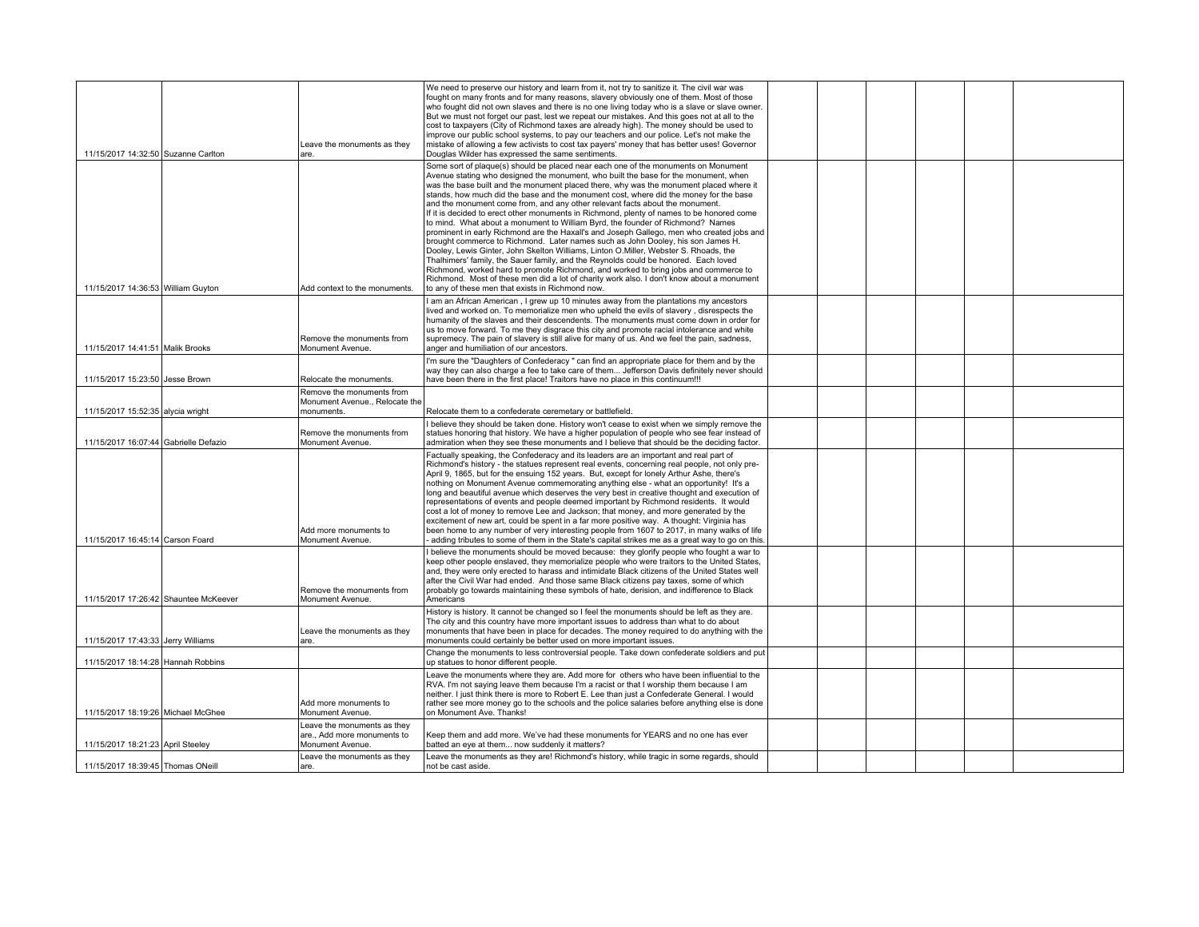| | | | | | | | | | |
|---|---|---|---|---|---|---|---|---|---|
| 11/15/2017 14:32:50 | Suzanne Carlton | Leave the monuments as they are. | We need to preserve our history and learn from it, not try to sanitize it. The civil war was fought on many fronts and for many reasons, slavery obviously one of them. Most of those who fought did not own slaves and there is no one living today who is a slave or slave owner. But we must not forget our past, lest we repeat our mistakes. And this goes not at all to the cost to taxpayers (City of Richmond taxes are already high). The money should be used to improve our public school systems, to pay our teachers and our police. Let's not make the mistake of allowing a few activists to cost tax payers' money that has better uses! Governor Douglas Wilder has expressed the same sentiments. | | | | | | |
| 11/15/2017 14:36:53 | William Guyton | Add context to the monuments. | Some sort of plaque(s) should be placed near each one of the monuments on Monument Avenue stating who designed the monument, who built the base for the monument, when was the base built and the monument placed there, why was the monument placed where it stands, how much did the base and the monument cost, where did the money for the base and the monument come from, and any other relevant facts about the monument. If it is decided to erect other monuments in Richmond, plenty of names to be honored come to mind. What about a monument to William Byrd, the founder of Richmond? Names prominent in early Richmond are the Haxall's and Joseph Gallego, men who created jobs and brought commerce to Richmond. Later names such as John Dooley, his son James H. Dooley, Lewis Ginter, John Skelton Williams, Linton O.Miller, Webster S. Rhoads, the Thalhimers' family, the Sauer family, and the Reynolds could be honored. Each loved Richmond, worked hard to promote Richmond, and worked to bring jobs and commerce to Richmond. Most of these men did a lot of charity work also. I don't know about a monument to any of these men that exists in Richmond now. | | | | | | |
| 11/15/2017 14:41:51 | Malik Brooks | Remove the monuments from Monument Avenue. | I am an African American , I grew up 10 minutes away from the plantations my ancestors lived and worked on. To memorialize men who upheld the evils of slavery , disrespects the humanity of the slaves and their descendents. The monuments must come down in order for us to move forward. To me they disgrace this city and promote racial intolerance and white supremecy. The pain of slavery is still alive for many of us. And we feel the pain, sadness, anger and humiliation of our ancestors. | | | | | | |
| 11/15/2017 15:23:50 | Jesse Brown | Relocate the monuments. | I'm sure the "Daughters of Confederacy " can find an appropriate place for them and by the way they can also charge a fee to take care of them... Jefferson Davis definitely never should have been there in the first place! Traitors have no place in this continuum!!! | | | | | | |
| 11/15/2017 15:52:35 | alycia wright | Remove the monuments from Monument Avenue., Relocate the monuments. | Relocate them to a confederate ceremetary or battlefield. | | | | | | |
| 11/15/2017 16:07:44 | Gabrielle Defazio | Remove the monuments from Monument Avenue. | I believe they should be taken done. History won't cease to exist when we simply remove the statues honoring that history. We have a higher population of people who see fear instead of admiration when they see these monuments and I believe that should be the deciding factor. | | | | | | |
| 11/15/2017 16:45:14 | Carson Foard | Add more monuments to Monument Avenue. | Factually speaking, the Confederacy and its leaders are an important and real part of Richmond's history - the statues represent real events, concerning real people, not only pre-April 9, 1865, but for the ensuing 152 years. But, except for lonely Arthur Ashe, there's nothing on Monument Avenue commemorating anything else - what an opportunity! It's a long and beautiful avenue which deserves the very best in creative thought and execution of representations of events and people deemed important by Richmond residents. It would cost a lot of money to remove Lee and Jackson; that money, and more generated by the excitement of new art, could be spent in a far more positive way. A thought: Virginia has been home to any number of very interesting people from 1607 to 2017, in many walks of life - adding tributes to some of them in the State's capital strikes me as a great way to go on this. | | | | | | |
| 11/15/2017 17:26:42 | Shauntee McKeever | Remove the monuments from Monument Avenue. | I believe the monuments should be moved because: they glorify people who fought a war to keep other people enslaved, they memorialize people who were traitors to the United States, and, they were only erected to harass and intimidate Black citizens of the United States well after the Civil War had ended. And those same Black citizens pay taxes, some of which probably go towards maintaining these symbols of hate, derision, and indifference to Black Americans | | | | | | |
| 11/15/2017 17:43:33 | Jerry Williams | Leave the monuments as they are. | History is history. It cannot be changed so I feel the monuments should be left as they are. The city and this country have more important issues to address than what to do about monuments that have been in place for decades. The money required to do anything with the monuments could certainly be better used on more important issues. | | | | | | |
| 11/15/2017 18:14:28 | Hannah Robbins | | Change the monuments to less controversial people. Take down confederate soldiers and put up statues to honor different people. | | | | | | |
| 11/15/2017 18:19:26 | Michael McGhee | Add more monuments to Monument Avenue. | Leave the monuments where they are. Add more for others who have been influential to the RVA. I'm not saying leave them because I'm a racist or that I worship them because I am neither. I just think there is more to Robert E. Lee than just a Confederate General. I would rather see more money go to the schools and the police salaries before anything else is done on Monument Ave. Thanks! | | | | | | |
| 11/15/2017 18:21:23 | April Steeley | Leave the monuments as they are., Add more monuments to Monument Avenue. | Keep them and add more. We've had these monuments for YEARS and no one has ever batted an eye at them... now suddenly it matters? | | | | | | |
| 11/15/2017 18:39:45 | Thomas ONeill | Leave the monuments as they are. | Leave the monuments as they are! Richmond's history, while tragic in some regards, should not be cast aside. | | | | | | |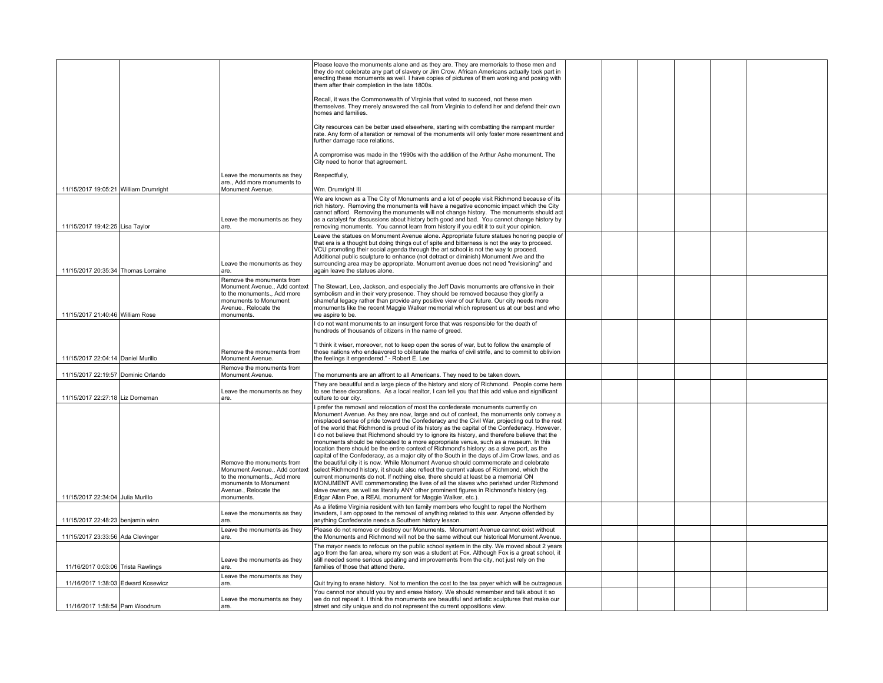| | | | | | | | | | |
|---|---|---|---|---|---|---|---|---|---|
| 11/15/2017 19:05:21 | William Drumright | Leave the monuments as they are., Add more monuments to Monument Avenue. | Please leave the monuments alone and as they are. They are memorials to these men and they do not celebrate any part of slavery or Jim Crow. African Americans actually took part in erecting these monuments as well. I have copies of pictures of them working and posing with them after their completion in the late 1800s.<br><br>Recall, it was the Commonwealth of Virginia that voted to succeed, not these men themselves. They merely answered the call from Virginia to defend her and defend their own homes and families.<br><br>City resources can be better used elsewhere, starting with combatting the rampant murder rate. Any form of alteration or removal of the monuments will only foster more resentment and further damage race relations.<br><br>A compromise was made in the 1990s with the addition of the Arthur Ashe monument. The City need to honor that agreement.<br><br>Respectfully,<br><br>Wm. Drumright III | | | | | | |
| 11/15/2017 19:42:25 | Lisa Taylor | Leave the monuments as they are. | We are known as a The City of Monuments and a lot of people visit Richmond because of its rich history. Removing the monuments will have a negative economic impact which the City cannot afford. Removing the monuments will not change history. The monuments should act as a catalyst for discussions about history both good and bad. You cannot change history by removing monuments. You cannot learn from history if you edit it to suit your opinion. | | | | | | |
| 11/15/2017 20:35:34 | Thomas Lorraine | Leave the monuments as they are. | Leave the statues on Monument Avenue alone. Appropriate future statues honoring people of that era is a thought but doing things out of spite and bitterness is not the way to proceed. VCU promoting their social agenda through the art school is not the way to proceed. Additional public sculpture to enhance (not detract or diminish) Monument Ave and the surrounding area may be appropriate. Monument avenue does not need "revisioning" and again leave the statues alone. | | | | | | |
| 11/15/2017 21:40:46 | William Rose | Remove the monuments from Monument Avenue., Add context to the monuments., Add more monuments to Monument Avenue., Relocate the monuments. | The Stewart, Lee, Jackson, and especially the Jeff Davis monuments are offensive in their symbolism and in their very presence. They should be removed because they glorify a shameful legacy rather than provide any positive view of our future. Our city needs more monuments like the recent Maggie Walker memorial which represent us at our best and who we aspire to be. | | | | | | |
| 11/15/2017 22:04:14 | Daniel Murillo | Remove the monuments from Monument Avenue. | I do not want monuments to an insurgent force that was responsible for the death of hundreds of thousands of citizens in the name of greed.<br><br>"I think it wiser, moreover, not to keep open the sores of war, but to follow the example of those nations who endeavored to obliterate the marks of civil strife, and to commit to oblivion the feelings it engendered." - Robert E. Lee | | | | | | |
| 11/15/2017 22:19:57 | Dominic Orlando | Remove the monuments from Monument Avenue. | The monuments are an affront to all Americans. They need to be taken down. | | | | | | |
| 11/15/2017 22:27:18 | Liz Dorneman | Leave the monuments as they are. | They are beautiful and a large piece of the history and story of Richmond. People come here to see these decorations. As a local realtor, I can tell you that this add value and significant culture to our city. | | | | | | |
| 11/15/2017 22:34:04 | Julia Murillo | Remove the monuments from Monument Avenue., Add context to the monuments., Add more monuments to Monument Avenue., Relocate the monuments. | I prefer the removal and relocation of most the confederate monuments currently on Monument Avenue. As they are now, large and out of context, the monuments only convey a misplaced sense of pride toward the Confederacy and the Civil War, projecting out to the rest of the world that Richmond is proud of its history as the capital of the Confederacy. However, I do not believe that Richmond should try to ignore its history, and therefore believe that the monuments should be relocated to a more appropriate venue, such as a museum. In this location there should be the entire context of Richmond's history: as a slave port, as the capital of the Confederacy, as a major city of the South in the days of Jim Crow laws, and as the beautiful city it is now. While Monument Avenue should commemorate and celebrate select Richmond history, it should also reflect the current values of Richmond, which the current monuments do not. If nothing else, there should at least be a memorial ON MONUMENT AVE commemorating the lives of all the slaves who perished under Richmond slave owners, as well as literally ANY other prominent figures in Richmond's history (eg. Edgar Allan Poe, a REAL monument for Maggie Walker, etc.). | | | | | | |
| 11/15/2017 22:48:23 | benjamin winn | Leave the monuments as they are. | As a lifetime Virginia resident with ten family members who fought to repel the Northern invaders, I am opposed to the removal of anything related to this war. Anyone offended by anything Confederate needs a Southern history lesson. | | | | | | |
| 11/15/2017 23:33:56 | Ada Clevinger | Leave the monuments as they are. | Please do not remove or destroy our Monuments. Monument Avenue cannot exist without the Monuments and Richmond will not be the same without our historical Monument Avenue. | | | | | | |
| 11/16/2017 0:03:06 | Trista Rawlings | Leave the monuments as they are. | The mayor needs to refocus on the public school system in the city. We moved about 2 years ago from the fan area, where my son was a student at Fox. Although Fox is a great school, it still needed some serious updating and improvements from the city, not just rely on the families of those that attend there. | | | | | | |
| 11/16/2017 1:38:03 | Edward Kosewicz | Leave the monuments as they are. | Quit trying to erase history. Not to mention the cost to the tax payer which will be outrageous | | | | | | |
| 11/16/2017 1:58:54 | Pam Woodrum | Leave the monuments as they are. | You cannot nor should you try and erase history. We should remember and talk about it so we do not repeat it. I think the monuments are beautiful and artistic sculptures that make our street and city unique and do not represent the current oppositions view. | | | | | | |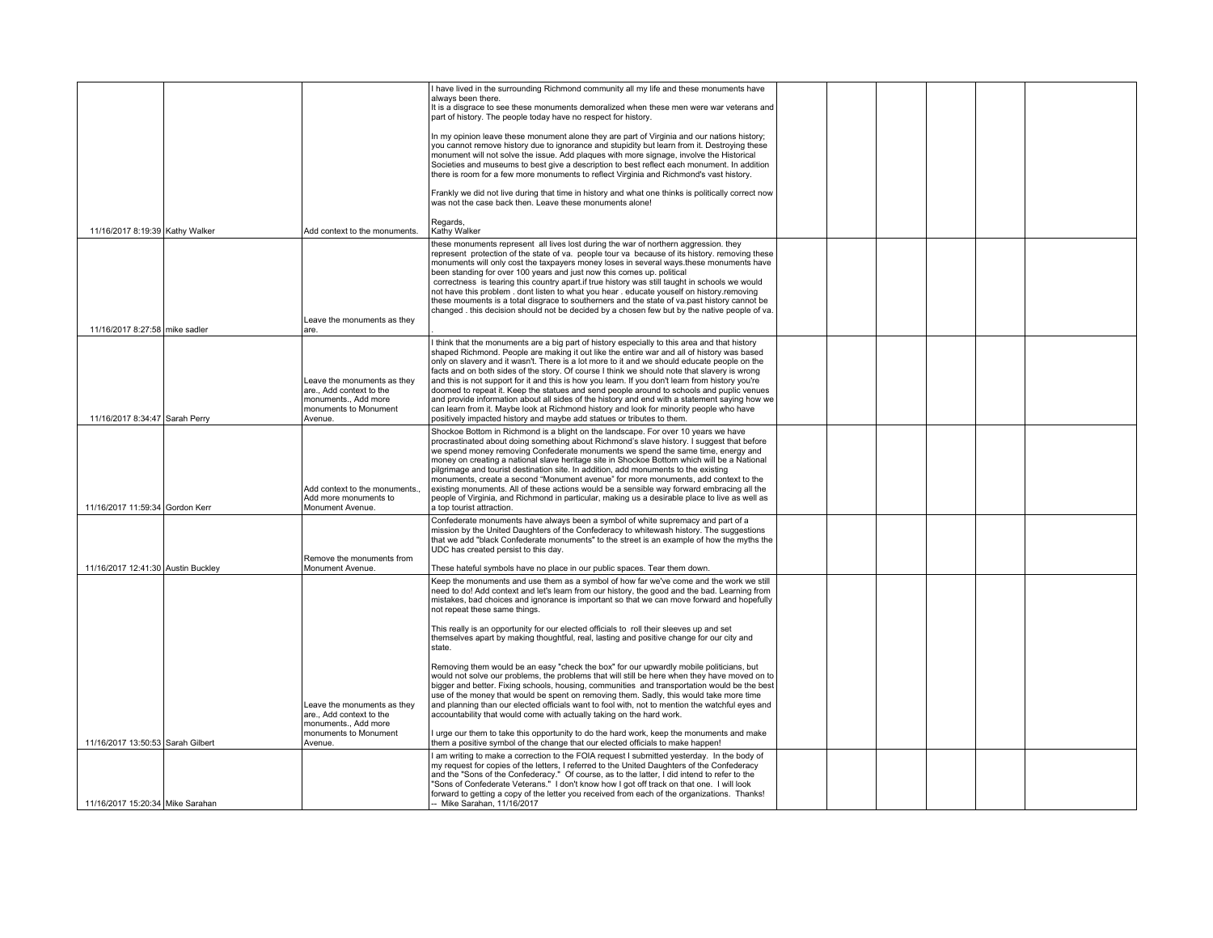| | | | | | | | | | |
|---|---|---|---|---|---|---|---|---|---|
| 11/16/2017 8:19:39 | Kathy Walker | Add context to the monuments. | I have lived in the surrounding Richmond community all my life and these monuments have always been there.<br>It is a disgrace to see these monuments demoralized when these men were war veterans and part of history. The people today have no respect for history.<br><br>In my opinion leave these monument alone they are part of Virginia and our nations history; you cannot remove history due to ignorance and stupidity but learn from it. Destroying these monument will not solve the issue. Add plaques with more signage, involve the Historical Societies and museums to best give a description to best reflect each monument. In addition there is room for a few more monuments to reflect Virginia and Richmond's vast history.<br><br>Frankly we did not live during that time in history and what one thinks is politically correct now was not the case back then. Leave these monuments alone!<br><br>Regards,<br>Kathy Walker | | | | | | |
| 11/16/2017 8:27:58 | mike sadler | Leave the monuments as they are. | these monuments represent all lives lost during the war of northern aggression. they represent protection of the state of va. people tour va because of its history. removing these monuments will only cost the taxpayers money loses in several ways.these monuments have been standing for over 100 years and just now this comes up. political correctness is tearing this country apart.if true history was still taught in schools we would not have this problem . dont listen to what you hear . educate youself on history.removing these mouments is a total disgrace to southerners and the state of va.past history cannot be changed . this decision should not be decided by a chosen few but by the native people of va.<br>. | | | | | | |
| 11/16/2017 8:34:47 | Sarah Perry | Leave the monuments as they are., Add context to the monuments., Add more monuments to Monument Avenue. | I think that the monuments are a big part of history especially to this area and that history shaped Richmond. People are making it out like the entire war and all of history was based only on slavery and it wasn't. There is a lot more to it and we should educate people on the facts and on both sides of the story. Of course I think we should note that slavery is wrong and this is not support for it and this is how you learn. If you don't learn from history you're doomed to repeat it. Keep the statues and send people around to schools and puplic venues and provide information about all sides of the history and end with a statement saying how we can learn from it. Maybe look at Richmond history and look for minority people who have positively impacted history and maybe add statues or tributes to them. | | | | | | |
| 11/16/2017 11:59:34 | Gordon Kerr | Add context to the monuments., Add more monuments to Monument Avenue. | Shockoe Bottom in Richmond is a blight on the landscape. For over 10 years we have procrastinated about doing something about Richmond's slave history. I suggest that before we spend money removing Confederate monuments we spend the same time, energy and money on creating a national slave heritage site in Shockoe Bottom which will be a National pilgrimage and tourist destination site. In addition, add monuments to the existing monuments, create a second "Monument avenue" for more monuments, add context to the existing monuments. All of these actions would be a sensible way forward embracing all the people of Virginia, and Richmond in particular, making us a desirable place to live as well as a top tourist attraction. | | | | | | |
| 11/16/2017 12:41:30 | Austin Buckley | Remove the monuments from Monument Avenue. | Confederate monuments have always been a symbol of white supremacy and part of a mission by the United Daughters of the Confederacy to whitewash history. The suggestions that we add "black Confederate monuments" to the street is an example of how the myths the UDC has created persist to this day.<br><br>These hateful symbols have no place in our public spaces. Tear them down. | | | | | | |
| 11/16/2017 13:50:53 | Sarah Gilbert | Leave the monuments as they are., Add context to the monuments., Add more monuments to Monument Avenue. | Keep the monuments and use them as a symbol of how far we've come and the work we still need to do! Add context and let's learn from our history, the good and the bad. Learning from mistakes, bad choices and ignorance is important so that we can move forward and hopefully not repeat these same things.<br><br>This really is an opportunity for our elected officials to roll their sleeves up and set themselves apart by making thoughtful, real, lasting and positive change for our city and state.<br><br>Removing them would be an easy "check the box" for our upwardly mobile politicians, but would not solve our problems, the problems that will still be here when they have moved on to bigger and better. Fixing schools, housing, communities and transportation would be the best use of the money that would be spent on removing them. Sadly, this would take more time and planning than our elected officials want to fool with, not to mention the watchful eyes and accountability that would come with actually taking on the hard work.<br><br>I urge our them to take this opportunity to do the hard work, keep the monuments and make them a positive symbol of the change that our elected officials to make happen! | | | | | | |
| 11/16/2017 15:20:34 | Mike Sarahan | | I am writing to make a correction to the FOIA request I submitted yesterday. In the body of my request for copies of the letters, I referred to the United Daughters of the Confederacy and the "Sons of the Confederacy." Of course, as to the latter, I did intend to refer to the "Sons of Confederate Veterans." I don't know how I got off track on that one. I will look forward to getting a copy of the letter you received from each of the organizations. Thanks!<br>-- Mike Sarahan, 11/16/2017 | | | | | | |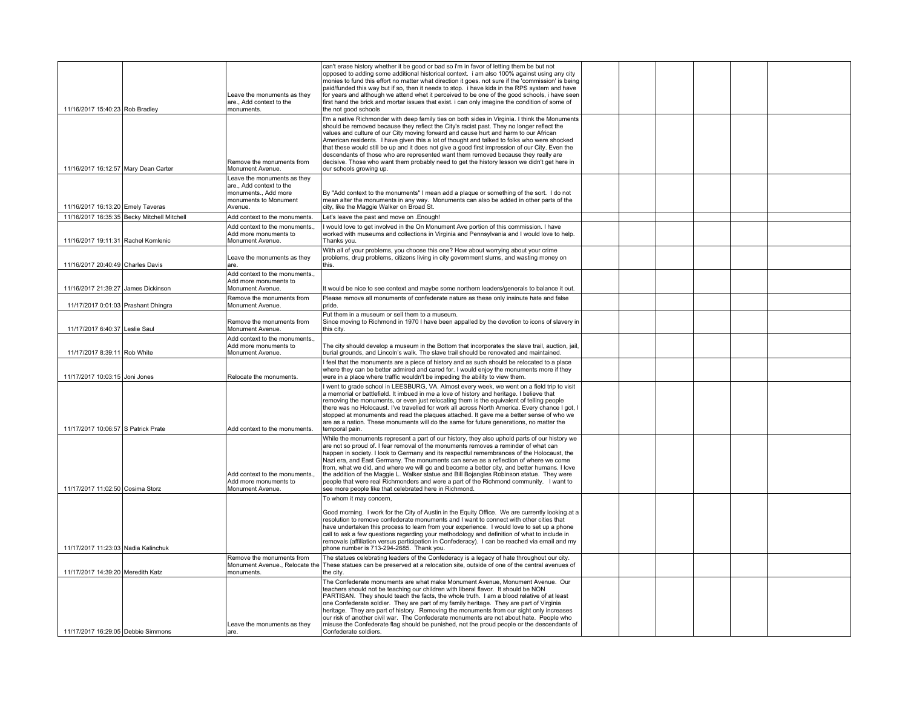| | | | | | | | | | | |
|---|---|---|---|---|---|---|---|---|---|---|
| 11/16/2017 15:40:23 | Rob Bradley | Leave the monuments as they are., Add context to the monuments. | can't erase history whether it be good or bad so i'm in favor of letting them be but not opposed to adding some additional historical context. i am also 100% against using any city monies to fund this effort no matter what direction it goes. not sure if the 'commission' is being paid/funded this way but if so, then it needs to stop. i have kids in the RPS system and have for years and although we attend whet it perceived to be one of the good schools, i have seen first hand the brick and mortar issues that exist. i can only imagine the condition of some of the not good schools | | | | | | |
| 11/16/2017 16:12:57 | Mary Dean Carter | Remove the monuments from Monument Avenue. | I'm a native Richmonder with deep family ties on both sides in Virginia. I think the Monuments should be removed because they reflect the City's racist past. They no longer reflect the values and culture of our City moving forward and cause hurt and harm to our African American residents. I have given this a lot of thought and talked to folks who were shocked that these would still be up and it does not give a good first impression of our City. Even the descendants of those who are represented want them removed because they really are decisive. Those who want them probably need to get the history lesson we didn't get here in our schools growing up. | | | | | | |
| 11/16/2017 16:13:20 | Emely Taveras | Leave the monuments as they are., Add context to the monuments., Add more monuments to Monument Avenue. | By "Add context to the monuments" I mean add a plaque or something of the sort. I do not mean alter the monuments in any way. Monuments can also be added in other parts of the city, like the Maggie Walker on Broad St. | | | | | | |
| 11/16/2017 16:35:35 | Becky Mitchell Mitchell | Add context to the monuments. | Let's leave the past and move on .Enough! | | | | | | |
| 11/16/2017 19:11:31 | Rachel Komlenic | Add context to the monuments., Add more monuments to Monument Avenue. | I would love to get involved in the On Monument Ave portion of this commission. I have worked with museums and collections in Virginia and Pennsylvania and I would love to help. Thanks you. | | | | | | |
| 11/16/2017 20:40:49 | Charles Davis | Leave the monuments as they are. | With all of your problems, you choose this one? How about worrying about your crime problems, drug problems, citizens living in city government slums, and wasting money on this. | | | | | | |
| 11/16/2017 21:39:27 | James Dickinson | Add context to the monuments., Add more monuments to Monument Avenue. | It would be nice to see context and maybe some northern leaders/generals to balance it out. | | | | | | |
| 11/17/2017 0:01:03 | Prashant Dhingra | Remove the monuments from Monument Avenue. | Please remove all monuments of confederate nature as these only insinute hate and false pride. | | | | | | |
| 11/17/2017 6:40:37 | Leslie Saul | Remove the monuments from Monument Avenue. | Put them in a museum or sell them to a museum.<br>Since moving to Richmond in 1970 I have been appalled by the devotion to icons of slavery in this city. | | | | | | |
| 11/17/2017 8:39:11 | Rob White | Add context to the monuments., Add more monuments to Monument Avenue. | The city should develop a museum in the Bottom that incorporates the slave trail, auction, jail, burial grounds, and Lincoln's walk. The slave trail should be renovated and maintained. | | | | | | |
| 11/17/2017 10:03:15 | Joni Jones | Relocate the monuments. | I feel that the monuments are a piece of history and as such should be relocated to a place where they can be better admired and cared for. I would enjoy the monuments more if they were in a place where traffic wouldn't be impeding the ability to view them. | | | | | | |
| 11/17/2017 10:06:57 | S Patrick Prate | Add context to the monuments. | I went to grade school in LEESBURG, VA. Almost every week, we went on a field trip to visit a memorial or battlefield. It imbued in me a love of history and heritage. I believe that removing the monuments, or even just relocating them is the equivalent of telling people there was no Holocaust. I've travelled for work all across North America. Every chance I got, I stopped at monuments and read the plaques attached. It gave me a better sense of who we are as a nation. These monuments will do the same for future generations, no matter the temporal pain. | | | | | | |
| 11/17/2017 11:02:50 | Cosima Storz | Add context to the monuments., Add more monuments to Monument Avenue. | While the monuments represent a part of our history, they also uphold parts of our history we are not so proud of. I fear removal of the monuments removes a reminder of what can happen in society. I look to Germany and its respectful remembrances of the Holocaust, the Nazi era, and East Germany. The monuments can serve as a reflection of where we come from, what we did, and where we will go and become a better city, and better humans. I love the addition of the Maggie L. Walker statue and Bill Bojangles Robinson statue. They were people that were real Richmonders and were a part of the Richmond community. I want to see more people like that celebrated here in Richmond. | | | | | | |
| 11/17/2017 11:23:03 | Nadia Kalinchuk | | To whom it may concern,<br><br>Good morning. I work for the City of Austin in the Equity Office. We are currently looking at a resolution to remove confederate monuments and I want to connect with other cities that have undertaken this process to learn from your experience. I would love to set up a phone call to ask a few questions regarding your methodology and definition of what to include in removals (affiliation versus participation in Confederacy). I can be reached via email and my phone number is 713-294-2685. Thank you. | | | | | | |
| 11/17/2017 14:39:20 | Meredith Katz | Remove the monuments from Monument Avenue., Relocate the monuments. | The statues celebrating leaders of the Confederacy is a legacy of hate throughout our city. These statues can be preserved at a relocation site, outside of one of the central avenues of the city. | | | | | | |
| 11/17/2017 16:29:05 | Debbie Simmons | Leave the monuments as they are. | The Confederate monuments are what make Monument Avenue, Monument Avenue. Our teachers should not be teaching our children with liberal flavor. It should be NON PARTISAN. They should teach the facts, the whole truth. I am a blood relative of at least one Confederate soldier. They are part of my family heritage. They are part of Virginia heritage. They are part of history. Removing the monuments from our sight only increases our risk of another civil war. The Confederate monuments are not about hate. People who misuse the Confederate flag should be punished, not the proud people or the descendants of Confederate soldiers. | | | | | | |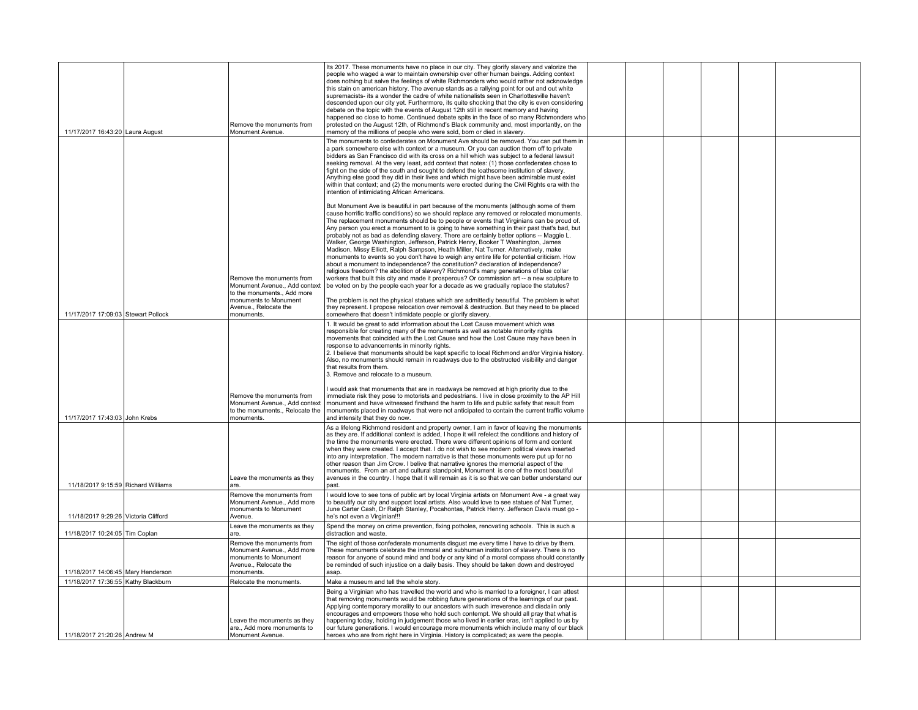| | | | | | | | | | |
|---|---|---|---|---|---|---|---|---|---|
| 11/17/2017 16:43:20 | Laura August | Remove the monuments from Monument Avenue. | Its 2017. These monuments have no place in our city. They glorify slavery and valorize the people who waged a war to maintain ownership over other human beings. Adding context does nothing but salve the feelings of white Richmonders who would rather not acknowledge this stain on american history. The avenue stands as a rallying point for out and out white supremacists- its a wonder the cadre of white nationalists seen in Charlottesville haven't descended upon our city yet. Furthermore, its quite shocking that the city is even considering debate on the topic with the events of August 12th still in recent memory and having happened so close to home. Continued debate spits in the face of so many Richmonders who protested on the August 12th, of Richmond's Black community and, most importantly, on the memory of the millions of people who were sold, born or died in slavery. | | | | | | |
| 11/17/2017 17:09:03 | Stewart Pollock | Remove the monuments from Monument Avenue., Add context to the monuments., Add more monuments to Monument Avenue., Relocate the monuments. | The monuments to confederates on Monument Ave should be removed. You can put them in a park somewhere else with context or a museum. Or you can auction them off to private bidders as San Francisco did with its cross on a hill which was subject to a federal lawsuit seeking removal. At the very least, add context that notes: (1) those confederates chose to fight on the side of the south and sought to defend the loathsome institution of slavery. Anything else good they did in their lives and which might have been admirable must exist within that context; and (2) the monuments were erected during the Civil Rights era with the intention of intimidating African Americans.<br><br>But Monument Ave is beautiful in part because of the monuments (although some of them cause horrific traffic conditions) so we should replace any removed or relocated monuments. The replacement monuments should be to people or events that Virginians can be proud of. Any person you erect a monument to is going to have something in their past that's bad, but probably not as bad as defending slavery. There are certainly better options -- Maggie L. Walker, George Washington, Jefferson, Patrick Henry, Booker T Washington, James Madison, Missy Elliott, Ralph Sampson, Heath Miller, Nat Turner. Alternatively, make monuments to events so you don't have to weigh any entire life for potential criticism. How about a monument to independence? the constitution? declaration of independence? religious freedom? the abolition of slavery? Richmond's many generations of blue collar workers that built this city and made it prosperous? Or commission art -- a new sculpture to be voted on by the people each year for a decade as we gradually replace the statutes?<br><br>The problem is not the physical statues which are admittedly beautiful. The problem is what they represent. I propose relocation over removal & destruction. But they need to be placed somewhere that doesn't intimidate people or glorify slavery. | | | | | | |
| 11/17/2017 17:43:03 | John Krebs | Remove the monuments from Monument Avenue., Add context to the monuments., Relocate the monuments. | 1. It would be great to add information about the Lost Cause movement which was responsible for creating many of the monuments as well as notable minority rights movements that coincided with the Lost Cause and how the Lost Cause may have been in response to advancements in minority rights.<br>2. I believe that monuments should be kept specific to local Richmond and/or Virginia history. Also, no monuments should remain in roadways due to the obstructed visibility and danger that results from them.<br>3. Remove and relocate to a museum.<br><br>I would ask that monuments that are in roadways be removed at high priority due to the immediate risk they pose to motorists and pedestrians. I live in close proximity to the AP Hill monument and have witnessed firsthand the harm to life and public safety that result from monuments placed in roadways that were not anticipated to contain the current traffic volume and intensity that they do now. | | | | | | |
| 11/18/2017 9:15:59 | Richard Williams | Leave the monuments as they are. | As a lifelong Richmond resident and property owner, I am in favor of leaving the monuments as they are. If additional context is added, I hope it will refelect the conditions and history of the time the monuments were erected. There were different opinions of form and content when they were created. I accept that. I do not wish to see modern political views inserted into any interpretation. The modern narrative is that these monuments were put up for no other reason than Jim Crow. I belive that narrative ignores the memorial aspect of the monuments. From an art and cultural standpoint, Monument is one of the most beautiful avenues in the country. I hope that it will remain as it is so that we can better understand our past. | | | | | | |
| 11/18/2017 9:29:26 | Victoria Clifford | Remove the monuments from Monument Avenue., Add more monuments to Monument Avenue. | I would love to see tons of public art by local Virginia artists on Monument Ave - a great way to beautify our city and support local artists. Also would love to see statues of Nat Turner, June Carter Cash, Dr Ralph Stanley, Pocahontas, Patrick Henry. Jefferson Davis must go - he's not even a Virginian!!! | | | | | | |
| 11/18/2017 10:24:05 | Tim Coplan | Leave the monuments as they are. | Spend the money on crime prevention, fixing potholes, renovating schools. This is such a distraction and waste. | | | | | | |
| 11/18/2017 14:06:45 | Mary Henderson | Remove the monuments from Monument Avenue., Add more monuments to Monument Avenue., Relocate the monuments. | The sight of those confederate monuments disgust me every time I have to drive by them. These monuments celebrate the immoral and subhuman institution of slavery. There is no reason for anyone of sound mind and body or any kind of a moral compass should constantly be reminded of such injustice on a daily basis. They should be taken down and destroyed asap. | | | | | | |
| 11/18/2017 17:36:55 | Kathy Blackburn | Relocate the monuments. | Make a museum and tell the whole story. | | | | | | |
| 11/18/2017 21:20:26 | Andrew M | Leave the monuments as they are., Add more monuments to Monument Avenue. | Being a Virginian who has travelled the world and who is married to a foreigner, I can attest that removing monuments would be robbing future generations of the learnings of our past. Applying contemporary morality to our ancestors with such irreverence and disdaiin only encourages and empowers those who hold such contempt. We should all pray that what is happening today, holding in judgement those who lived in earlier eras, isn't applied to us by our future generations. I would encourage more monuments which include many of our black heroes who are from right here in Virginia. History is complicated; as were the people. | | | | | | |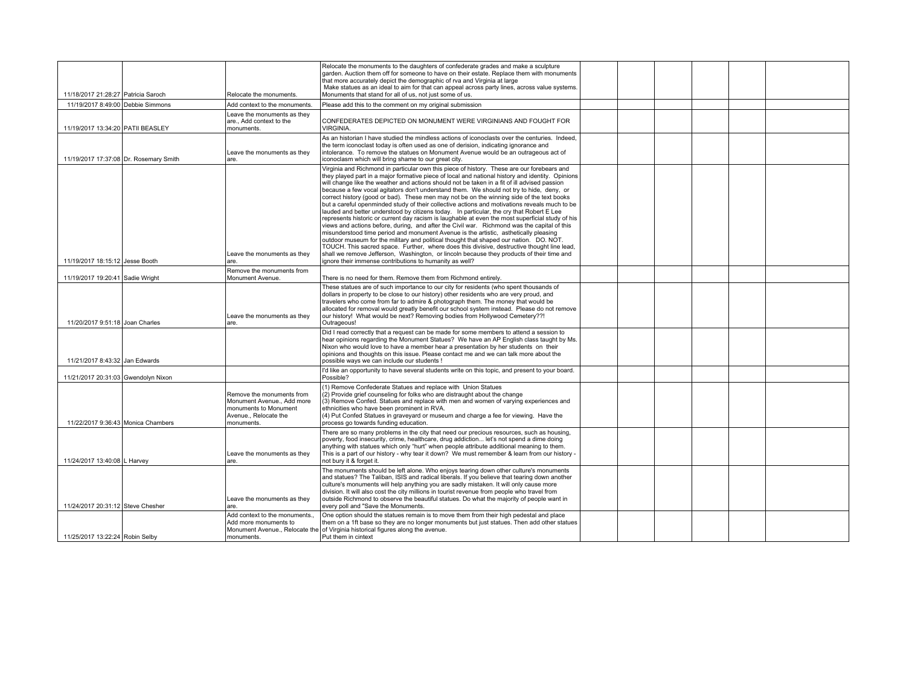| | | | | | | | | | |
|---|---|---|---|---|---|---|---|---|---|
| 11/18/2017 21:28:27 | Patricia Saroch | Relocate the monuments. | Relocate the monuments to the daughters of confederate grades and make a sculpture garden. Auction them off for someone to have on their estate. Replace them with monuments that more accurately depict the demographic of rva and Virginia at large<br>Make statues as an ideal to aim for that can appeal across party lines, across value systems. Monuments that stand for all of us, not just some of us. | | | | | | |
| 11/19/2017 8:49:00 | Debbie Simmons | Add context to the monuments. | Please add this to the comment on my original submission | | | | | | |
| 11/19/2017 13:34:20 | PATII BEASLEY | Leave the monuments as they are., Add context to the monuments. | CONFEDERATES DEPICTED ON MONUMENT WERE VIRGINIANS AND FOUGHT FOR VIRGINIA. | | | | | | |
| 11/19/2017 17:37:08 | Dr. Rosemary Smith | Leave the monuments as they are. | As an historian I have studied the mindless actions of iconoclasts over the centuries. Indeed, the term iconoclast today is often used as one of derision, indicating ignorance and intolerance. To remove the statues on Monument Avenue would be an outrageous act of iconoclasm which will bring shame to our great city. | | | | | | |
| 11/19/2017 18:15:12 | Jesse Booth | Leave the monuments as they are. | Virginia and Richmond in particular own this piece of history. These are our forebears and they played part in a major formative piece of local and national history and identity. Opinions will change like the weather and actions should not be taken in a fit of ill advised passion because a few vocal agitators don't understand them. We should not try to hide, deny, or correct history (good or bad). These men may not be on the winning side of the text books but a careful openminded study of their collective actions and motivations reveals much to be lauded and better understood by citizens today. In particular, the cry that Robert E Lee represents historic or current day racism is laughable at even the most superficial study of his views and actions before, during, and after the Civil war. Richmond was the capital of this misunderstood time period and monument Avenue is the artistic, asthetically pleasing outdoor museum for the military and political thought that shaped our nation. DO. NOT. TOUCH. This sacred space. Further, where does this divisive, destructive thought line lead, shall we remove Jefferson, Washington, or lincoln because they products of their time and ignore their immense contributions to humanity as well? | | | | | | |
| 11/19/2017 19:20:41 | Sadie Wright | Remove the monuments from Monument Avenue. | There is no need for them. Remove them from Richmond entirely. | | | | | | |
| 11/20/2017 9:51:18 | Joan Charles | Leave the monuments as they are. | These statues are of such importance to our city for residents (who spent thousands of dollars in property to be close to our history) other residents who are very proud, and travelers who come from far to admire & photograph them. The money that would be allocated for removal would greatly benefit our school system instead. Please do not remove our history! What would be next? Removing bodies from Hollywood Cemetery??! Outrageous! | | | | | | |
| 11/21/2017 8:43:32 | Jan Edwards | | Did I read correctly that a request can be made for some members to attend a session to hear opinions regarding the Monument Statues? We have an AP English class taught by Ms. Nixon who would love to have a member hear a presentation by her students on their opinions and thoughts on this issue. Please contact me and we can talk more about the possible ways we can include our students ! | | | | | | |
| 11/21/2017 20:31:03 | Gwendolyn Nixon | | I'd like an opportunity to have several students write on this topic, and present to your board. Possible? | | | | | | |
| 11/22/2017 9:36:43 | Monica Chambers | Remove the monuments from Monument Avenue., Add more monuments to Monument Avenue., Relocate the monuments. | (1) Remove Confederate Statues and replace with Union Statues<br>(2) Provide grief counseling for folks who are distraught about the change<br>(3) Remove Confed. Statues and replace with men and women of varying experiences and ethnicities who have been prominent in RVA.<br>(4) Put Confed Statues in graveyard or museum and charge a fee for viewing. Have the process go towards funding education. | | | | | | |
| 11/24/2017 13:40:08 | L Harvey | Leave the monuments as they are. | There are so many problems in the city that need our precious resources, such as housing, poverty, food insecurity, crime, healthcare, drug addiction... let's not spend a dime doing anything with statues which only "hurt" when people attribute additional meaning to them. This is a part of our history - why tear it down? We must remember & learn from our history - not bury it & forget it. | | | | | | |
| 11/24/2017 20:31:12 | Steve Chesher | Leave the monuments as they are. | The monuments should be left alone. Who enjoys tearing down other culture's monuments and statues? The Taliban, ISIS and radical liberals. If you believe that tearing down another culture's monuments will help anything you are sadly mistaken. It will only cause more division. It will also cost the city millions in tourist revenue from people who travel from outside Richmond to observe the beautiful statues. Do what the majority of people want in every poll and "Save the Monuments. | | | | | | |
| 11/25/2017 13:22:24 | Robin Selby | Add context to the monuments., Add more monuments to Monument Avenue., Relocate the monuments. | One option should the statues remain is to move them from their high pedestal and place them on a 1ft base so they are no longer monuments but just statues. Then add other statues of Virginia historical figures along the avenue.<br>Put them in cintext | | | | | | |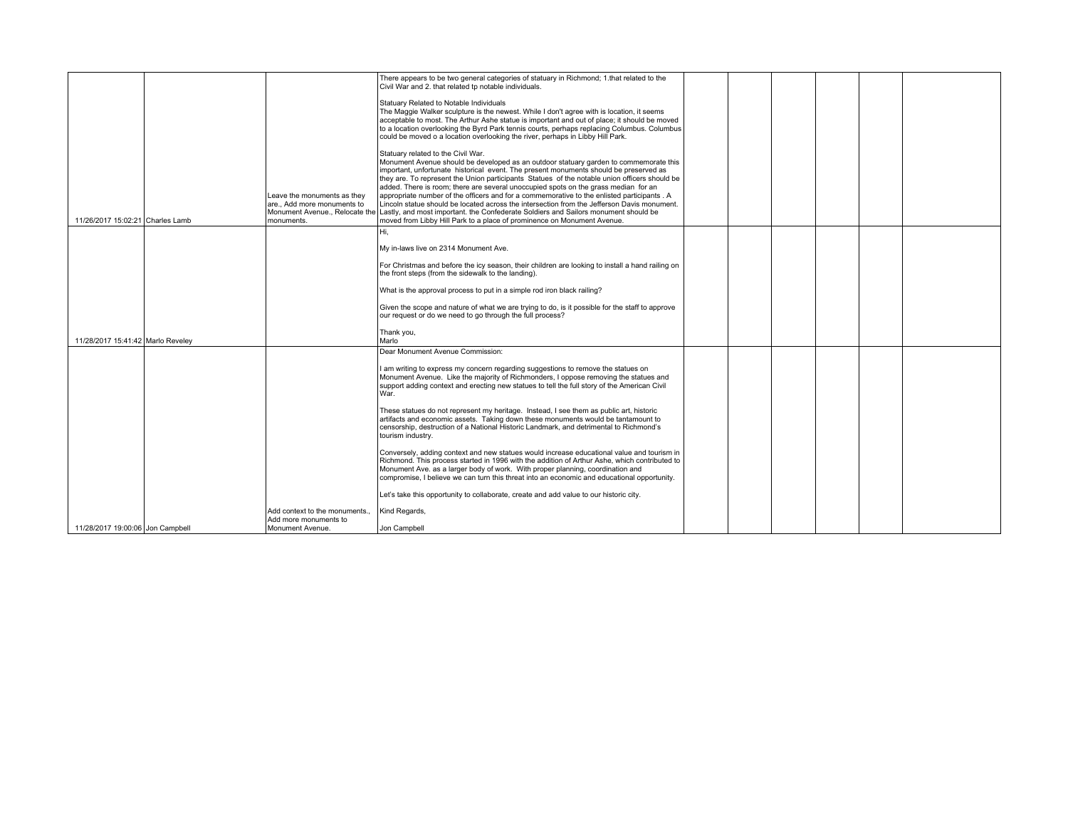| | | | | | | | | | | |
|---|---|---|---|---|---|---|---|---|---|---|
| 11/26/2017 15:02:21 | Charles Lamb | Leave the monuments as they are., Add more monuments to Monument Avenue., Relocate the monuments. | There appears to be two general categories of statuary in Richmond; 1.that related to the Civil War and 2. that related tp notable individuals.<br><br>Statuary Related to Notable Individuals<br>The Maggie Walker sculpture is the newest. While I don't agree with is location, it seems acceptable to most. The Arthur Ashe statue is important and out of place; it should be moved to a location overlooking the Byrd Park tennis courts, perhaps replacing Columbus. Columbus could be moved o a location overlooking the river, perhaps in Libby Hill Park.<br><br>Statuary related to the Civil War.<br>Monument Avenue should be developed as an outdoor statuary garden to commemorate this important, unfortunate historical event. The present monuments should be preserved as they are. To represent the Union participants Statues of the notable union officers should be added. There is room; there are several unoccupied spots on the grass median for an appropriate number of the officers and for a commemorative to the enlisted participants . A Lincoln statue should be located across the intersection from the Jefferson Davis monument. Lastly, and most important. the Confederate Soldiers and Sailors monument should be moved from Libby Hill Park to a place of prominence on Monument Avenue. | | | | | | |
| 11/28/2017 15:41:42 | Marlo Reveley | | Hi,<br><br>My in-laws live on 2314 Monument Ave.<br><br>For Christmas and before the icy season, their children are looking to install a hand railing on the front steps (from the sidewalk to the landing).<br><br>What is the approval process to put in a simple rod iron black railing?<br><br>Given the scope and nature of what we are trying to do, is it possible for the staff to approve our request or do we need to go through the full process?<br><br>Thank you,<br>Marlo | | | | | | |
| 11/28/2017 19:00:06 | Jon Campbell | Add context to the monuments., Add more monuments to Monument Avenue. | Dear Monument Avenue Commission:<br><br>I am writing to express my concern regarding suggestions to remove the statues on Monument Avenue. Like the majority of Richmonders, I oppose removing the statues and support adding context and erecting new statues to tell the full story of the American Civil War.<br><br>These statues do not represent my heritage. Instead, I see them as public art, historic artifacts and economic assets. Taking down these monuments would be tantamount to censorship, destruction of a National Historic Landmark, and detrimental to Richmond's tourism industry.<br><br>Conversely, adding context and new statues would increase educational value and tourism in Richmond. This process started in 1996 with the addition of Arthur Ashe, which contributed to Monument Ave. as a larger body of work. With proper planning, coordination and compromise, I believe we can turn this threat into an economic and educational opportunity.<br><br>Let's take this opportunity to collaborate, create and add value to our historic city.<br><br>Kind Regards,<br><br>Jon Campbell | | | | | | |